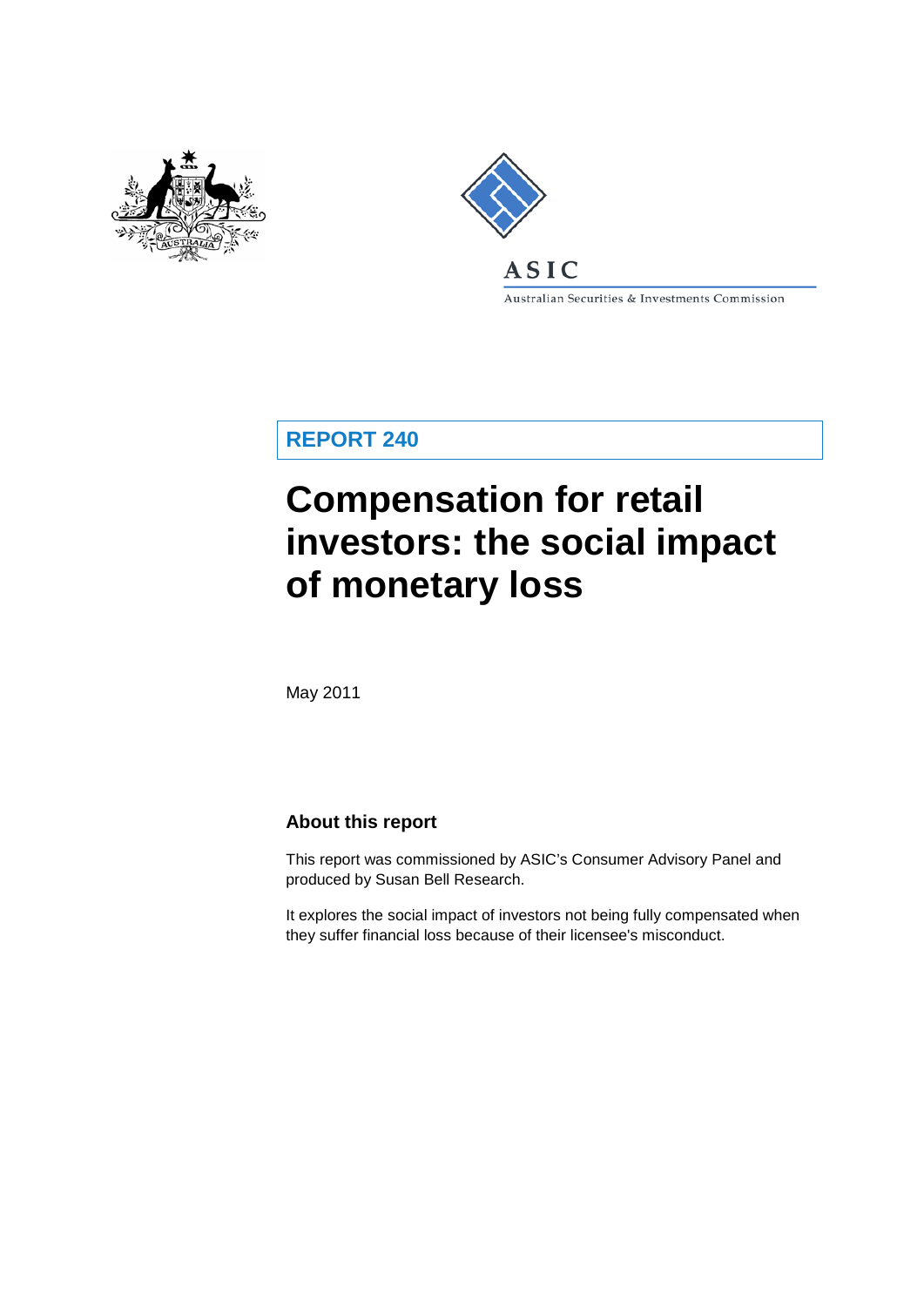ASIC

Australian Securities & Investments Commission

**REPORT 240**

# Compensation for retail investors: the social impact of monetary loss

May 2011

## About this report

This report was commissioned by ASIC's Consumer Advisory Panel and produced by Susan Bell Research.

It explores the social impact of investors not being fully compensated when they suffer financial loss because of their licensee's misconduct.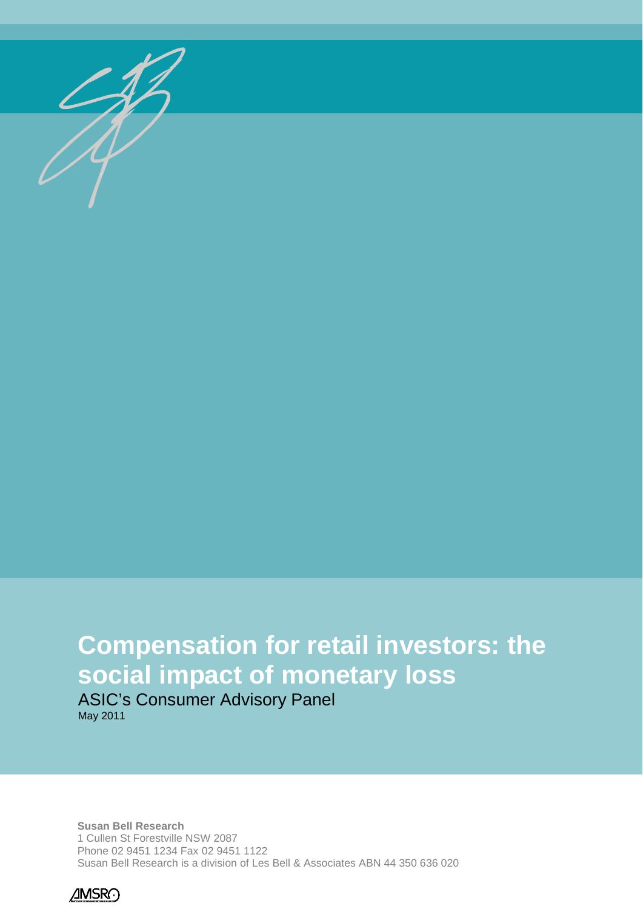# Compensation for retail investors: the social impact of monetary loss

ASIC's Consumer Advisory Panel

May 2011

**Susan Bell Research**
1 Cullen St Forestville NSW 2087
Phone 02 9451 1234 Fax 02 9451 1122
Susan Bell Research is a division of Les Bell & Associates ABN 44 350 636 020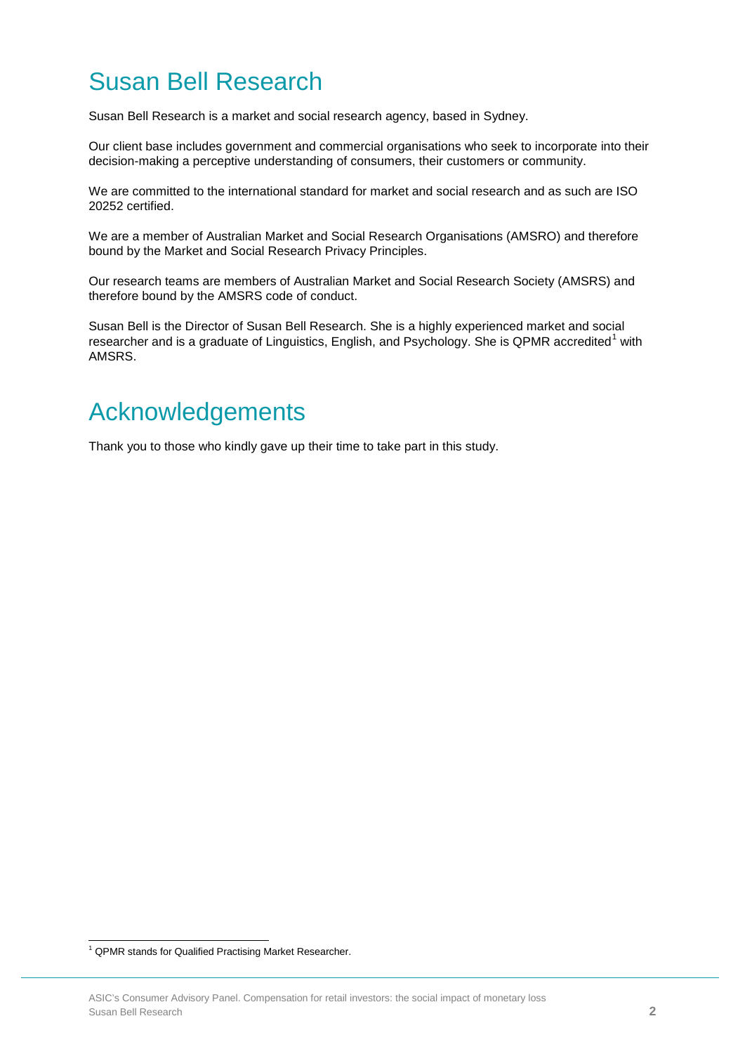# Susan Bell Research

Susan Bell Research is a market and social research agency, based in Sydney.

Our client base includes government and commercial organisations who seek to incorporate into their decision-making a perceptive understanding of consumers, their customers or community.

We are committed to the international standard for market and social research and as such are ISO 20252 certified.

We are a member of Australian Market and Social Research Organisations (AMSRO) and therefore bound by the Market and Social Research Privacy Principles.

Our research teams are members of Australian Market and Social Research Society (AMSRS) and therefore bound by the AMSRS code of conduct.

Susan Bell is the Director of Susan Bell Research. She is a highly experienced market and social researcher and is a graduate of Linguistics, English, and Psychology. She is QPMR accredited[1] with AMSRS.

# Acknowledgements

Thank you to those who kindly gave up their time to take part in this study.

[1] QPMR stands for Qualified Practising Market Researcher.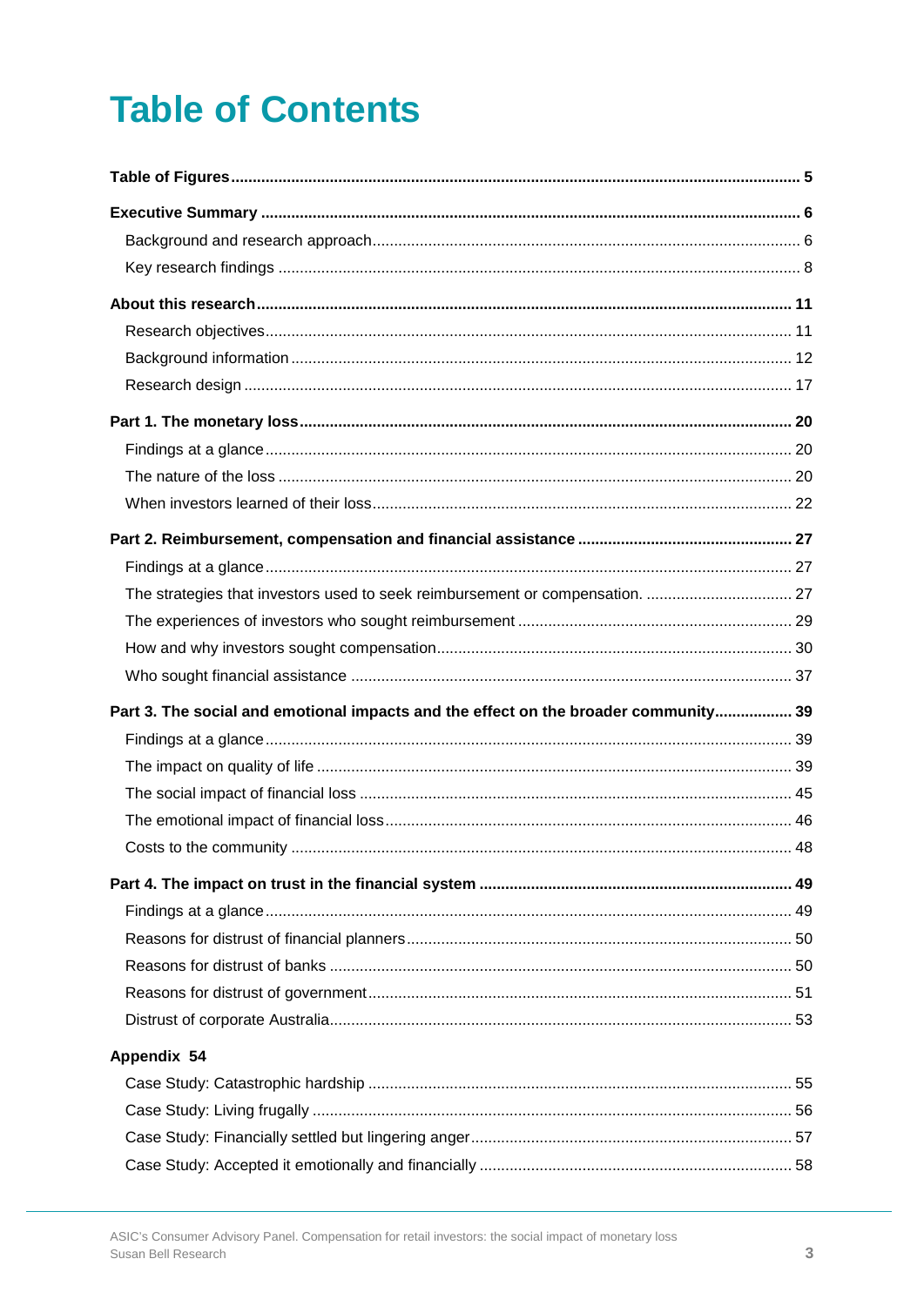# Table of Contents

**Table of Figures** ........ **5**

**Executive Summary** ........ **6**

- Background and research approach ........ 6
- Key research findings ........ 8

**About this research** ........ **11**

- Research objectives ........ 11
- Background information ........ 12
- Research design ........ 17

**Part 1. The monetary loss** ........ **20**

- Findings at a glance ........ 20
- The nature of the loss ........ 20
- When investors learned of their loss ........ 22

**Part 2. Reimbursement, compensation and financial assistance** ........ **27**

- Findings at a glance ........ 27
- The strategies that investors used to seek reimbursement or compensation. ........ 27
- The experiences of investors who sought reimbursement ........ 29
- How and why investors sought compensation ........ 30
- Who sought financial assistance ........ 37

**Part 3. The social and emotional impacts and the effect on the broader community** ........ **39**

- Findings at a glance ........ 39
- The impact on quality of life ........ 39
- The social impact of financial loss ........ 45
- The emotional impact of financial loss ........ 46
- Costs to the community ........ 48

**Part 4. The impact on trust in the financial system** ........ **49**

- Findings at a glance ........ 49
- Reasons for distrust of financial planners ........ 50
- Reasons for distrust of banks ........ 50
- Reasons for distrust of government ........ 51
- Distrust of corporate Australia ........ 53

**Appendix 54**

- Case Study: Catastrophic hardship ........ 55
- Case Study: Living frugally ........ 56
- Case Study: Financially settled but lingering anger ........ 57
- Case Study: Accepted it emotionally and financially ........ 58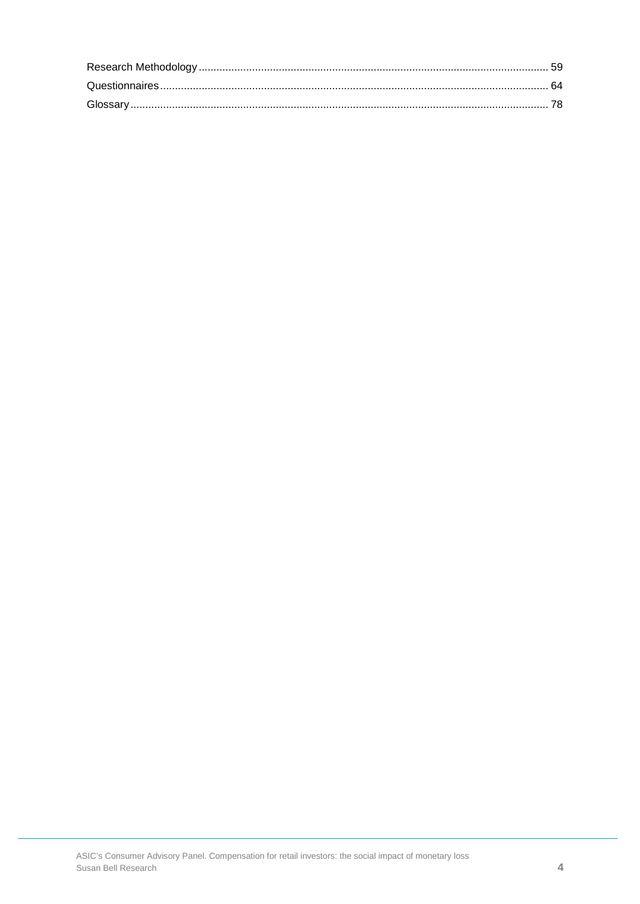Research Methodology ..................................................................................................................... 59

Questionnaires .................................................................................................................................. 64

Glossary ............................................................................................................................................ 78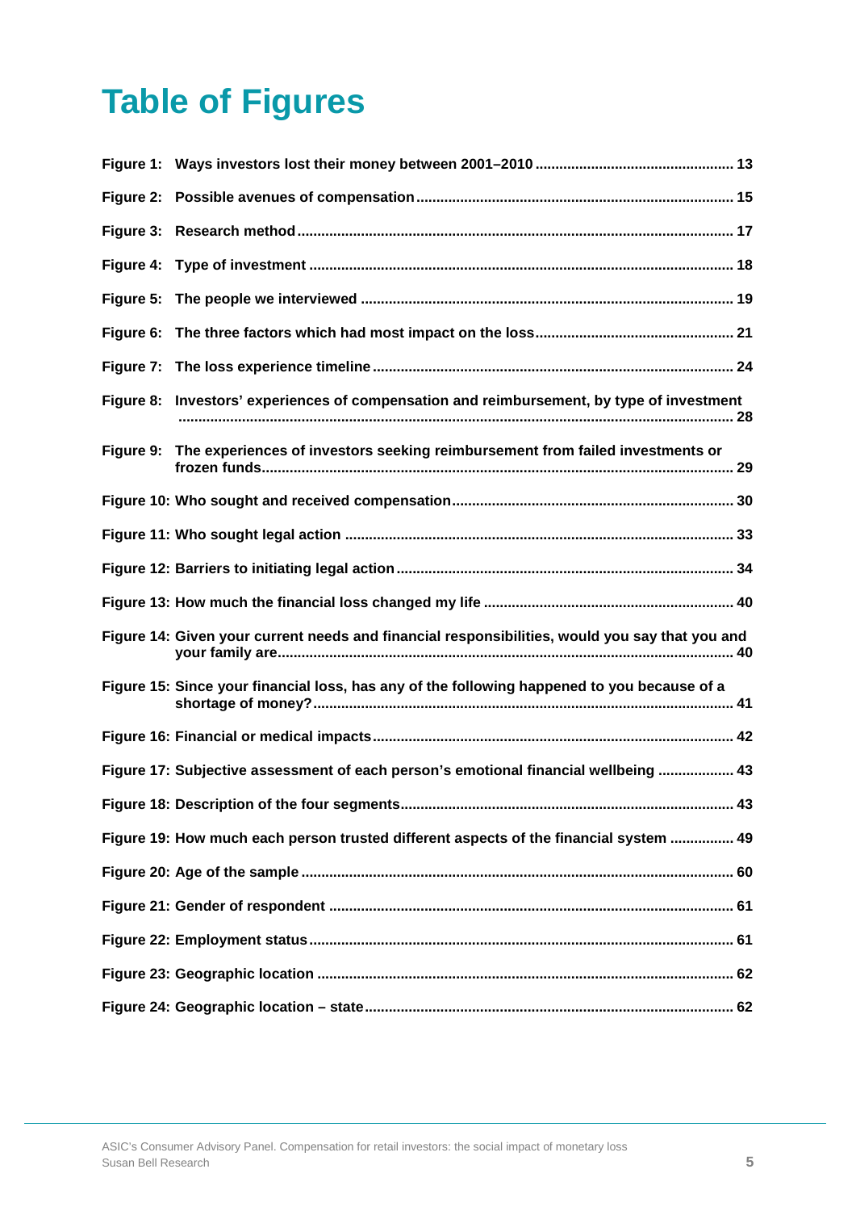# Table of Figures

Figure 1: Ways investors lost their money between 2001–2010 ................................................. 13

Figure 2: Possible avenues of compensation .............................................................................. 15

Figure 3: Research method ............................................................................................................ 17

Figure 4: Type of investment ......................................................................................................... 18

Figure 5: The people we interviewed ............................................................................................ 19

Figure 6: The three factors which had most impact on the loss ................................................. 21

Figure 7: The loss experience timeline ......................................................................................... 24

Figure 8: Investors' experiences of compensation and reimbursement, by type of investment ......................................................................................................................................... 28

Figure 9: The experiences of investors seeking reimbursement from failed investments or frozen funds ..................................................................................................................... 29

Figure 10: Who sought and received compensation ..................................................................... 30

Figure 11: Who sought legal action ................................................................................................ 33

Figure 12: Barriers to initiating legal action ................................................................................... 34

Figure 13: How much the financial loss changed my life .............................................................. 40

Figure 14: Given your current needs and financial responsibilities, would you say that you and your family are ................................................................................................................. 40

Figure 15: Since your financial loss, has any of the following happened to you because of a shortage of money? ........................................................................................................ 41

Figure 16: Financial or medical impacts ......................................................................................... 42

Figure 17: Subjective assessment of each person's emotional financial wellbeing .................. 43

Figure 18: Description of the four segments .................................................................................. 43

Figure 19: How much each person trusted different aspects of the financial system ............... 49

Figure 20: Age of the sample .......................................................................................................... 60

Figure 21: Gender of respondent .................................................................................................... 61

Figure 22: Employment status ......................................................................................................... 61

Figure 23: Geographic location ....................................................................................................... 62

Figure 24: Geographic location – state ........................................................................................... 62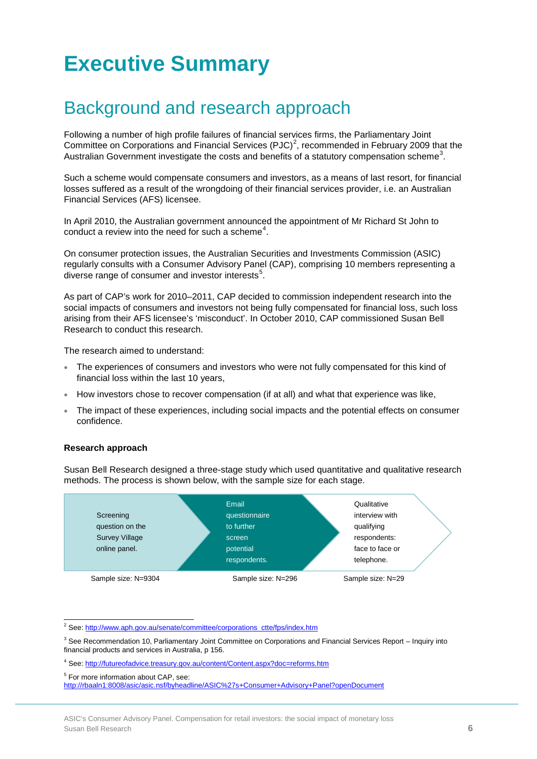# Executive Summary

## Background and research approach

Following a number of high profile failures of financial services firms, the Parliamentary Joint Committee on Corporations and Financial Services (PJC)[2], recommended in February 2009 that the Australian Government investigate the costs and benefits of a statutory compensation scheme[3].

Such a scheme would compensate consumers and investors, as a means of last resort, for financial losses suffered as a result of the wrongdoing of their financial services provider, i.e. an Australian Financial Services (AFS) licensee.

In April 2010, the Australian government announced the appointment of Mr Richard St John to conduct a review into the need for such a scheme[4].

On consumer protection issues, the Australian Securities and Investments Commission (ASIC) regularly consults with a Consumer Advisory Panel (CAP), comprising 10 members representing a diverse range of consumer and investor interests[5].

As part of CAP's work for 2010–2011, CAP decided to commission independent research into the social impacts of consumers and investors not being fully compensated for financial loss, such loss arising from their AFS licensee's 'misconduct'. In October 2010, CAP commissioned Susan Bell Research to conduct this research.

The research aimed to understand:

- The experiences of consumers and investors who were not fully compensated for this kind of financial loss within the last 10 years,
- How investors chose to recover compensation (if at all) and what that experience was like,
- The impact of these experiences, including social impacts and the potential effects on consumer confidence.

**Research approach**

Susan Bell Research designed a three-stage study which used quantitative and qualitative research methods. The process is shown below, with the sample size for each stage.

| Screening question on the Survey Village online panel. | Email questionnaire to further screen potential respondents. | Qualitative interview with qualifying respondents: face to face or telephone. |
|---|---|---|
| Sample size: N=9304 | Sample size: N=296 | Sample size: N=29 |

---

[2] See: http://www.aph.gov.au/senate/committee/corporations_ctte/fps/index.htm

[3] See Recommendation 10, Parliamentary Joint Committee on Corporations and Financial Services Report – Inquiry into financial products and services in Australia, p 156.

[4] See: http://futureofadvice.treasury.gov.au/content/Content.aspx?doc=reforms.htm

[5] For more information about CAP, see: http://rbaaln1:8008/asic/asic.nsf/byheadline/ASIC%27s+Consumer+Advisory+Panel?openDocument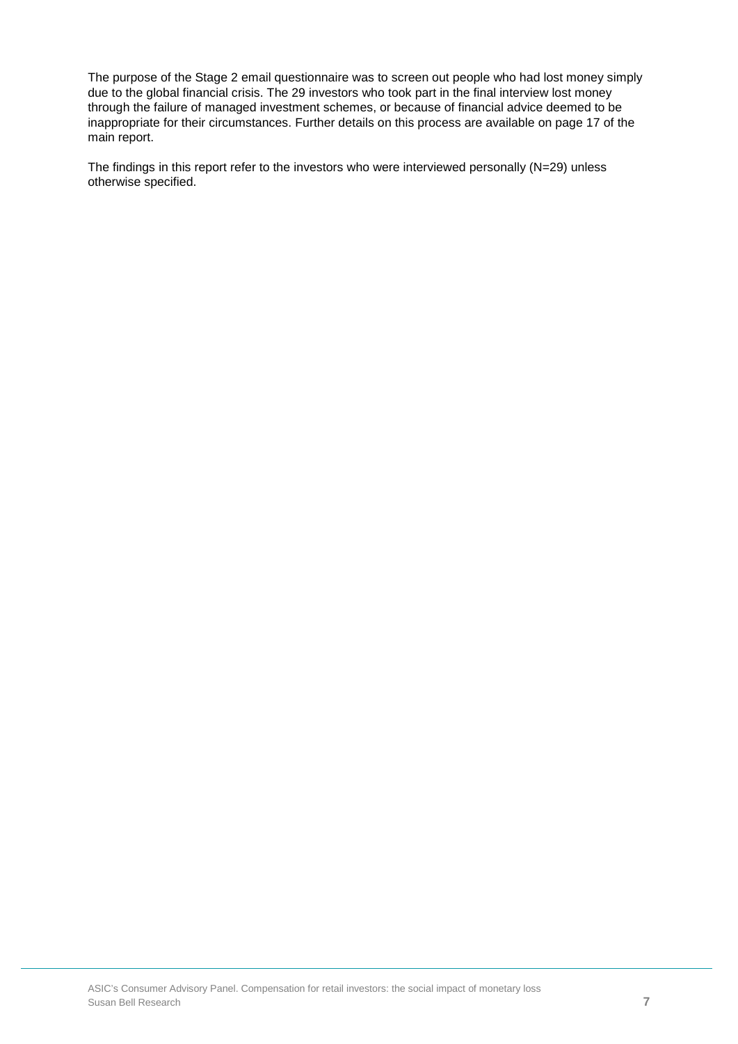The purpose of the Stage 2 email questionnaire was to screen out people who had lost money simply due to the global financial crisis. The 29 investors who took part in the final interview lost money through the failure of managed investment schemes, or because of financial advice deemed to be inappropriate for their circumstances. Further details on this process are available on page 17 of the main report.

The findings in this report refer to the investors who were interviewed personally (N=29) unless otherwise specified.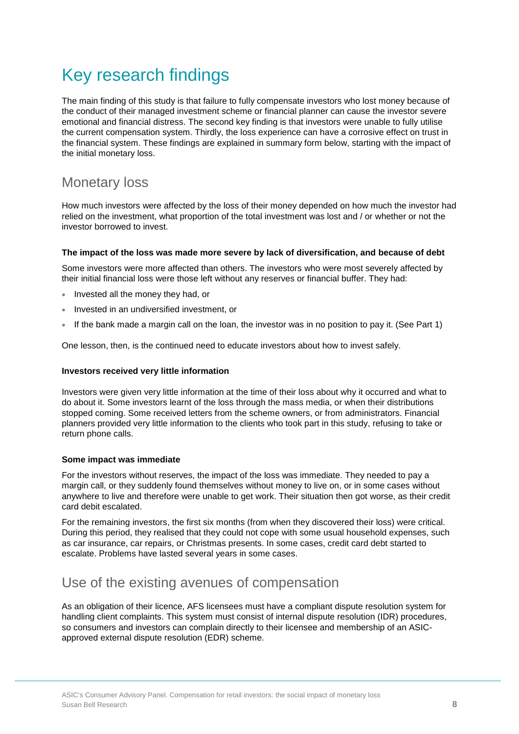# Key research findings

The main finding of this study is that failure to fully compensate investors who lost money because of the conduct of their managed investment scheme or financial planner can cause the investor severe emotional and financial distress. The second key finding is that investors were unable to fully utilise the current compensation system. Thirdly, the loss experience can have a corrosive effect on trust in the financial system. These findings are explained in summary form below, starting with the impact of the initial monetary loss.

## Monetary loss

How much investors were affected by the loss of their money depended on how much the investor had relied on the investment, what proportion of the total investment was lost and / or whether or not the investor borrowed to invest.

**The impact of the loss was made more severe by lack of diversification, and because of debt**

Some investors were more affected than others. The investors who were most severely affected by their initial financial loss were those left without any reserves or financial buffer. They had:

- Invested all the money they had, or
- Invested in an undiversified investment, or
- If the bank made a margin call on the loan, the investor was in no position to pay it. (See Part 1)

One lesson, then, is the continued need to educate investors about how to invest safely.

**Investors received very little information**

Investors were given very little information at the time of their loss about why it occurred and what to do about it. Some investors learnt of the loss through the mass media, or when their distributions stopped coming. Some received letters from the scheme owners, or from administrators. Financial planners provided very little information to the clients who took part in this study, refusing to take or return phone calls.

**Some impact was immediate**

For the investors without reserves, the impact of the loss was immediate. They needed to pay a margin call, or they suddenly found themselves without money to live on, or in some cases without anywhere to live and therefore were unable to get work. Their situation then got worse, as their credit card debit escalated.

For the remaining investors, the first six months (from when they discovered their loss) were critical. During this period, they realised that they could not cope with some usual household expenses, such as car insurance, car repairs, or Christmas presents. In some cases, credit card debt started to escalate. Problems have lasted several years in some cases.

## Use of the existing avenues of compensation

As an obligation of their licence, AFS licensees must have a compliant dispute resolution system for handling client complaints. This system must consist of internal dispute resolution (IDR) procedures, so consumers and investors can complain directly to their licensee and membership of an ASIC-approved external dispute resolution (EDR) scheme.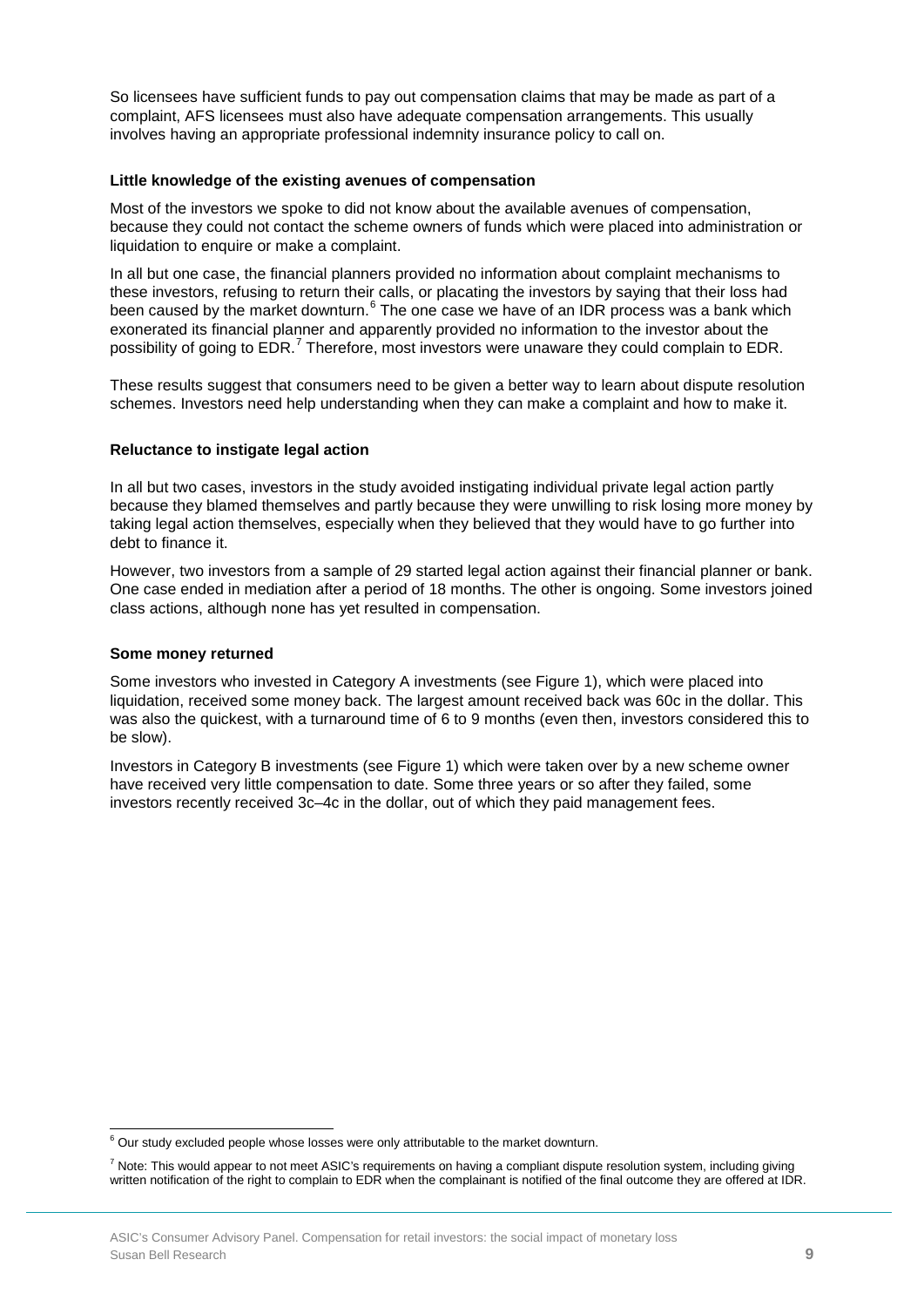So licensees have sufficient funds to pay out compensation claims that may be made as part of a complaint, AFS licensees must also have adequate compensation arrangements. This usually involves having an appropriate professional indemnity insurance policy to call on.

**Little knowledge of the existing avenues of compensation**

Most of the investors we spoke to did not know about the available avenues of compensation, because they could not contact the scheme owners of funds which were placed into administration or liquidation to enquire or make a complaint.

In all but one case, the financial planners provided no information about complaint mechanisms to these investors, refusing to return their calls, or placating the investors by saying that their loss had been caused by the market downturn.[6] The one case we have of an IDR process was a bank which exonerated its financial planner and apparently provided no information to the investor about the possibility of going to EDR.[7] Therefore, most investors were unaware they could complain to EDR.

These results suggest that consumers need to be given a better way to learn about dispute resolution schemes. Investors need help understanding when they can make a complaint and how to make it.

**Reluctance to instigate legal action**

In all but two cases, investors in the study avoided instigating individual private legal action partly because they blamed themselves and partly because they were unwilling to risk losing more money by taking legal action themselves, especially when they believed that they would have to go further into debt to finance it.

However, two investors from a sample of 29 started legal action against their financial planner or bank. One case ended in mediation after a period of 18 months. The other is ongoing. Some investors joined class actions, although none has yet resulted in compensation.

**Some money returned**

Some investors who invested in Category A investments (see Figure 1), which were placed into liquidation, received some money back. The largest amount received back was 60c in the dollar. This was also the quickest, with a turnaround time of 6 to 9 months (even then, investors considered this to be slow).

Investors in Category B investments (see Figure 1) which were taken over by a new scheme owner have received very little compensation to date. Some three years or so after they failed, some investors recently received 3c–4c in the dollar, out of which they paid management fees.

---

[6] Our study excluded people whose losses were only attributable to the market downturn.

[7] Note: This would appear to not meet ASIC's requirements on having a compliant dispute resolution system, including giving written notification of the right to complain to EDR when the complainant is notified of the final outcome they are offered at IDR.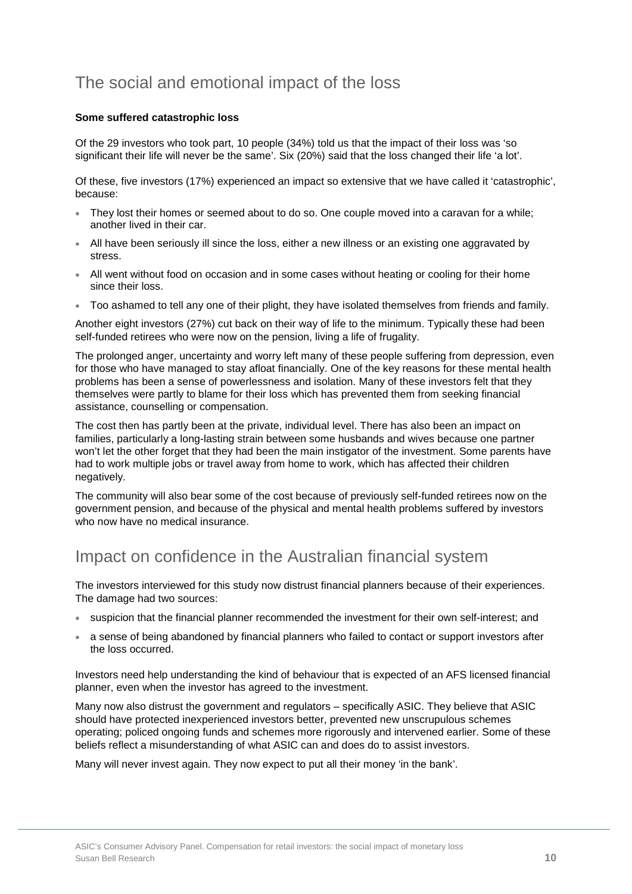## The social and emotional impact of the loss

**Some suffered catastrophic loss**

Of the 29 investors who took part, 10 people (34%) told us that the impact of their loss was 'so significant their life will never be the same'. Six (20%) said that the loss changed their life 'a lot'.

Of these, five investors (17%) experienced an impact so extensive that we have called it 'catastrophic', because:

- They lost their homes or seemed about to do so. One couple moved into a caravan for a while; another lived in their car.
- All have been seriously ill since the loss, either a new illness or an existing one aggravated by stress.
- All went without food on occasion and in some cases without heating or cooling for their home since their loss.
- Too ashamed to tell any one of their plight, they have isolated themselves from friends and family.

Another eight investors (27%) cut back on their way of life to the minimum. Typically these had been self-funded retirees who were now on the pension, living a life of frugality.

The prolonged anger, uncertainty and worry left many of these people suffering from depression, even for those who have managed to stay afloat financially. One of the key reasons for these mental health problems has been a sense of powerlessness and isolation. Many of these investors felt that they themselves were partly to blame for their loss which has prevented them from seeking financial assistance, counselling or compensation.

The cost then has partly been at the private, individual level. There has also been an impact on families, particularly a long-lasting strain between some husbands and wives because one partner won't let the other forget that they had been the main instigator of the investment. Some parents have had to work multiple jobs or travel away from home to work, which has affected their children negatively.

The community will also bear some of the cost because of previously self-funded retirees now on the government pension, and because of the physical and mental health problems suffered by investors who now have no medical insurance.

## Impact on confidence in the Australian financial system

The investors interviewed for this study now distrust financial planners because of their experiences. The damage had two sources:

- suspicion that the financial planner recommended the investment for their own self-interest; and
- a sense of being abandoned by financial planners who failed to contact or support investors after the loss occurred.

Investors need help understanding the kind of behaviour that is expected of an AFS licensed financial planner, even when the investor has agreed to the investment.

Many now also distrust the government and regulators – specifically ASIC. They believe that ASIC should have protected inexperienced investors better, prevented new unscrupulous schemes operating; policed ongoing funds and schemes more rigorously and intervened earlier. Some of these beliefs reflect a misunderstanding of what ASIC can and does do to assist investors.

Many will never invest again. They now expect to put all their money 'in the bank'.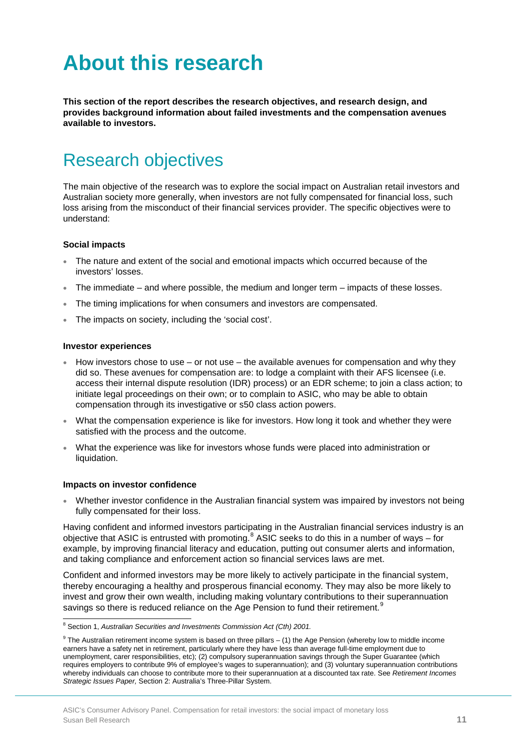# About this research

**This section of the report describes the research objectives, and research design, and provides background information about failed investments and the compensation avenues available to investors.**

## Research objectives

The main objective of the research was to explore the social impact on Australian retail investors and Australian society more generally, when investors are not fully compensated for financial loss, such loss arising from the misconduct of their financial services provider. The specific objectives were to understand:

**Social impacts**

- The nature and extent of the social and emotional impacts which occurred because of the investors' losses.
- The immediate – and where possible, the medium and longer term – impacts of these losses.
- The timing implications for when consumers and investors are compensated.
- The impacts on society, including the 'social cost'.

**Investor experiences**

- How investors chose to use – or not use – the available avenues for compensation and why they did so. These avenues for compensation are: to lodge a complaint with their AFS licensee (i.e. access their internal dispute resolution (IDR) process) or an EDR scheme; to join a class action; to initiate legal proceedings on their own; or to complain to ASIC, who may be able to obtain compensation through its investigative or s50 class action powers.
- What the compensation experience is like for investors. How long it took and whether they were satisfied with the process and the outcome.
- What the experience was like for investors whose funds were placed into administration or liquidation.

**Impacts on investor confidence**

- Whether investor confidence in the Australian financial system was impaired by investors not being fully compensated for their loss.

Having confident and informed investors participating in the Australian financial services industry is an objective that ASIC is entrusted with promoting.[8] ASIC seeks to do this in a number of ways – for example, by improving financial literacy and education, putting out consumer alerts and information, and taking compliance and enforcement action so financial services laws are met.

Confident and informed investors may be more likely to actively participate in the financial system, thereby encouraging a healthy and prosperous financial economy. They may also be more likely to invest and grow their own wealth, including making voluntary contributions to their superannuation savings so there is reduced reliance on the Age Pension to fund their retirement.[9]

---

[8] Section 1, *Australian Securities and Investments Commission Act (Cth) 2001.*

[9] The Australian retirement income system is based on three pillars – (1) the Age Pension (whereby low to middle income earners have a safety net in retirement, particularly where they have less than average full-time employment due to unemployment, carer responsibilities, etc); (2) compulsory superannuation savings through the Super Guarantee (which requires employers to contribute 9% of employee's wages to superannuation); and (3) voluntary superannuation contributions whereby individuals can choose to contribute more to their superannuation at a discounted tax rate. See *Retirement Incomes Strategic Issues Paper,* Section 2: Australia's Three-Pillar System.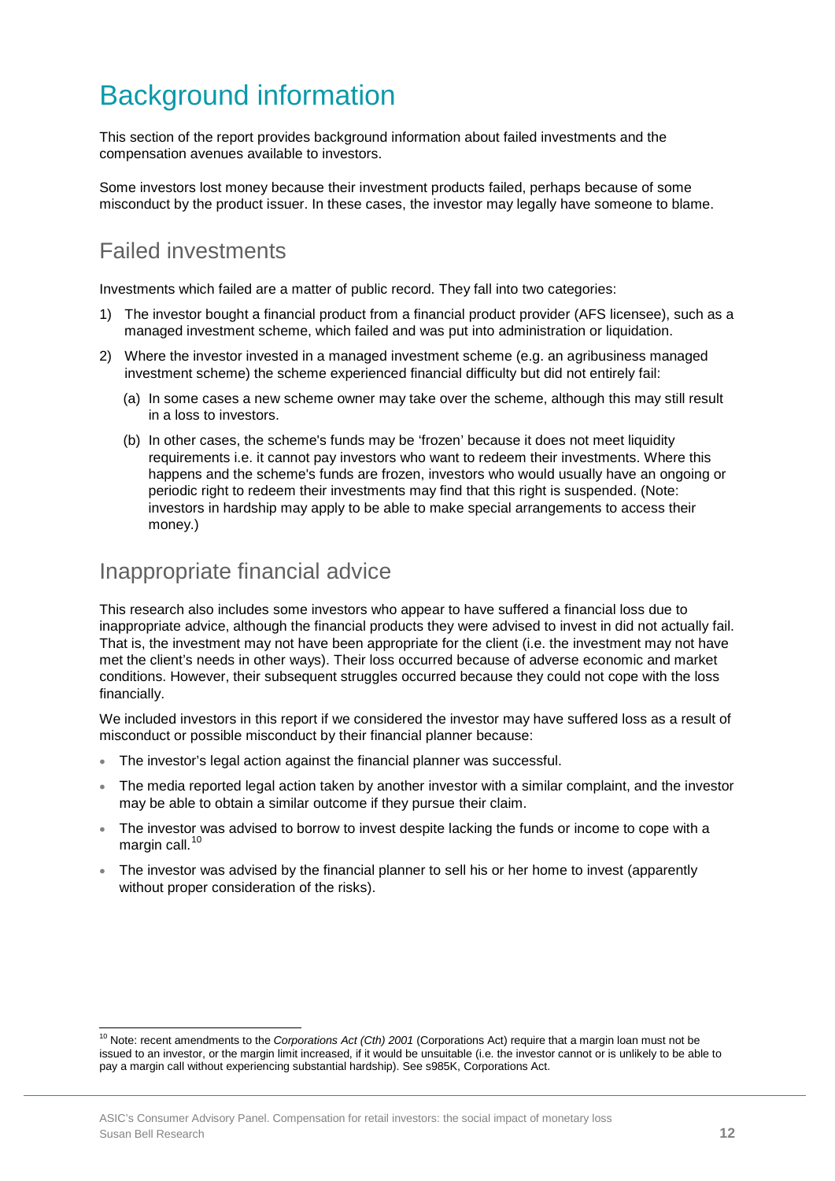# Background information

This section of the report provides background information about failed investments and the compensation avenues available to investors.

Some investors lost money because their investment products failed, perhaps because of some misconduct by the product issuer. In these cases, the investor may legally have someone to blame.

## Failed investments

Investments which failed are a matter of public record. They fall into two categories:

1) The investor bought a financial product from a financial product provider (AFS licensee), such as a managed investment scheme, which failed and was put into administration or liquidation.
2) Where the investor invested in a managed investment scheme (e.g. an agribusiness managed investment scheme) the scheme experienced financial difficulty but did not entirely fail:
   (a) In some cases a new scheme owner may take over the scheme, although this may still result in a loss to investors.
   (b) In other cases, the scheme's funds may be 'frozen' because it does not meet liquidity requirements i.e. it cannot pay investors who want to redeem their investments. Where this happens and the scheme's funds are frozen, investors who would usually have an ongoing or periodic right to redeem their investments may find that this right is suspended. (Note: investors in hardship may apply to be able to make special arrangements to access their money.)

## Inappropriate financial advice

This research also includes some investors who appear to have suffered a financial loss due to inappropriate advice, although the financial products they were advised to invest in did not actually fail. That is, the investment may not have been appropriate for the client (i.e. the investment may not have met the client's needs in other ways). Their loss occurred because of adverse economic and market conditions. However, their subsequent struggles occurred because they could not cope with the loss financially.

We included investors in this report if we considered the investor may have suffered loss as a result of misconduct or possible misconduct by their financial planner because:

- The investor's legal action against the financial planner was successful.
- The media reported legal action taken by another investor with a similar complaint, and the investor may be able to obtain a similar outcome if they pursue their claim.
- The investor was advised to borrow to invest despite lacking the funds or income to cope with a margin call.[10]
- The investor was advised by the financial planner to sell his or her home to invest (apparently without proper consideration of the risks).

[10] Note: recent amendments to the *Corporations Act (Cth) 2001* (Corporations Act) require that a margin loan must not be issued to an investor, or the margin limit increased, if it would be unsuitable (i.e. the investor cannot or is unlikely to be able to pay a margin call without experiencing substantial hardship). See s985K, Corporations Act.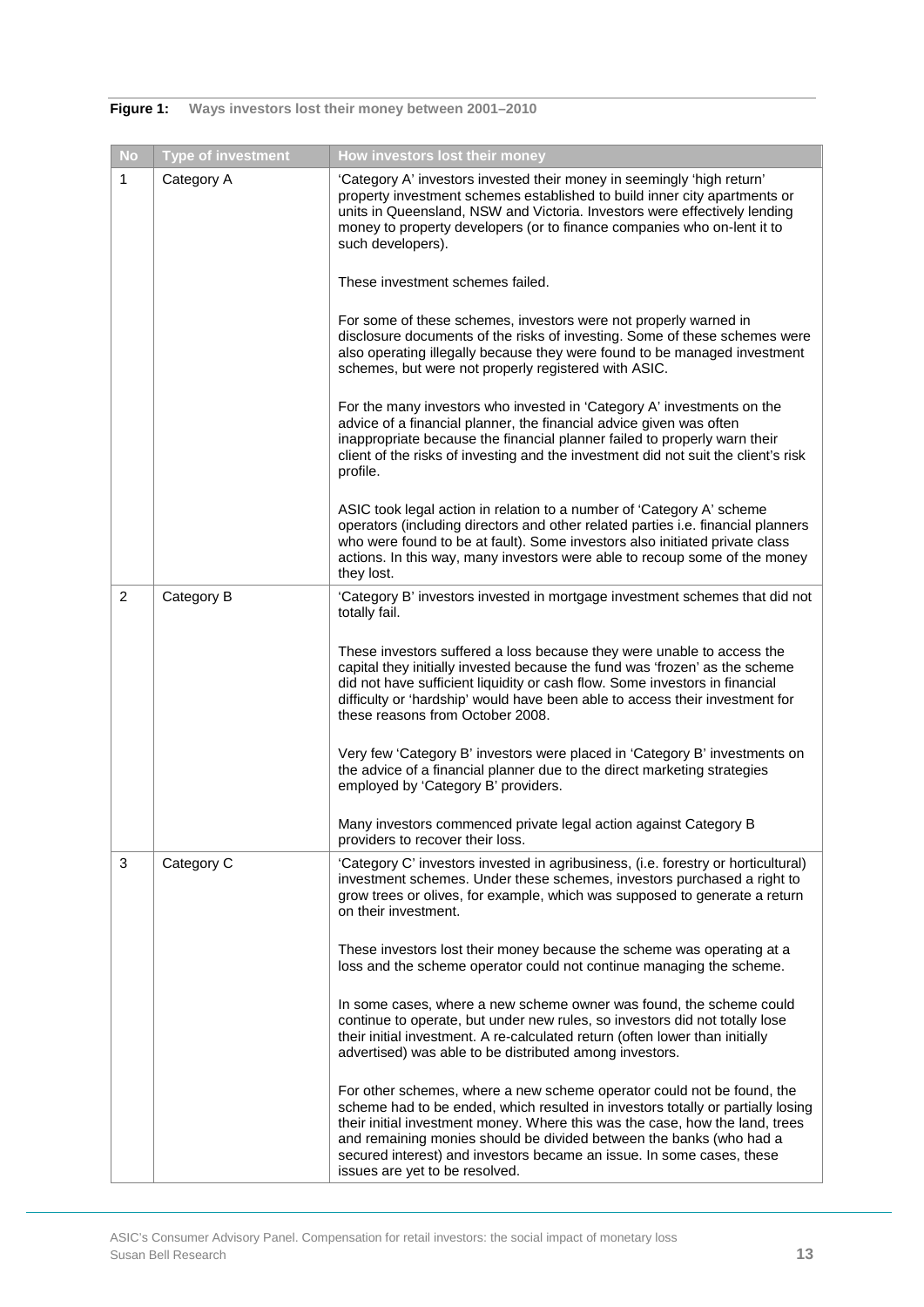**Figure 1: Ways investors lost their money between 2001–2010**

| No | Type of investment | How investors lost their money |
|---|---|---|
| 1 | Category A | 'Category A' investors invested their money in seemingly 'high return' property investment schemes established to build inner city apartments or units in Queensland, NSW and Victoria. Investors were effectively lending money to property developers (or to finance companies who on-lent it to such developers).<br><br>These investment schemes failed.<br><br>For some of these schemes, investors were not properly warned in disclosure documents of the risks of investing. Some of these schemes were also operating illegally because they were found to be managed investment schemes, but were not properly registered with ASIC.<br><br>For the many investors who invested in 'Category A' investments on the advice of a financial planner, the financial advice given was often inappropriate because the financial planner failed to properly warn their client of the risks of investing and the investment did not suit the client's risk profile.<br><br>ASIC took legal action in relation to a number of 'Category A' scheme operators (including directors and other related parties i.e. financial planners who were found to be at fault). Some investors also initiated private class actions. In this way, many investors were able to recoup some of the money they lost. |
| 2 | Category B | 'Category B' investors invested in mortgage investment schemes that did not totally fail.<br><br>These investors suffered a loss because they were unable to access the capital they initially invested because the fund was 'frozen' as the scheme did not have sufficient liquidity or cash flow. Some investors in financial difficulty or 'hardship' would have been able to access their investment for these reasons from October 2008.<br><br>Very few 'Category B' investors were placed in 'Category B' investments on the advice of a financial planner due to the direct marketing strategies employed by 'Category B' providers.<br><br>Many investors commenced private legal action against Category B providers to recover their loss. |
| 3 | Category C | 'Category C' investors invested in agribusiness, (i.e. forestry or horticultural) investment schemes. Under these schemes, investors purchased a right to grow trees or olives, for example, which was supposed to generate a return on their investment.<br><br>These investors lost their money because the scheme was operating at a loss and the scheme operator could not continue managing the scheme.<br><br>In some cases, where a new scheme owner was found, the scheme could continue to operate, but under new rules, so investors did not totally lose their initial investment. A re-calculated return (often lower than initially advertised) was able to be distributed among investors.<br><br>For other schemes, where a new scheme operator could not be found, the scheme had to be ended, which resulted in investors totally or partially losing their initial investment money. Where this was the case, how the land, trees and remaining monies should be divided between the banks (who had a secured interest) and investors became an issue. In some cases, these issues are yet to be resolved. |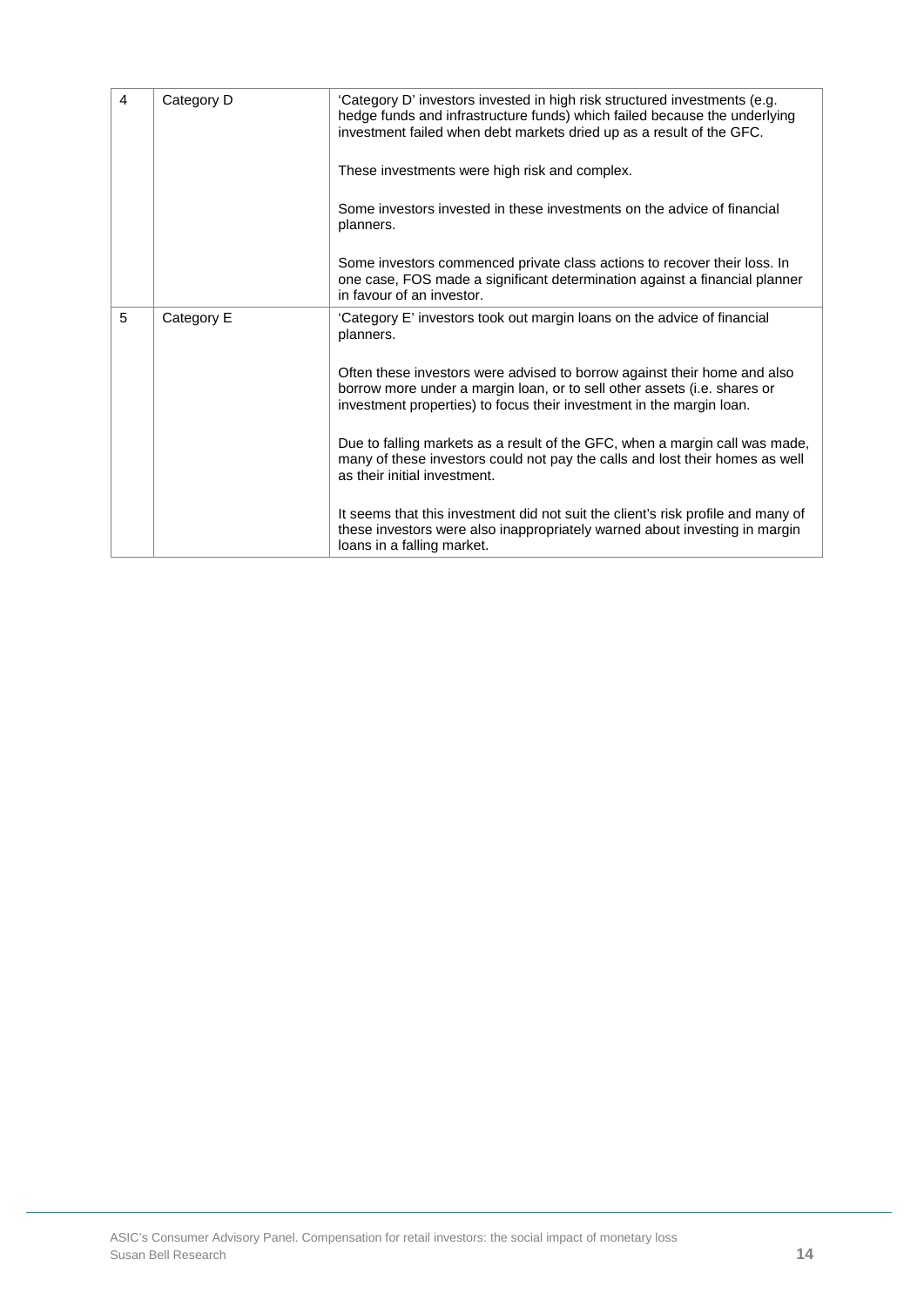| 4 | Category D | 'Category D' investors invested in high risk structured investments (e.g. hedge funds and infrastructure funds) which failed because the underlying investment failed when debt markets dried up as a result of the GFC.<br><br>These investments were high risk and complex.<br><br>Some investors invested in these investments on the advice of financial planners.<br><br>Some investors commenced private class actions to recover their loss. In one case, FOS made a significant determination against a financial planner in favour of an investor. |
|---|---|---|
| 5 | Category E | 'Category E' investors took out margin loans on the advice of financial planners.<br><br>Often these investors were advised to borrow against their home and also borrow more under a margin loan, or to sell other assets (i.e. shares or investment properties) to focus their investment in the margin loan.<br><br>Due to falling markets as a result of the GFC, when a margin call was made, many of these investors could not pay the calls and lost their homes as well as their initial investment.<br><br>It seems that this investment did not suit the client's risk profile and many of these investors were also inappropriately warned about investing in margin loans in a falling market. |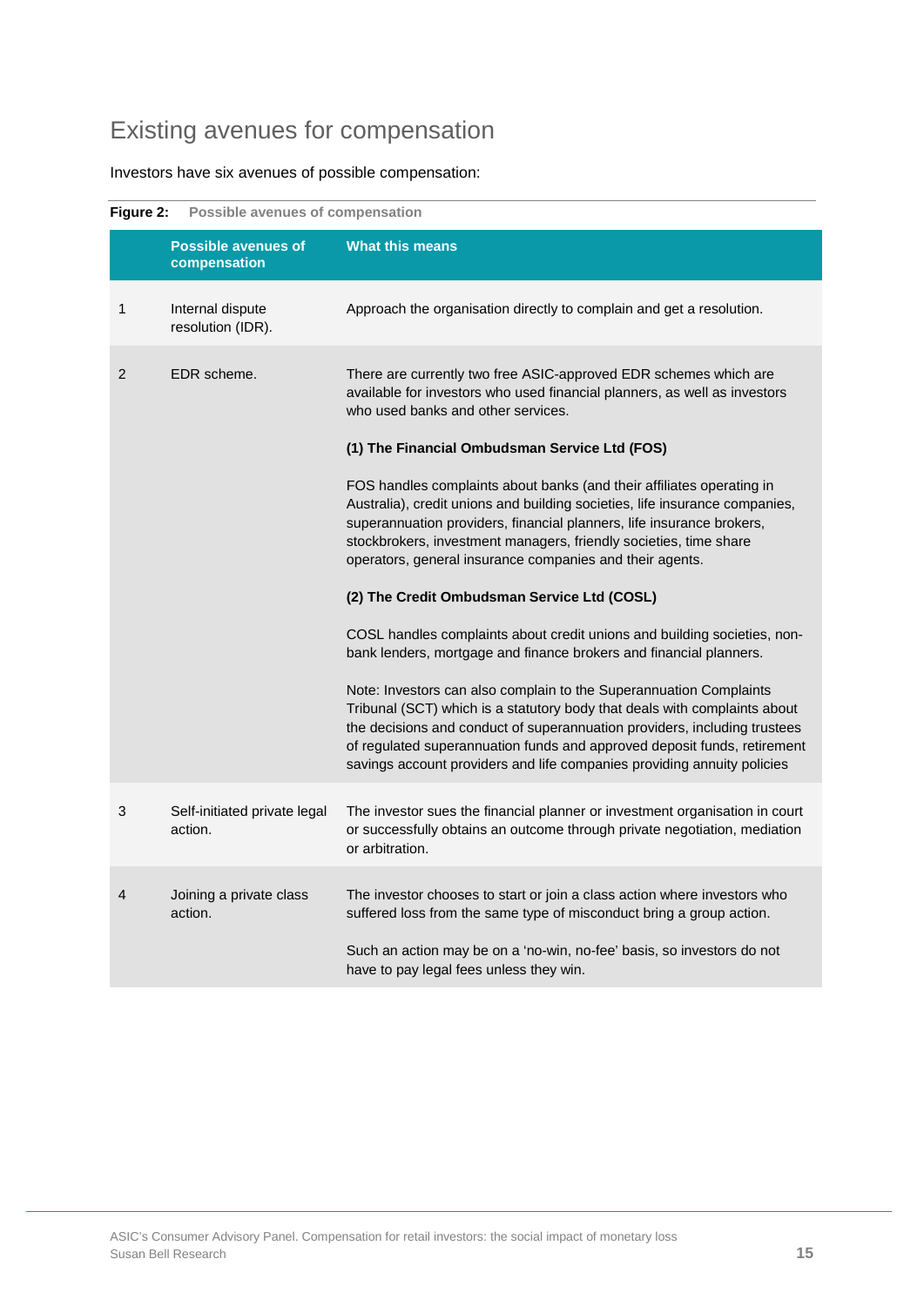## Existing avenues for compensation

Investors have six avenues of possible compensation:

**Figure 2:** Possible avenues of compensation

| | Possible avenues of compensation | What this means |
|---|---|---|
| 1 | Internal dispute resolution (IDR). | Approach the organisation directly to complain and get a resolution. |
| 2 | EDR scheme. | There are currently two free ASIC-approved EDR schemes which are available for investors who used financial planners, as well as investors who used banks and other services.<br><br>**(1) The Financial Ombudsman Service Ltd (FOS)**<br><br>FOS handles complaints about banks (and their affiliates operating in Australia), credit unions and building societies, life insurance companies, superannuation providers, financial planners, life insurance brokers, stockbrokers, investment managers, friendly societies, time share operators, general insurance companies and their agents.<br><br>**(2) The Credit Ombudsman Service Ltd (COSL)**<br><br>COSL handles complaints about credit unions and building societies, non-bank lenders, mortgage and finance brokers and financial planners.<br><br>Note: Investors can also complain to the Superannuation Complaints Tribunal (SCT) which is a statutory body that deals with complaints about the decisions and conduct of superannuation providers, including trustees of regulated superannuation funds and approved deposit funds, retirement savings account providers and life companies providing annuity policies |
| 3 | Self-initiated private legal action. | The investor sues the financial planner or investment organisation in court or successfully obtains an outcome through private negotiation, mediation or arbitration. |
| 4 | Joining a private class action. | The investor chooses to start or join a class action where investors who suffered loss from the same type of misconduct bring a group action.<br><br>Such an action may be on a 'no-win, no-fee' basis, so investors do not have to pay legal fees unless they win. |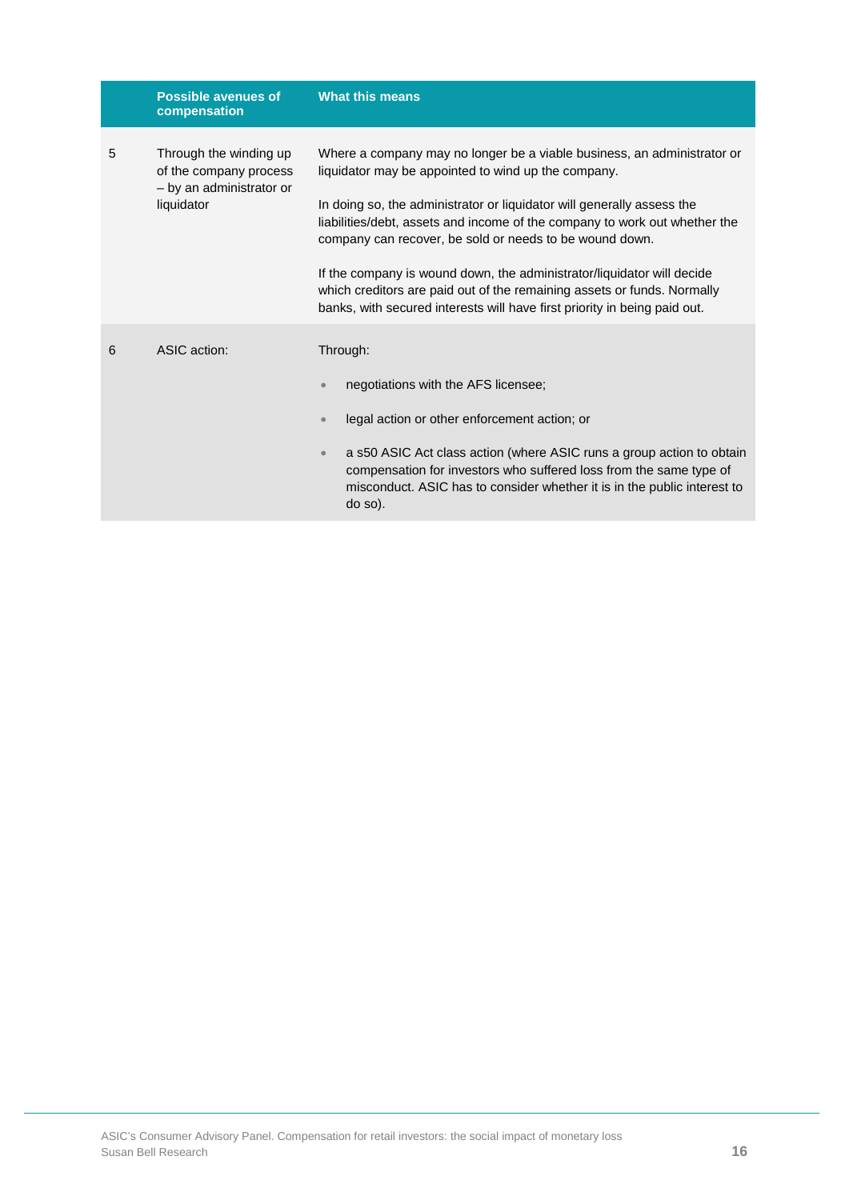|  | Possible avenues of compensation | What this means |
|---|---|---|
| 5 | Through the winding up of the company process – by an administrator or liquidator | Where a company may no longer be a viable business, an administrator or liquidator may be appointed to wind up the company.<br><br>In doing so, the administrator or liquidator will generally assess the liabilities/debt, assets and income of the company to work out whether the company can recover, be sold or needs to be wound down.<br><br>If the company is wound down, the administrator/liquidator will decide which creditors are paid out of the remaining assets or funds. Normally banks, with secured interests will have first priority in being paid out. |
| 6 | ASIC action: | Through:<br><br>• negotiations with the AFS licensee;<br><br>• legal action or other enforcement action; or<br><br>• a s50 ASIC Act class action (where ASIC runs a group action to obtain compensation for investors who suffered loss from the same type of misconduct. ASIC has to consider whether it is in the public interest to do so). |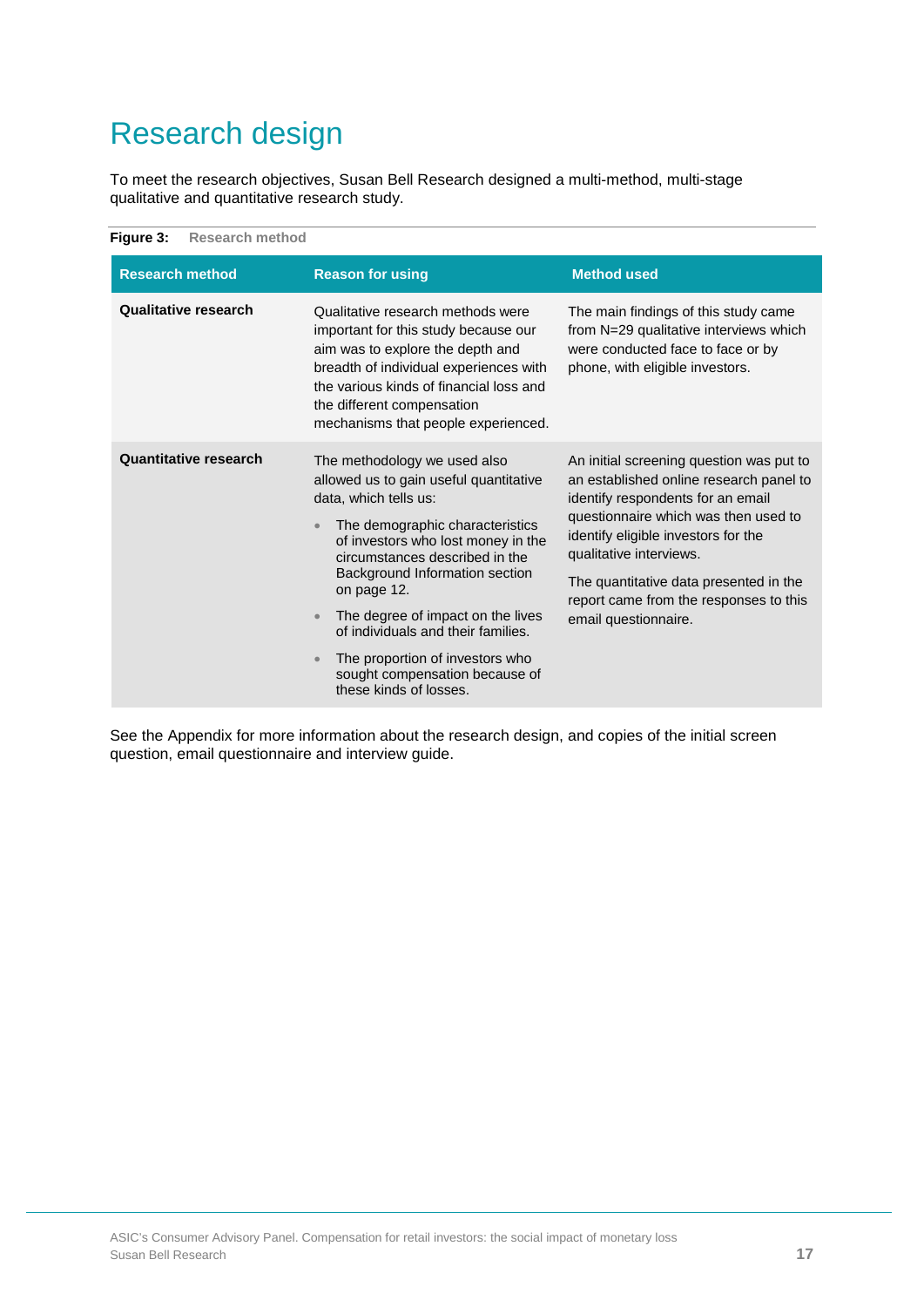# Research design

To meet the research objectives, Susan Bell Research designed a multi-method, multi-stage qualitative and quantitative research study.

**Figure 3:** Research method

| Research method | Reason for using | Method used |
| --- | --- | --- |
| **Qualitative research** | Qualitative research methods were important for this study because our aim was to explore the depth and breadth of individual experiences with the various kinds of financial loss and the different compensation mechanisms that people experienced. | The main findings of this study came from N=29 qualitative interviews which were conducted face to face or by phone, with eligible investors. |
| **Quantitative research** | The methodology we used also allowed us to gain useful quantitative data, which tells us:<br>• The demographic characteristics of investors who lost money in the circumstances described in the Background Information section on page 12.<br>• The degree of impact on the lives of individuals and their families.<br>• The proportion of investors who sought compensation because of these kinds of losses. | An initial screening question was put to an established online research panel to identify respondents for an email questionnaire which was then used to identify eligible investors for the qualitative interviews.<br>The quantitative data presented in the report came from the responses to this email questionnaire. |

See the Appendix for more information about the research design, and copies of the initial screen question, email questionnaire and interview guide.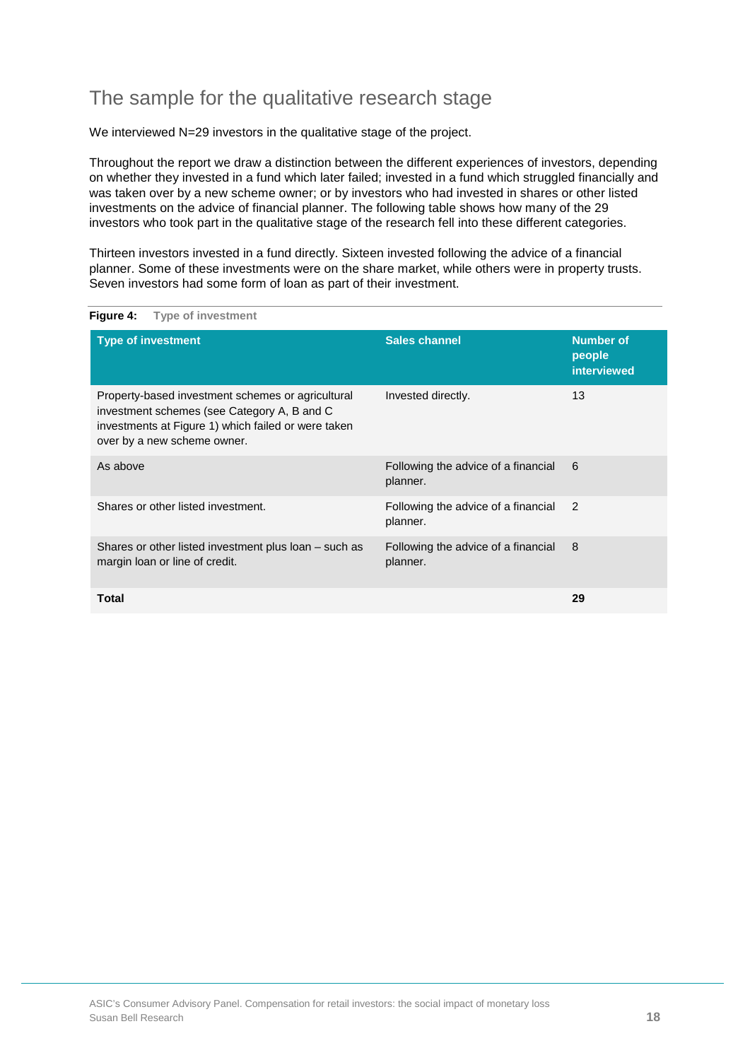## The sample for the qualitative research stage

We interviewed N=29 investors in the qualitative stage of the project.

Throughout the report we draw a distinction between the different experiences of investors, depending on whether they invested in a fund which later failed; invested in a fund which struggled financially and was taken over by a new scheme owner; or by investors who had invested in shares or other listed investments on the advice of financial planner. The following table shows how many of the 29 investors who took part in the qualitative stage of the research fell into these different categories.

Thirteen investors invested in a fund directly. Sixteen invested following the advice of a financial planner. Some of these investments were on the share market, while others were in property trusts. Seven investors had some form of loan as part of their investment.

**Figure 4:** Type of investment

| Type of investment | Sales channel | Number of people interviewed |
|---|---|---|
| Property-based investment schemes or agricultural investment schemes (see Category A, B and C investments at Figure 1) which failed or were taken over by a new scheme owner. | Invested directly. | 13 |
| As above | Following the advice of a financial planner. | 6 |
| Shares or other listed investment. | Following the advice of a financial planner. | 2 |
| Shares or other listed investment plus loan – such as margin loan or line of credit. | Following the advice of a financial planner. | 8 |
| **Total** | | **29** |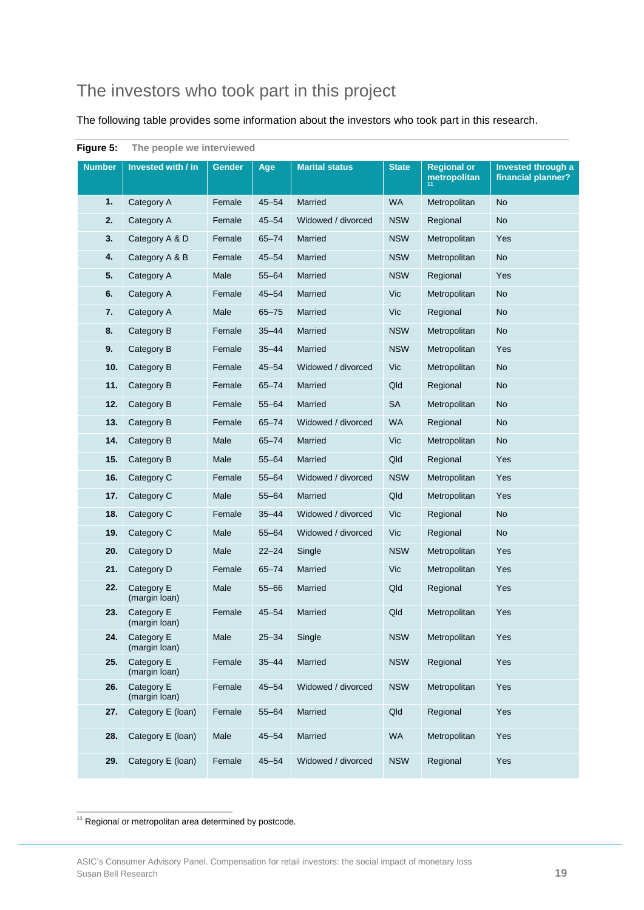# The investors who took part in this project

The following table provides some information about the investors who took part in this research.

**Figure 5:** The people we interviewed

| Number | Invested with / in | Gender | Age | Marital status | State | Regional or metropolitan [11] | Invested through a financial planner? |
|---|---|---|---|---|---|---|---|
| **1.** | Category A | Female | 45–54 | Married | WA | Metropolitan | No |
| **2.** | Category A | Female | 45–54 | Widowed / divorced | NSW | Regional | No |
| **3.** | Category A & D | Female | 65–74 | Married | NSW | Metropolitan | Yes |
| **4.** | Category A & B | Female | 45–54 | Married | NSW | Metropolitan | No |
| **5.** | Category A | Male | 55–64 | Married | NSW | Regional | Yes |
| **6.** | Category A | Female | 45–54 | Married | Vic | Metropolitan | No |
| **7.** | Category A | Male | 65–75 | Married | Vic | Regional | No |
| **8.** | Category B | Female | 35–44 | Married | NSW | Metropolitan | No |
| **9.** | Category B | Female | 35–44 | Married | NSW | Metropolitan | Yes |
| **10.** | Category B | Female | 45–54 | Widowed / divorced | Vic | Metropolitan | No |
| **11.** | Category B | Female | 65–74 | Married | Qld | Regional | No |
| **12.** | Category B | Female | 55–64 | Married | SA | Metropolitan | No |
| **13.** | Category B | Female | 65–74 | Widowed / divorced | WA | Regional | No |
| **14.** | Category B | Male | 65–74 | Married | Vic | Metropolitan | No |
| **15.** | Category B | Male | 55–64 | Married | Qld | Regional | Yes |
| **16.** | Category C | Female | 55–64 | Widowed / divorced | NSW | Metropolitan | Yes |
| **17.** | Category C | Male | 55–64 | Married | Qld | Metropolitan | Yes |
| **18.** | Category C | Female | 35–44 | Widowed / divorced | Vic | Regional | No |
| **19.** | Category C | Male | 55–64 | Widowed / divorced | Vic | Regional | No |
| **20.** | Category D | Male | 22–24 | Single | NSW | Metropolitan | Yes |
| **21.** | Category D | Female | 65–74 | Married | Vic | Metropolitan | Yes |
| **22.** | Category E (margin loan) | Male | 55–66 | Married | Qld | Regional | Yes |
| **23.** | Category E (margin loan) | Female | 45–54 | Married | Qld | Metropolitan | Yes |
| **24.** | Category E (margin loan) | Male | 25–34 | Single | NSW | Metropolitan | Yes |
| **25.** | Category E (margin loan) | Female | 35–44 | Married | NSW | Regional | Yes |
| **26.** | Category E (margin loan) | Female | 45–54 | Widowed / divorced | NSW | Metropolitan | Yes |
| **27.** | Category E (loan) | Female | 55–64 | Married | Qld | Regional | Yes |
| **28.** | Category E (loan) | Male | 45–54 | Married | WA | Metropolitan | Yes |
| **29.** | Category E (loan) | Female | 45–54 | Widowed / divorced | NSW | Regional | Yes |

[11] Regional or metropolitan area determined by postcode.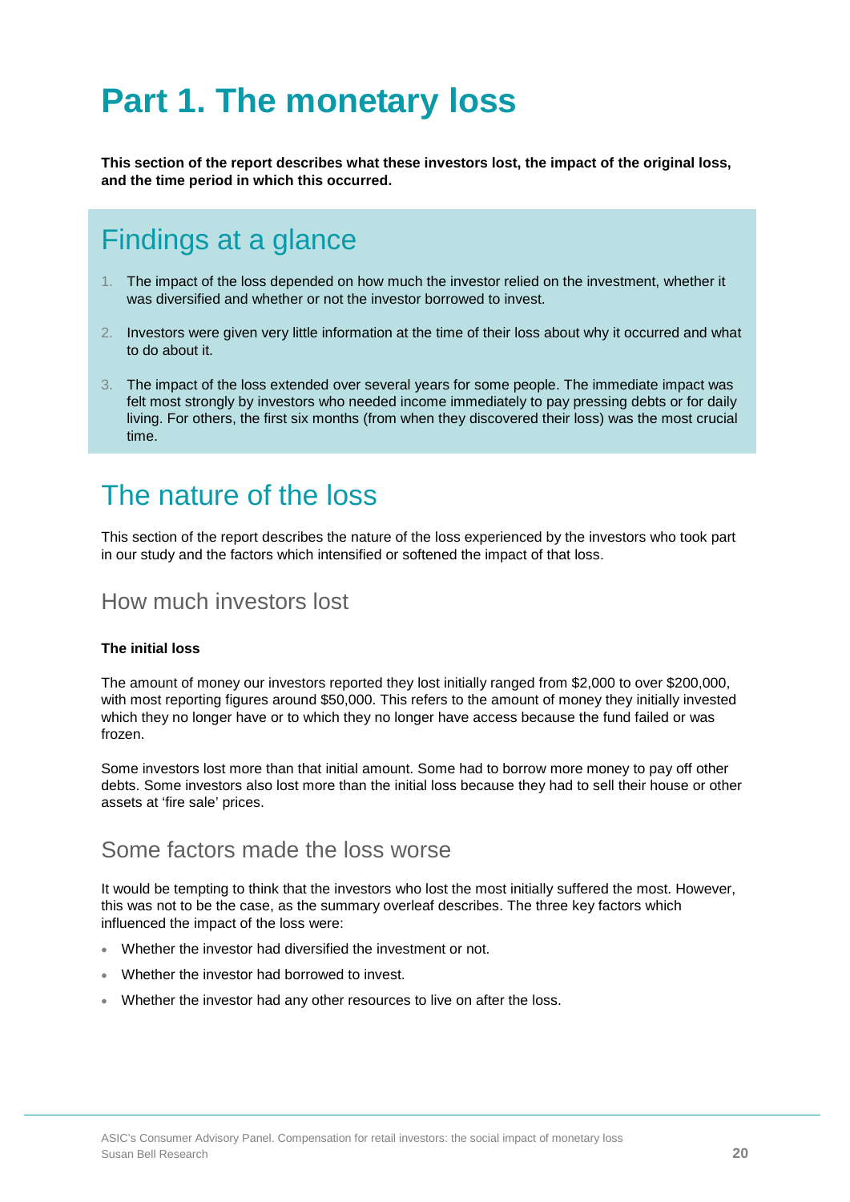# Part 1. The monetary loss

**This section of the report describes what these investors lost, the impact of the original loss, and the time period in which this occurred.**

## Findings at a glance

1. The impact of the loss depended on how much the investor relied on the investment, whether it was diversified and whether or not the investor borrowed to invest.
2. Investors were given very little information at the time of their loss about why it occurred and what to do about it.
3. The impact of the loss extended over several years for some people. The immediate impact was felt most strongly by investors who needed income immediately to pay pressing debts or for daily living. For others, the first six months (from when they discovered their loss) was the most crucial time.

## The nature of the loss

This section of the report describes the nature of the loss experienced by the investors who took part in our study and the factors which intensified or softened the impact of that loss.

### How much investors lost

**The initial loss**

The amount of money our investors reported they lost initially ranged from $2,000 to over $200,000, with most reporting figures around $50,000. This refers to the amount of money they initially invested which they no longer have or to which they no longer have access because the fund failed or was frozen.

Some investors lost more than that initial amount. Some had to borrow more money to pay off other debts. Some investors also lost more than the initial loss because they had to sell their house or other assets at 'fire sale' prices.

### Some factors made the loss worse

It would be tempting to think that the investors who lost the most initially suffered the most. However, this was not to be the case, as the summary overleaf describes. The three key factors which influenced the impact of the loss were:

- Whether the investor had diversified the investment or not.
- Whether the investor had borrowed to invest.
- Whether the investor had any other resources to live on after the loss.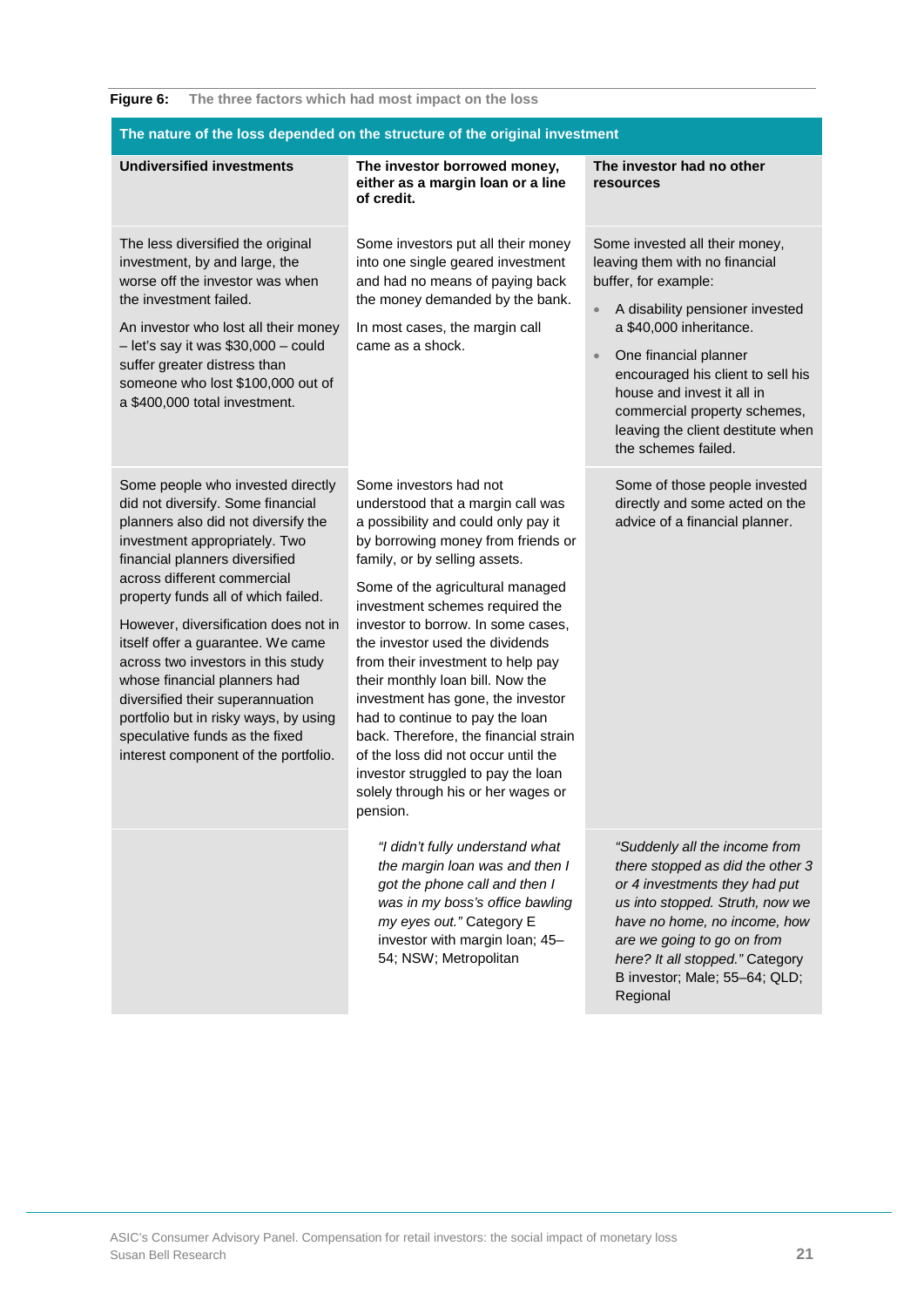**Figure 6:** The three factors which had most impact on the loss

| The nature of the loss depended on the structure of the original investment | | |
|---|---|---|
| **Undiversified investments** | **The investor borrowed money, either as a margin loan or a line of credit.** | **The investor had no other resources** |
| The less diversified the original investment, by and large, the worse off the investor was when the investment failed.<br><br>An investor who lost all their money – let's say it was $30,000 – could suffer greater distress than someone who lost $100,000 out of a $400,000 total investment. | Some investors put all their money into one single geared investment and had no means of paying back the money demanded by the bank.<br><br>In most cases, the margin call came as a shock. | Some invested all their money, leaving them with no financial buffer, for example:<br>• A disability pensioner invested a $40,000 inheritance.<br>• One financial planner encouraged his client to sell his house and invest it all in commercial property schemes, leaving the client destitute when the schemes failed. |
| Some people who invested directly did not diversify. Some financial planners also did not diversify the investment appropriately. Two financial planners diversified across different commercial property funds all of which failed.<br><br>However, diversification does not in itself offer a guarantee. We came across two investors in this study whose financial planners had diversified their superannuation portfolio but in risky ways, by using speculative funds as the fixed interest component of the portfolio. | Some investors had not understood that a margin call was a possibility and could only pay it by borrowing money from friends or family, or by selling assets.<br><br>Some of the agricultural managed investment schemes required the investor to borrow. In some cases, the investor used the dividends from their investment to help pay their monthly loan bill. Now the investment has gone, the investor had to continue to pay the loan back. Therefore, the financial strain of the loss did not occur until the investor struggled to pay the loan solely through his or her wages or pension. | Some of those people invested directly and some acted on the advice of a financial planner. |
| | *"I didn't fully understand what the margin loan was and then I got the phone call and then I was in my boss's office bawling my eyes out."* Category E investor with margin loan; 45–54; NSW; Metropolitan | *"Suddenly all the income from there stopped as did the other 3 or 4 investments they had put us into stopped. Struth, now we have no home, no income, how are we going to go on from here? It all stopped."* Category B investor; Male; 55–64; QLD; Regional |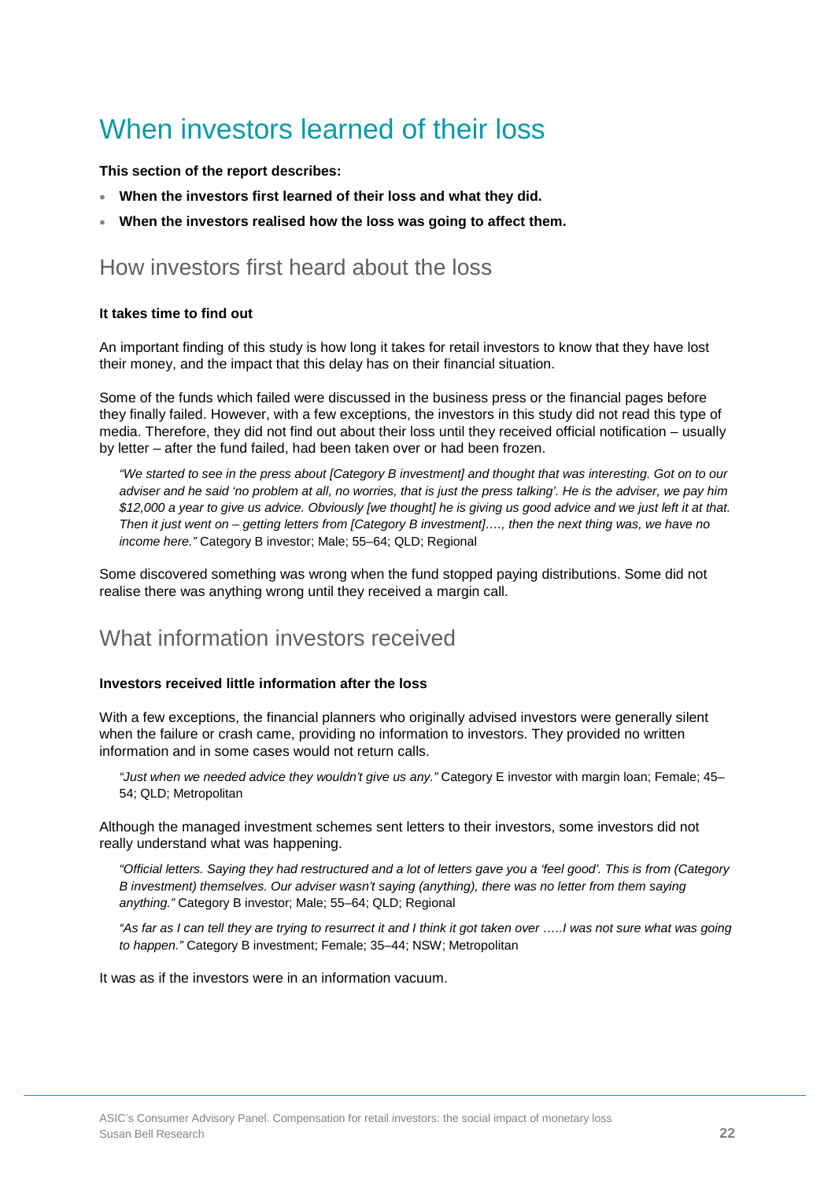# When investors learned of their loss

**This section of the report describes:**

- **When the investors first learned of their loss and what they did.**
- **When the investors realised how the loss was going to affect them.**

## How investors first heard about the loss

**It takes time to find out**

An important finding of this study is how long it takes for retail investors to know that they have lost their money, and the impact that this delay has on their financial situation.

Some of the funds which failed were discussed in the business press or the financial pages before they finally failed. However, with a few exceptions, the investors in this study did not read this type of media. Therefore, they did not find out about their loss until they received official notification – usually by letter – after the fund failed, had been taken over or had been frozen.

> *"We started to see in the press about [Category B investment] and thought that was interesting. Got on to our adviser and he said 'no problem at all, no worries, that is just the press talking'. He is the adviser, we pay him $12,000 a year to give us advice. Obviously [we thought] he is giving us good advice and we just left it at that. Then it just went on – getting letters from [Category B investment]…., then the next thing was, we have no income here."* Category B investor; Male; 55–64; QLD; Regional

Some discovered something was wrong when the fund stopped paying distributions. Some did not realise there was anything wrong until they received a margin call.

## What information investors received

**Investors received little information after the loss**

With a few exceptions, the financial planners who originally advised investors were generally silent when the failure or crash came, providing no information to investors. They provided no written information and in some cases would not return calls.

> *"Just when we needed advice they wouldn't give us any."* Category E investor with margin loan; Female; 45–54; QLD; Metropolitan

Although the managed investment schemes sent letters to their investors, some investors did not really understand what was happening.

> *"Official letters. Saying they had restructured and a lot of letters gave you a 'feel good'. This is from (Category B investment) themselves. Our adviser wasn't saying (anything), there was no letter from them saying anything."* Category B investor; Male; 55–64; QLD; Regional

> *"As far as I can tell they are trying to resurrect it and I think it got taken over …..I was not sure what was going to happen."* Category B investment; Female; 35–44; NSW; Metropolitan

It was as if the investors were in an information vacuum.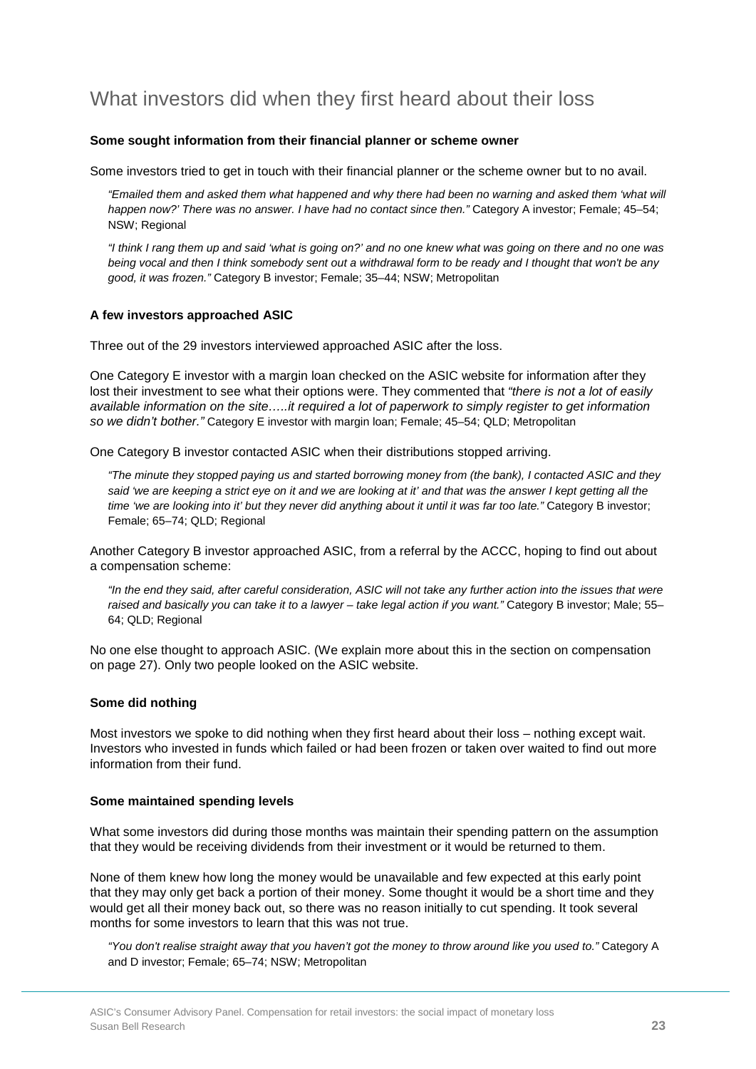# What investors did when they first heard about their loss

**Some sought information from their financial planner or scheme owner**

Some investors tried to get in touch with their financial planner or the scheme owner but to no avail.

> *"Emailed them and asked them what happened and why there had been no warning and asked them 'what will happen now?' There was no answer. I have had no contact since then."* Category A investor; Female; 45–54; NSW; Regional

> *"I think I rang them up and said 'what is going on?' and no one knew what was going on there and no one was being vocal and then I think somebody sent out a withdrawal form to be ready and I thought that won't be any good, it was frozen."* Category B investor; Female; 35–44; NSW; Metropolitan

**A few investors approached ASIC**

Three out of the 29 investors interviewed approached ASIC after the loss.

One Category E investor with a margin loan checked on the ASIC website for information after they lost their investment to see what their options were. They commented that *"there is not a lot of easily available information on the site…..it required a lot of paperwork to simply register to get information so we didn't bother."* Category E investor with margin loan; Female; 45–54; QLD; Metropolitan

One Category B investor contacted ASIC when their distributions stopped arriving.

> *"The minute they stopped paying us and started borrowing money from (the bank), I contacted ASIC and they said 'we are keeping a strict eye on it and we are looking at it' and that was the answer I kept getting all the time 'we are looking into it' but they never did anything about it until it was far too late."* Category B investor; Female; 65–74; QLD; Regional

Another Category B investor approached ASIC, from a referral by the ACCC, hoping to find out about a compensation scheme:

> *"In the end they said, after careful consideration, ASIC will not take any further action into the issues that were raised and basically you can take it to a lawyer – take legal action if you want."* Category B investor; Male; 55–64; QLD; Regional

No one else thought to approach ASIC. (We explain more about this in the section on compensation on page 27). Only two people looked on the ASIC website.

**Some did nothing**

Most investors we spoke to did nothing when they first heard about their loss – nothing except wait. Investors who invested in funds which failed or had been frozen or taken over waited to find out more information from their fund.

**Some maintained spending levels**

What some investors did during those months was maintain their spending pattern on the assumption that they would be receiving dividends from their investment or it would be returned to them.

None of them knew how long the money would be unavailable and few expected at this early point that they may only get back a portion of their money. Some thought it would be a short time and they would get all their money back out, so there was no reason initially to cut spending. It took several months for some investors to learn that this was not true.

> *"You don't realise straight away that you haven't got the money to throw around like you used to."* Category A and D investor; Female; 65–74; NSW; Metropolitan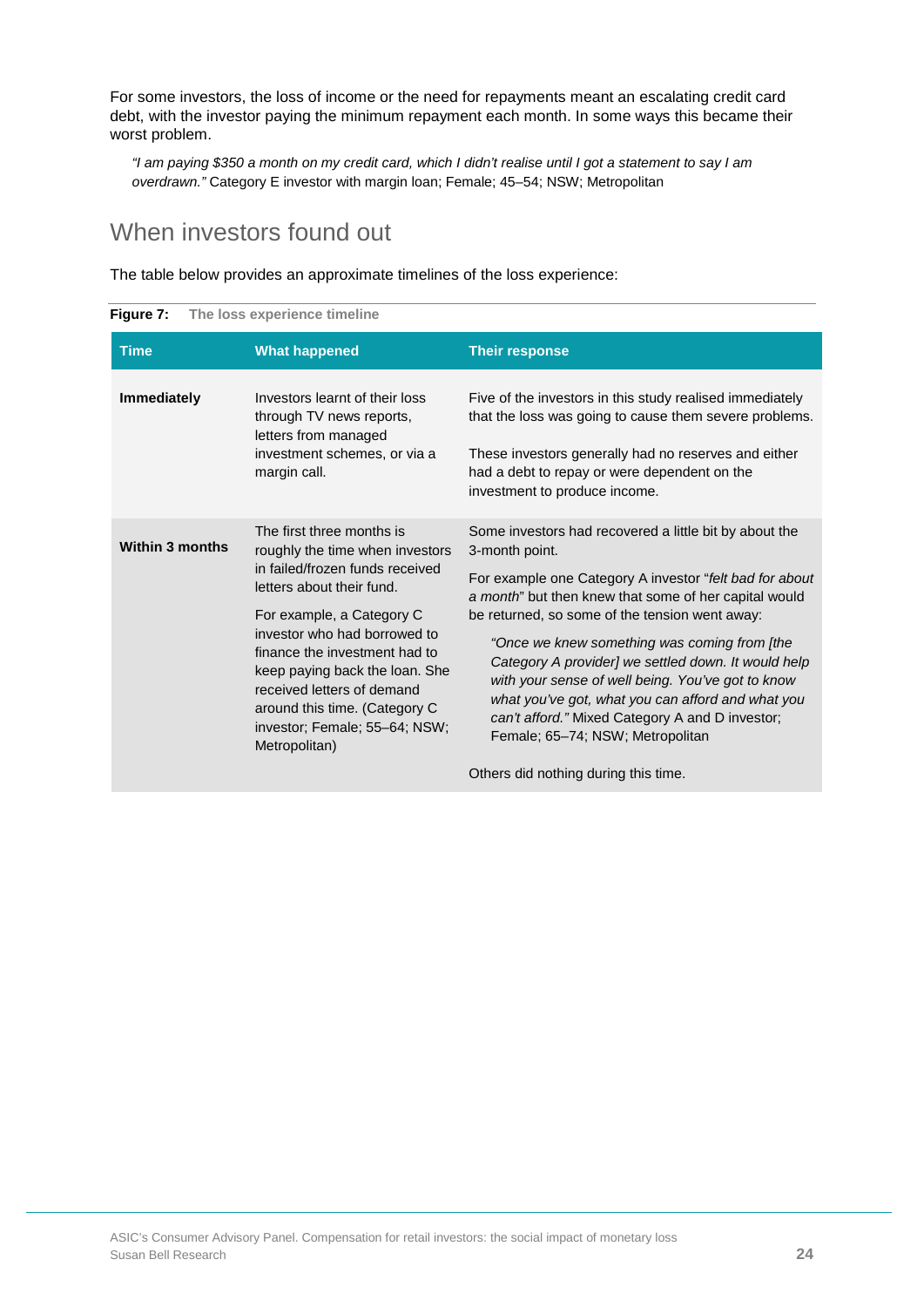For some investors, the loss of income or the need for repayments meant an escalating credit card debt, with the investor paying the minimum repayment each month. In some ways this became their worst problem.

> *"I am paying $350 a month on my credit card, which I didn't realise until I got a statement to say I am overdrawn."* Category E investor with margin loan; Female; 45–54; NSW; Metropolitan

## When investors found out

The table below provides an approximate timelines of the loss experience:

**Figure 7: The loss experience timeline**

| Time | What happened | Their response |
| --- | --- | --- |
| **Immediately** | Investors learnt of their loss through TV news reports, letters from managed investment schemes, or via a margin call. | Five of the investors in this study realised immediately that the loss was going to cause them severe problems.<br><br>These investors generally had no reserves and either had a debt to repay or were dependent on the investment to produce income. |
| **Within 3 months** | The first three months is roughly the time when investors in failed/frozen funds received letters about their fund.<br><br>For example, a Category C investor who had borrowed to finance the investment had to keep paying back the loan. She received letters of demand around this time. (Category C investor; Female; 55–64; NSW; Metropolitan) | Some investors had recovered a little bit by about the 3-month point.<br><br>For example one Category A investor "*felt bad for about a month*" but then knew that some of her capital would be returned, so some of the tension went away:<br><br>*"Once we knew something was coming from [the Category A provider] we settled down. It would help with your sense of well being. You've got to know what you've got, what you can afford and what you can't afford."* Mixed Category A and D investor; Female; 65–74; NSW; Metropolitan<br><br>Others did nothing during this time. |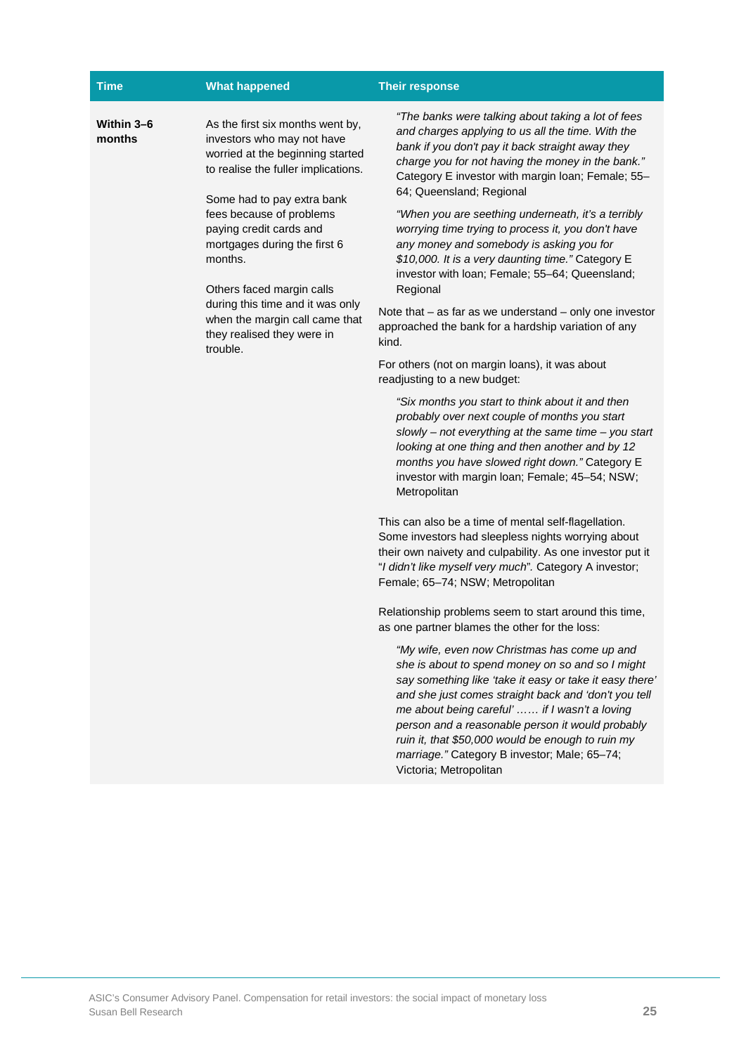| Time | What happened | Their response |
|---|---|---|
| **Within 3–6 months** | As the first six months went by, investors who may not have worried at the beginning started to realise the fuller implications.<br><br>Some had to pay extra bank fees because of problems paying credit cards and mortgages during the first 6 months.<br><br>Others faced margin calls during this time and it was only when the margin call came that they realised they were in trouble. | *"The banks were talking about taking a lot of fees and charges applying to us all the time. With the bank if you don't pay it back straight away they charge you for not having the money in the bank."* Category E investor with margin loan; Female; 55–64; Queensland; Regional<br><br>*"When you are seething underneath, it's a terribly worrying time trying to process it, you don't have any money and somebody is asking you for $10,000. It is a very daunting time."* Category E investor with loan; Female; 55–64; Queensland; Regional<br><br>Note that – as far as we understand – only one investor approached the bank for a hardship variation of any kind.<br><br>For others (not on margin loans), it was about readjusting to a new budget:<br><br>*"Six months you start to think about it and then probably over next couple of months you start slowly – not everything at the same time – you start looking at one thing and then another and by 12 months you have slowed right down."* Category E investor with margin loan; Female; 45–54; NSW; Metropolitan<br><br>This can also be a time of mental self-flagellation. Some investors had sleepless nights worrying about their own naivety and culpability. As one investor put it "*I didn't like myself very much*". Category A investor; Female; 65–74; NSW; Metropolitan<br><br>Relationship problems seem to start around this time, as one partner blames the other for the loss:<br><br>*"My wife, even now Christmas has come up and she is about to spend money on so and so I might say something like 'take it easy or take it easy there' and she just comes straight back and 'don't you tell me about being careful' …… if I wasn't a loving person and a reasonable person it would probably ruin it, that $50,000 would be enough to ruin my marriage."* Category B investor; Male; 65–74; Victoria; Metropolitan |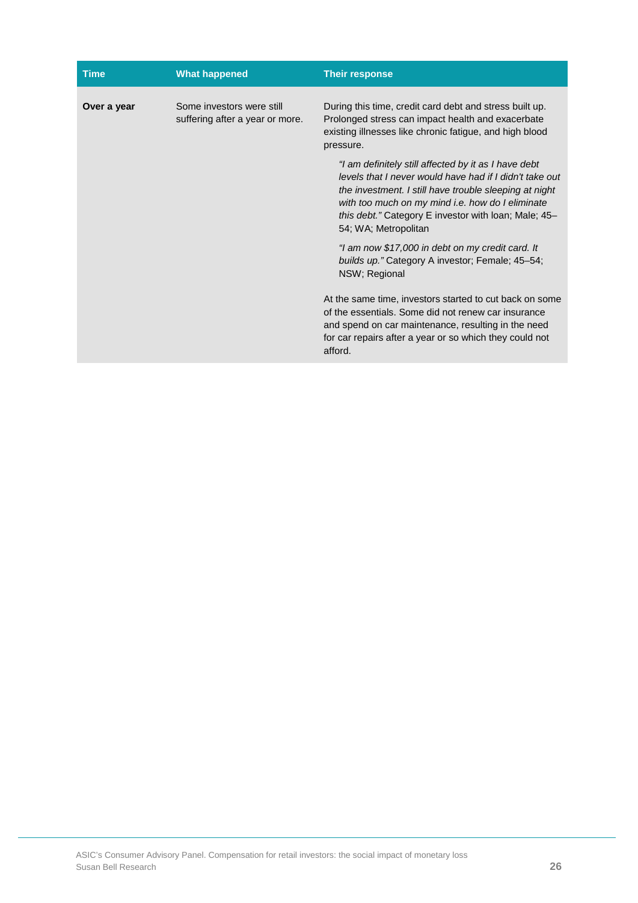| Time | What happened | Their response |
|---|---|---|
| **Over a year** | Some investors were still suffering after a year or more. | During this time, credit card debt and stress built up. Prolonged stress can impact health and exacerbate existing illnesses like chronic fatigue, and high blood pressure.<br><br>*"I am definitely still affected by it as I have debt levels that I never would have had if I didn't take out the investment. I still have trouble sleeping at night with too much on my mind i.e. how do I eliminate this debt."* Category E investor with loan; Male; 45–54; WA; Metropolitan<br><br>*"I am now $17,000 in debt on my credit card. It builds up."* Category A investor; Female; 45–54; NSW; Regional<br><br>At the same time, investors started to cut back on some of the essentials. Some did not renew car insurance and spend on car maintenance, resulting in the need for car repairs after a year or so which they could not afford. |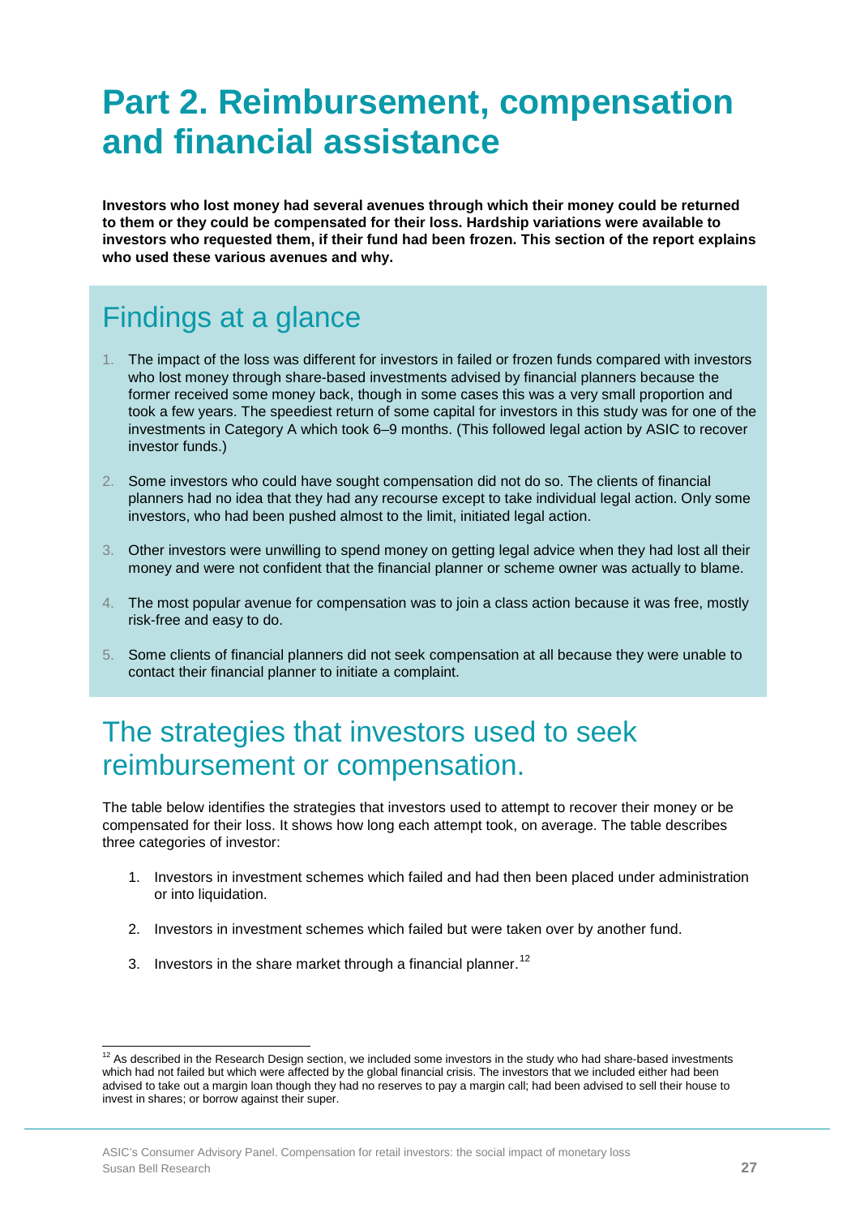# Part 2. Reimbursement, compensation and financial assistance

**Investors who lost money had several avenues through which their money could be returned to them or they could be compensated for their loss. Hardship variations were available to investors who requested them, if their fund had been frozen. This section of the report explains who used these various avenues and why.**

## Findings at a glance

1. The impact of the loss was different for investors in failed or frozen funds compared with investors who lost money through share-based investments advised by financial planners because the former received some money back, though in some cases this was a very small proportion and took a few years. The speediest return of some capital for investors in this study was for one of the investments in Category A which took 6–9 months. (This followed legal action by ASIC to recover investor funds.)
2. Some investors who could have sought compensation did not do so. The clients of financial planners had no idea that they had any recourse except to take individual legal action. Only some investors, who had been pushed almost to the limit, initiated legal action.
3. Other investors were unwilling to spend money on getting legal advice when they had lost all their money and were not confident that the financial planner or scheme owner was actually to blame.
4. The most popular avenue for compensation was to join a class action because it was free, mostly risk-free and easy to do.
5. Some clients of financial planners did not seek compensation at all because they were unable to contact their financial planner to initiate a complaint.

## The strategies that investors used to seek reimbursement or compensation.

The table below identifies the strategies that investors used to attempt to recover their money or be compensated for their loss. It shows how long each attempt took, on average. The table describes three categories of investor:

1. Investors in investment schemes which failed and had then been placed under administration or into liquidation.
2. Investors in investment schemes which failed but were taken over by another fund.
3. Investors in the share market through a financial planner.[12]

[12] As described in the Research Design section, we included some investors in the study who had share-based investments which had not failed but which were affected by the global financial crisis. The investors that we included either had been advised to take out a margin loan though they had no reserves to pay a margin call; had been advised to sell their house to invest in shares; or borrow against their super.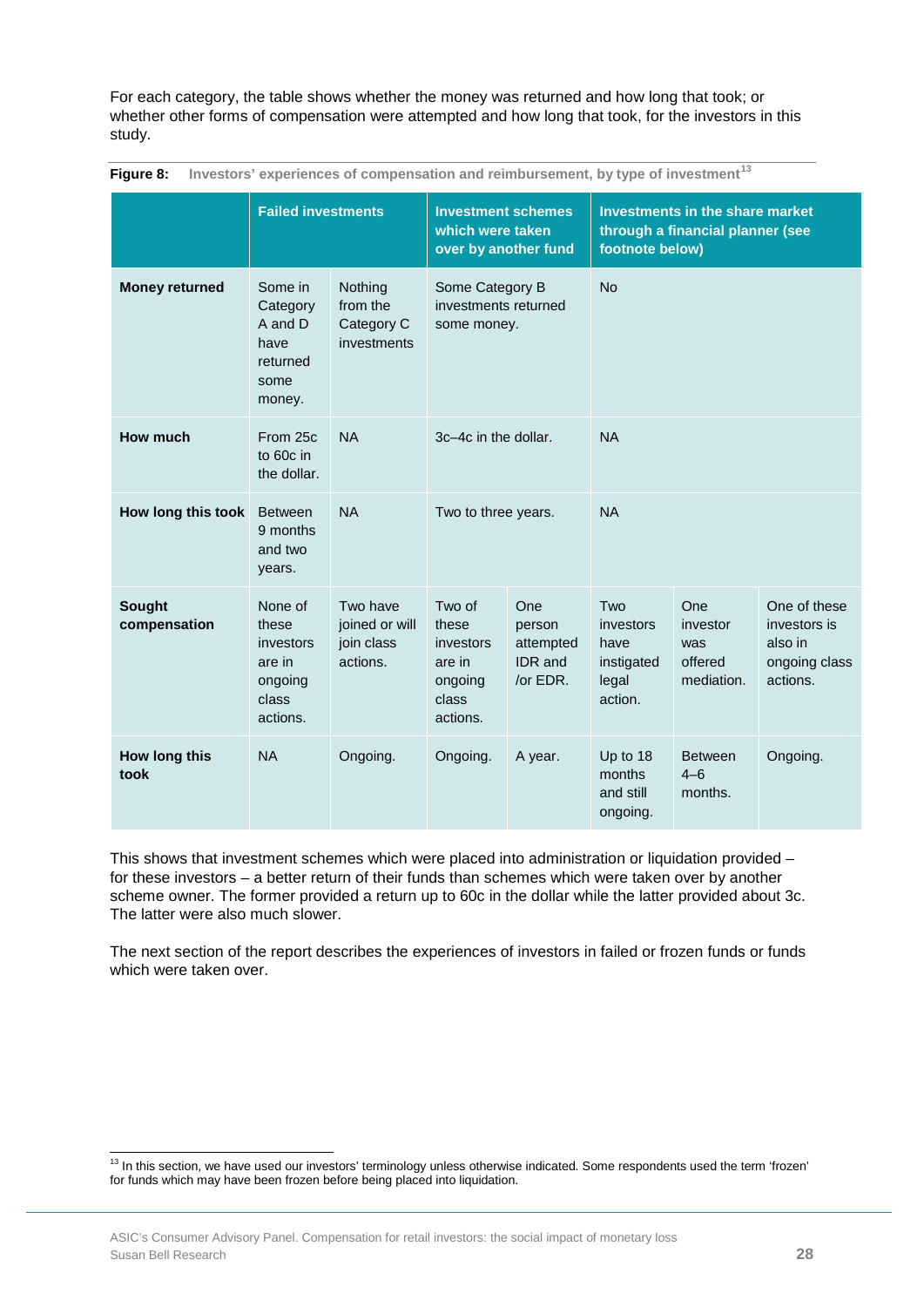For each category, the table shows whether the money was returned and how long that took; or whether other forms of compensation were attempted and how long that took, for the investors in this study.

**Figure 8:** Investors' experiences of compensation and reimbursement, by type of investment[13]

| | Failed investments | | Investment schemes which were taken over by another fund | | Investments in the share market through a financial planner (see footnote below) | | |
|---|---|---|---|---|---|---|---|
| **Money returned** | Some in Category A and D have returned some money. | Nothing from the Category C investments | Some Category B investments returned some money. | | No | | |
| **How much** | From 25c to 60c in the dollar. | NA | 3c–4c in the dollar. | | NA | | |
| **How long this took** | Between 9 months and two years. | NA | Two to three years. | | NA | | |
| **Sought compensation** | None of these investors are in ongoing class actions. | Two have joined or will join class actions. | Two of these investors are in ongoing class actions. | One person attempted IDR and /or EDR. | Two investors have instigated legal action. | One investor was offered mediation. | One of these investors is also in ongoing class actions. |
| **How long this took** | NA | Ongoing. | Ongoing. | A year. | Up to 18 months and still ongoing. | Between 4–6 months. | Ongoing. |

This shows that investment schemes which were placed into administration or liquidation provided – for these investors – a better return of their funds than schemes which were taken over by another scheme owner. The former provided a return up to 60c in the dollar while the latter provided about 3c. The latter were also much slower.

The next section of the report describes the experiences of investors in failed or frozen funds or funds which were taken over.

[13] In this section, we have used our investors' terminology unless otherwise indicated. Some respondents used the term 'frozen' for funds which may have been frozen before being placed into liquidation.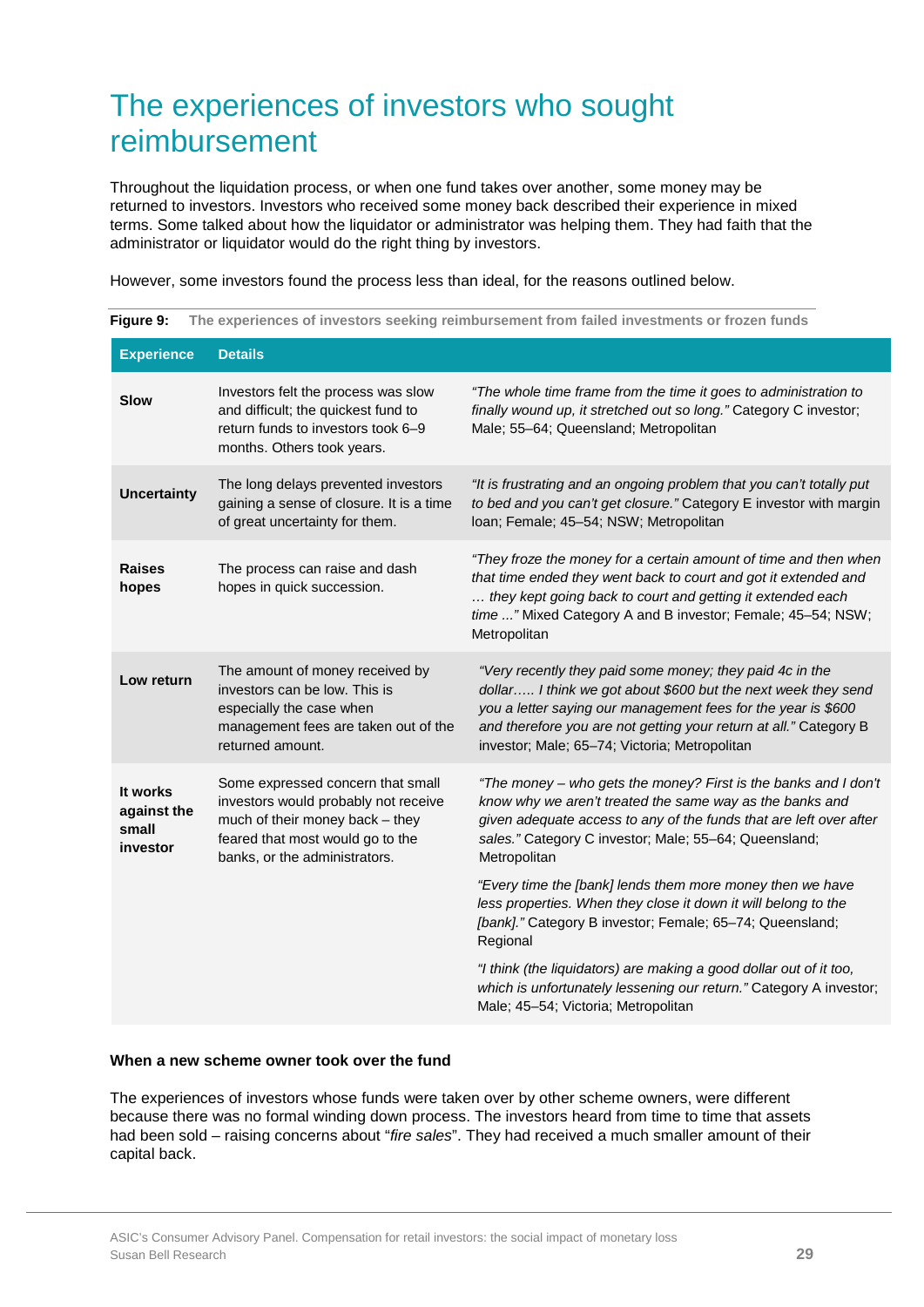# The experiences of investors who sought reimbursement

Throughout the liquidation process, or when one fund takes over another, some money may be returned to investors. Investors who received some money back described their experience in mixed terms. Some talked about how the liquidator or administrator was helping them. They had faith that the administrator or liquidator would do the right thing by investors.

However, some investors found the process less than ideal, for the reasons outlined below.

**Figure 9:** The experiences of investors seeking reimbursement from failed investments or frozen funds

| Experience | Details | |
|---|---|---|
| **Slow** | Investors felt the process was slow and difficult; the quickest fund to return funds to investors took 6–9 months. Others took years. | *"The whole time frame from the time it goes to administration to finally wound up, it stretched out so long."* Category C investor; Male; 55–64; Queensland; Metropolitan |
| **Uncertainty** | The long delays prevented investors gaining a sense of closure. It is a time of great uncertainty for them. | *"It is frustrating and an ongoing problem that you can't totally put to bed and you can't get closure."* Category E investor with margin loan; Female; 45–54; NSW; Metropolitan |
| **Raises hopes** | The process can raise and dash hopes in quick succession. | *"They froze the money for a certain amount of time and then when that time ended they went back to court and got it extended and … they kept going back to court and getting it extended each time ..."* Mixed Category A and B investor; Female; 45–54; NSW; Metropolitan |
| **Low return** | The amount of money received by investors can be low. This is especially the case when management fees are taken out of the returned amount. | *"Very recently they paid some money; they paid 4c in the dollar….. I think we got about $600 but the next week they send you a letter saying our management fees for the year is $600 and therefore you are not getting your return at all."* Category B investor; Male; 65–74; Victoria; Metropolitan |
| **It works against the small investor** | Some expressed concern that small investors would probably not receive much of their money back – they feared that most would go to the banks, or the administrators. | *"The money – who gets the money? First is the banks and I don't know why we aren't treated the same way as the banks and given adequate access to any of the funds that are left over after sales."* Category C investor; Male; 55–64; Queensland; Metropolitan<br><br>*"Every time the [bank] lends them more money then we have less properties. When they close it down it will belong to the [bank]."* Category B investor; Female; 65–74; Queensland; Regional<br><br>*"I think (the liquidators) are making a good dollar out of it too, which is unfortunately lessening our return."* Category A investor; Male; 45–54; Victoria; Metropolitan |

**When a new scheme owner took over the fund**

The experiences of investors whose funds were taken over by other scheme owners, were different because there was no formal winding down process. The investors heard from time to time that assets had been sold – raising concerns about "*fire sales*". They had received a much smaller amount of their capital back.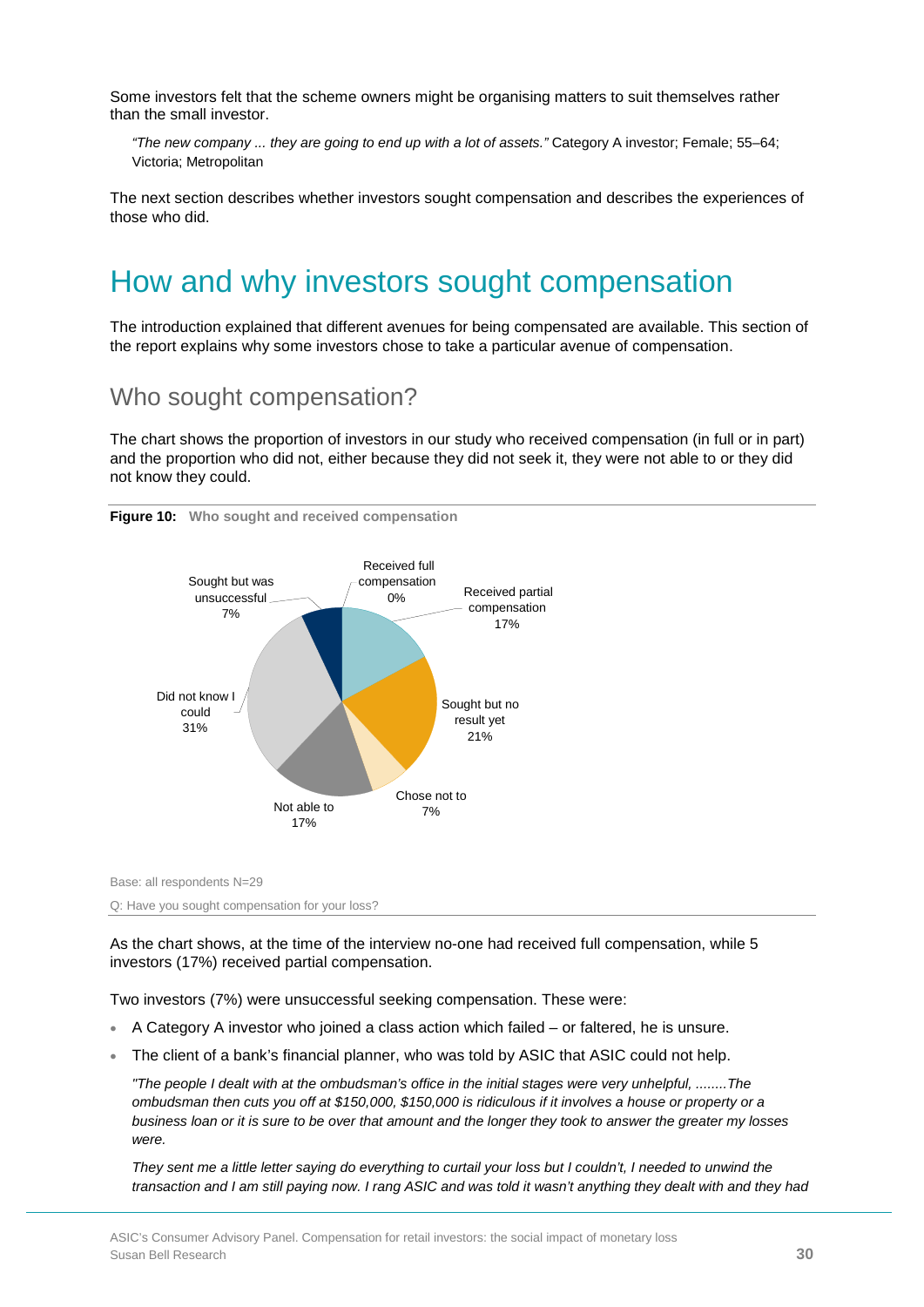Some investors felt that the scheme owners might be organising matters to suit themselves rather than the small investor.

> *"The new company ... they are going to end up with a lot of assets."* Category A investor; Female; 55–64; Victoria; Metropolitan

The next section describes whether investors sought compensation and describes the experiences of those who did.

# How and why investors sought compensation

The introduction explained that different avenues for being compensated are available. This section of the report explains why some investors chose to take a particular avenue of compensation.

## Who sought compensation?

The chart shows the proportion of investors in our study who received compensation (in full or in part) and the proportion who did not, either because they did not seek it, they were not able to or they did not know they could.

**Figure 10:** **Who sought and received compensation**

| Category | Percentage |
|---|---|
| Received full compensation | 0% |
| Received partial compensation | 17% |
| Sought but no result yet | 21% |
| Chose not to | 7% |
| Not able to | 17% |
| Did not know I could | 31% |
| Sought but was unsuccessful | 7% |

Base: all respondents N=29

Q: Have you sought compensation for your loss?

As the chart shows, at the time of the interview no-one had received full compensation, while 5 investors (17%) received partial compensation.

Two investors (7%) were unsuccessful seeking compensation. These were:

- A Category A investor who joined a class action which failed – or faltered, he is unsure.
- The client of a bank's financial planner, who was told by ASIC that ASIC could not help.

> *"The people I dealt with at the ombudsman's office in the initial stages were very unhelpful, ........The ombudsman then cuts you off at $150,000, $150,000 is ridiculous if it involves a house or property or a business loan or it is sure to be over that amount and the longer they took to answer the greater my losses were.*
>
> *They sent me a little letter saying do everything to curtail your loss but I couldn't, I needed to unwind the transaction and I am still paying now. I rang ASIC and was told it wasn't anything they dealt with and they had*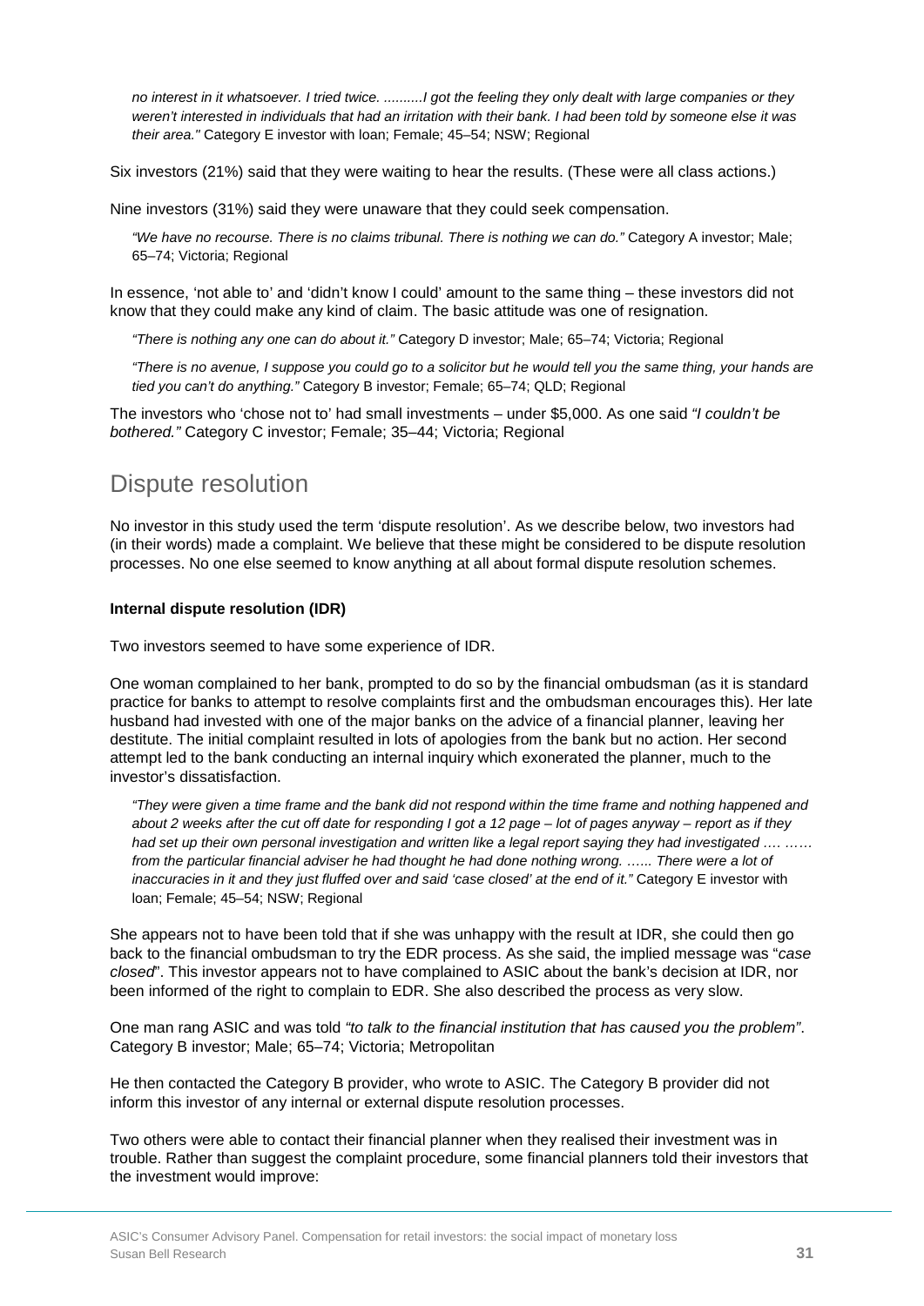*no interest in it whatsoever. I tried twice. ..........I got the feeling they only dealt with large companies or they weren't interested in individuals that had an irritation with their bank. I had been told by someone else it was their area."* Category E investor with loan; Female; 45–54; NSW; Regional

Six investors (21%) said that they were waiting to hear the results. (These were all class actions.)

Nine investors (31%) said they were unaware that they could seek compensation.

*"We have no recourse. There is no claims tribunal. There is nothing we can do."* Category A investor; Male; 65–74; Victoria; Regional

In essence, 'not able to' and 'didn't know I could' amount to the same thing – these investors did not know that they could make any kind of claim. The basic attitude was one of resignation.

*"There is nothing any one can do about it."* Category D investor; Male; 65–74; Victoria; Regional

*"There is no avenue, I suppose you could go to a solicitor but he would tell you the same thing, your hands are tied you can't do anything."* Category B investor; Female; 65–74; QLD; Regional

The investors who 'chose not to' had small investments – under $5,000. As one said *"I couldn't be bothered."* Category C investor; Female; 35–44; Victoria; Regional

## Dispute resolution

No investor in this study used the term 'dispute resolution'. As we describe below, two investors had (in their words) made a complaint. We believe that these might be considered to be dispute resolution processes. No one else seemed to know anything at all about formal dispute resolution schemes.

**Internal dispute resolution (IDR)**

Two investors seemed to have some experience of IDR.

One woman complained to her bank, prompted to do so by the financial ombudsman (as it is standard practice for banks to attempt to resolve complaints first and the ombudsman encourages this). Her late husband had invested with one of the major banks on the advice of a financial planner, leaving her destitute. The initial complaint resulted in lots of apologies from the bank but no action. Her second attempt led to the bank conducting an internal inquiry which exonerated the planner, much to the investor's dissatisfaction.

*"They were given a time frame and the bank did not respond within the time frame and nothing happened and about 2 weeks after the cut off date for responding I got a 12 page – lot of pages anyway – report as if they had set up their own personal investigation and written like a legal report saying they had investigated …. …… from the particular financial adviser he had thought he had done nothing wrong. …... There were a lot of inaccuracies in it and they just fluffed over and said 'case closed' at the end of it."* Category E investor with loan; Female; 45–54; NSW; Regional

She appears not to have been told that if she was unhappy with the result at IDR, she could then go back to the financial ombudsman to try the EDR process. As she said, the implied message was "*case closed*". This investor appears not to have complained to ASIC about the bank's decision at IDR, nor been informed of the right to complain to EDR. She also described the process as very slow.

One man rang ASIC and was told *"to talk to the financial institution that has caused you the problem"*. Category B investor; Male; 65–74; Victoria; Metropolitan

He then contacted the Category B provider, who wrote to ASIC. The Category B provider did not inform this investor of any internal or external dispute resolution processes.

Two others were able to contact their financial planner when they realised their investment was in trouble. Rather than suggest the complaint procedure, some financial planners told their investors that the investment would improve: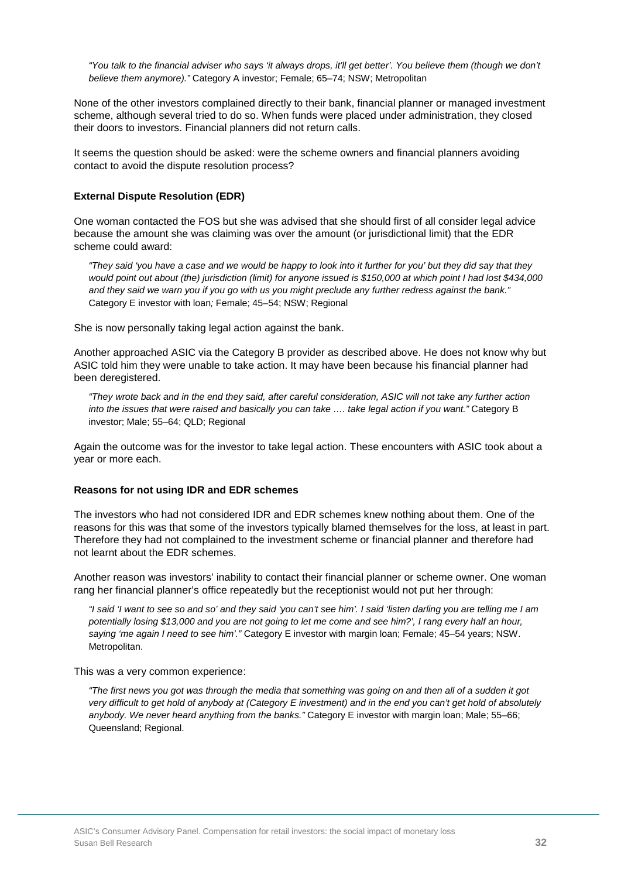*"You talk to the financial adviser who says 'it always drops, it'll get better'. You believe them (though we don't believe them anymore)."* Category A investor; Female; 65–74; NSW; Metropolitan

None of the other investors complained directly to their bank, financial planner or managed investment scheme, although several tried to do so. When funds were placed under administration, they closed their doors to investors. Financial planners did not return calls.

It seems the question should be asked: were the scheme owners and financial planners avoiding contact to avoid the dispute resolution process?

**External Dispute Resolution (EDR)**

One woman contacted the FOS but she was advised that she should first of all consider legal advice because the amount she was claiming was over the amount (or jurisdictional limit) that the EDR scheme could award:

> *"They said 'you have a case and we would be happy to look into it further for you' but they did say that they would point out about (the) jurisdiction (limit) for anyone issued is $150,000 at which point I had lost $434,000 and they said we warn you if you go with us you might preclude any further redress against the bank."* Category E investor with loan*;* Female; 45–54; NSW; Regional

She is now personally taking legal action against the bank.

Another approached ASIC via the Category B provider as described above. He does not know why but ASIC told him they were unable to take action. It may have been because his financial planner had been deregistered.

> *"They wrote back and in the end they said, after careful consideration, ASIC will not take any further action into the issues that were raised and basically you can take …. take legal action if you want."* Category B investor; Male; 55–64; QLD; Regional

Again the outcome was for the investor to take legal action. These encounters with ASIC took about a year or more each.

**Reasons for not using IDR and EDR schemes**

The investors who had not considered IDR and EDR schemes knew nothing about them. One of the reasons for this was that some of the investors typically blamed themselves for the loss, at least in part. Therefore they had not complained to the investment scheme or financial planner and therefore had not learnt about the EDR schemes.

Another reason was investors' inability to contact their financial planner or scheme owner. One woman rang her financial planner's office repeatedly but the receptionist would not put her through:

> *"I said 'I want to see so and so' and they said 'you can't see him'. I said 'listen darling you are telling me I am potentially losing $13,000 and you are not going to let me come and see him?', I rang every half an hour, saying 'me again I need to see him'."* Category E investor with margin loan; Female; 45–54 years; NSW. Metropolitan.

This was a very common experience:

> *"The first news you got was through the media that something was going on and then all of a sudden it got very difficult to get hold of anybody at (Category E investment) and in the end you can't get hold of absolutely anybody. We never heard anything from the banks."* Category E investor with margin loan; Male; 55–66; Queensland; Regional.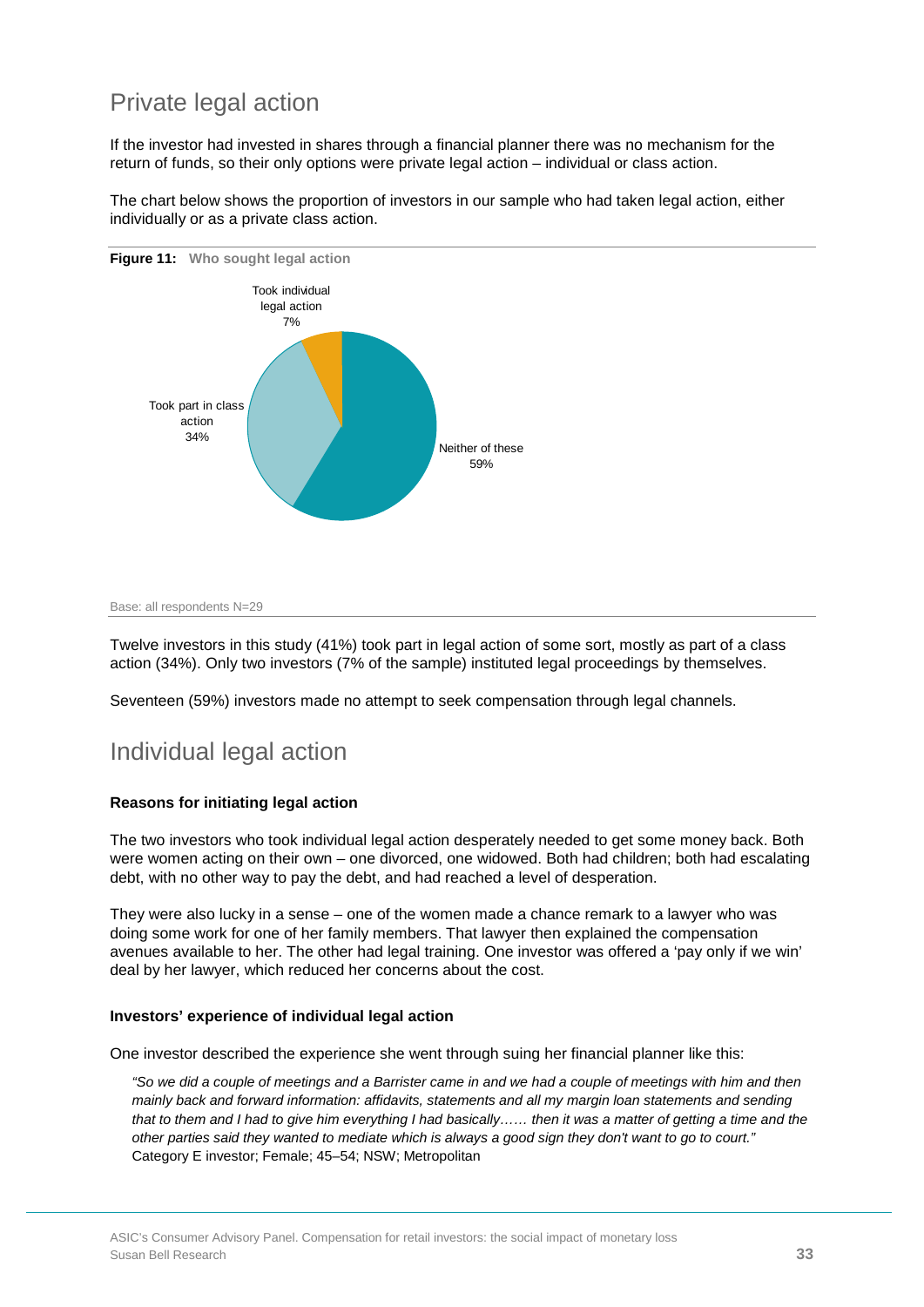## Private legal action

If the investor had invested in shares through a financial planner there was no mechanism for the return of funds, so their only options were private legal action – individual or class action.

The chart below shows the proportion of investors in our sample who had taken legal action, either individually or as a private class action.

**Figure 11: Who sought legal action**

Took individual legal action 7%

Took part in class action 34%

Neither of these 59%

Base: all respondents N=29

Twelve investors in this study (41%) took part in legal action of some sort, mostly as part of a class action (34%). Only two investors (7% of the sample) instituted legal proceedings by themselves.

Seventeen (59%) investors made no attempt to seek compensation through legal channels.

## Individual legal action

**Reasons for initiating legal action**

The two investors who took individual legal action desperately needed to get some money back. Both were women acting on their own – one divorced, one widowed. Both had children; both had escalating debt, with no other way to pay the debt, and had reached a level of desperation.

They were also lucky in a sense – one of the women made a chance remark to a lawyer who was doing some work for one of her family members. That lawyer then explained the compensation avenues available to her. The other had legal training. One investor was offered a 'pay only if we win' deal by her lawyer, which reduced her concerns about the cost.

**Investors' experience of individual legal action**

One investor described the experience she went through suing her financial planner like this:

> *"So we did a couple of meetings and a Barrister came in and we had a couple of meetings with him and then mainly back and forward information: affidavits, statements and all my margin loan statements and sending that to them and I had to give him everything I had basically…… then it was a matter of getting a time and the other parties said they wanted to mediate which is always a good sign they don't want to go to court."*
> Category E investor; Female; 45–54; NSW; Metropolitan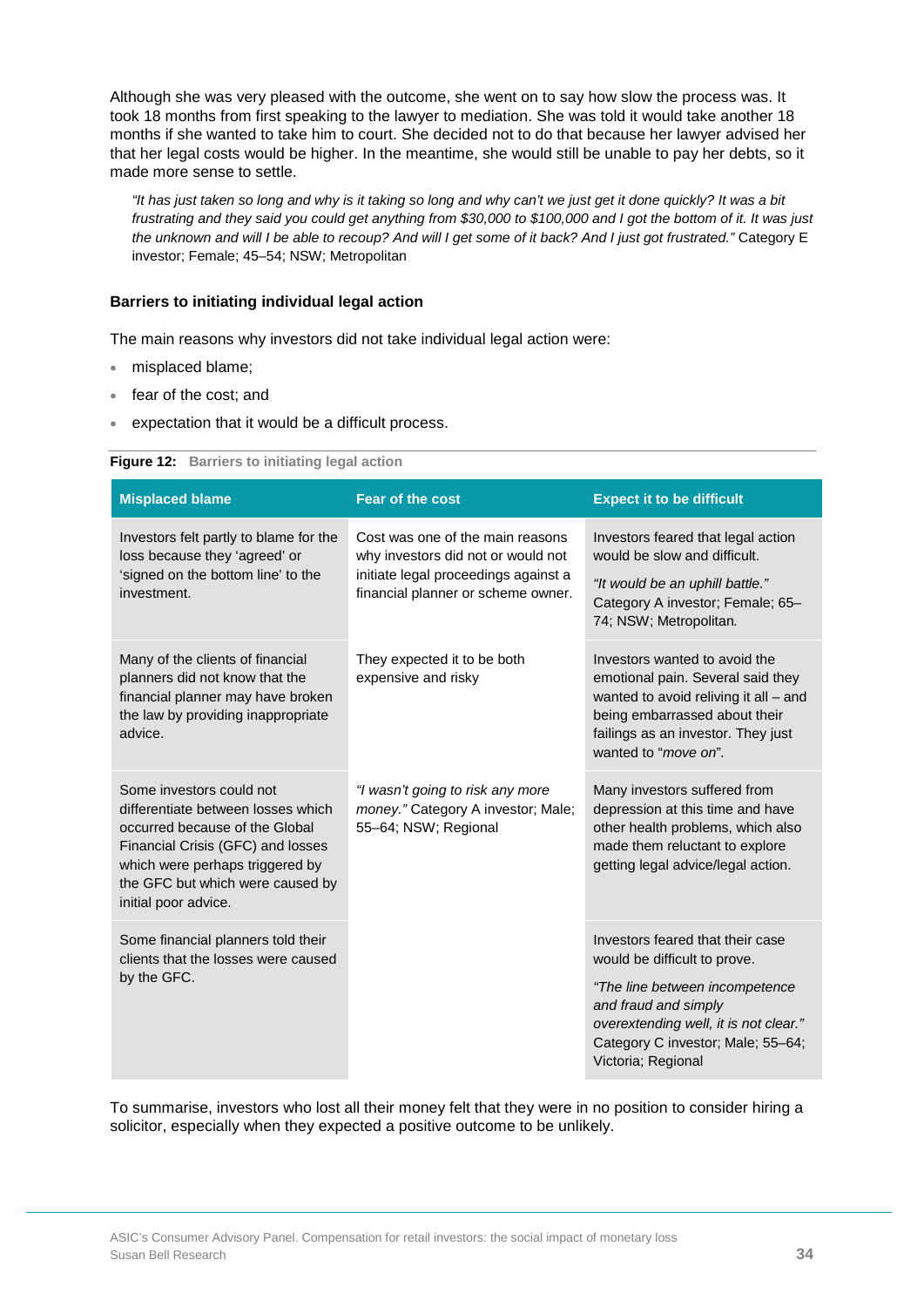Although she was very pleased with the outcome, she went on to say how slow the process was. It took 18 months from first speaking to the lawyer to mediation. She was told it would take another 18 months if she wanted to take him to court. She decided not to do that because her lawyer advised her that her legal costs would be higher. In the meantime, she would still be unable to pay her debts, so it made more sense to settle.

> *"It has just taken so long and why is it taking so long and why can't we just get it done quickly? It was a bit frustrating and they said you could get anything from $30,000 to $100,000 and I got the bottom of it. It was just the unknown and will I be able to recoup? And will I get some of it back? And I just got frustrated."* Category E investor; Female; 45–54; NSW; Metropolitan

**Barriers to initiating individual legal action**

The main reasons why investors did not take individual legal action were:

- misplaced blame;
- fear of the cost; and
- expectation that it would be a difficult process.

**Figure 12:** Barriers to initiating legal action

| Misplaced blame | Fear of the cost | Expect it to be difficult |
|---|---|---|
| Investors felt partly to blame for the loss because they 'agreed' or 'signed on the bottom line' to the investment. | Cost was one of the main reasons why investors did not or would not initiate legal proceedings against a financial planner or scheme owner. | Investors feared that legal action would be slow and difficult. *"It would be an uphill battle."* Category A investor; Female; 65–74; NSW; Metropolitan. |
| Many of the clients of financial planners did not know that the financial planner may have broken the law by providing inappropriate advice. | They expected it to be both expensive and risky | Investors wanted to avoid the emotional pain. Several said they wanted to avoid reliving it all – and being embarrassed about their failings as an investor. They just wanted to "*move on*". |
| Some investors could not differentiate between losses which occurred because of the Global Financial Crisis (GFC) and losses which were perhaps triggered by the GFC but which were caused by initial poor advice. | *"I wasn't going to risk any more money."* Category A investor; Male; 55–64; NSW; Regional | Many investors suffered from depression at this time and have other health problems, which also made them reluctant to explore getting legal advice/legal action. |
| Some financial planners told their clients that the losses were caused by the GFC. | | Investors feared that their case would be difficult to prove. *"The line between incompetence and fraud and simply overextending well, it is not clear."* Category C investor; Male; 55–64; Victoria; Regional |

To summarise, investors who lost all their money felt that they were in no position to consider hiring a solicitor, especially when they expected a positive outcome to be unlikely.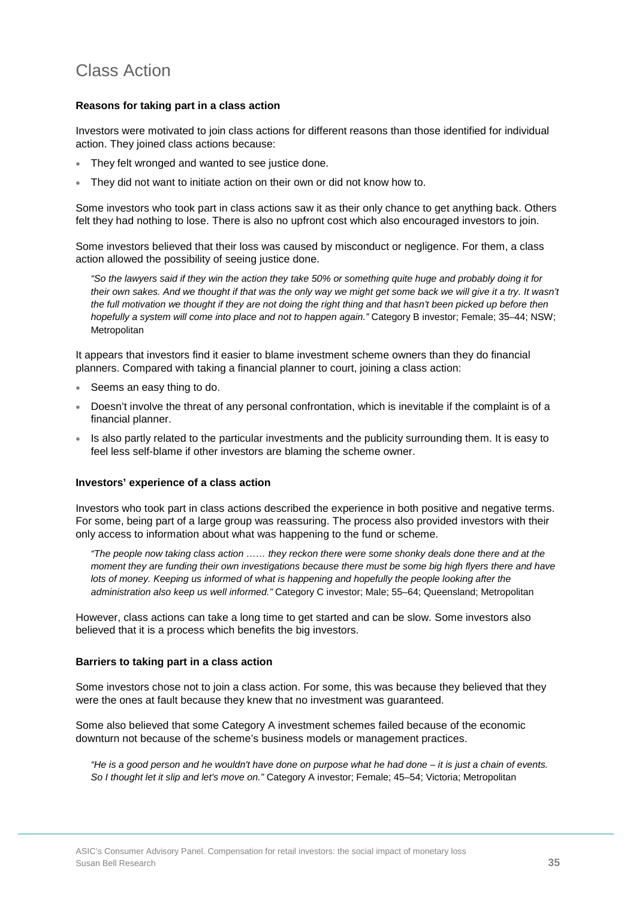# Class Action

**Reasons for taking part in a class action**

Investors were motivated to join class actions for different reasons than those identified for individual action. They joined class actions because:

- They felt wronged and wanted to see justice done.
- They did not want to initiate action on their own or did not know how to.

Some investors who took part in class actions saw it as their only chance to get anything back. Others felt they had nothing to lose. There is also no upfront cost which also encouraged investors to join.

Some investors believed that their loss was caused by misconduct or negligence. For them, a class action allowed the possibility of seeing justice done.

> *"So the lawyers said if they win the action they take 50% or something quite huge and probably doing it for their own sakes. And we thought if that was the only way we might get some back we will give it a try. It wasn't the full motivation we thought if they are not doing the right thing and that hasn't been picked up before then hopefully a system will come into place and not to happen again."* Category B investor; Female; 35–44; NSW; Metropolitan

It appears that investors find it easier to blame investment scheme owners than they do financial planners. Compared with taking a financial planner to court, joining a class action:

- Seems an easy thing to do.
- Doesn't involve the threat of any personal confrontation, which is inevitable if the complaint is of a financial planner.
- Is also partly related to the particular investments and the publicity surrounding them. It is easy to feel less self-blame if other investors are blaming the scheme owner.

**Investors' experience of a class action**

Investors who took part in class actions described the experience in both positive and negative terms. For some, being part of a large group was reassuring. The process also provided investors with their only access to information about what was happening to the fund or scheme.

> *"The people now taking class action …… they reckon there were some shonky deals done there and at the moment they are funding their own investigations because there must be some big high flyers there and have lots of money. Keeping us informed of what is happening and hopefully the people looking after the administration also keep us well informed."* Category C investor; Male; 55–64; Queensland; Metropolitan

However, class actions can take a long time to get started and can be slow. Some investors also believed that it is a process which benefits the big investors.

**Barriers to taking part in a class action**

Some investors chose not to join a class action. For some, this was because they believed that they were the ones at fault because they knew that no investment was guaranteed.

Some also believed that some Category A investment schemes failed because of the economic downturn not because of the scheme's business models or management practices.

> *"He is a good person and he wouldn't have done on purpose what he had done – it is just a chain of events. So I thought let it slip and let's move on."* Category A investor; Female; 45–54; Victoria; Metropolitan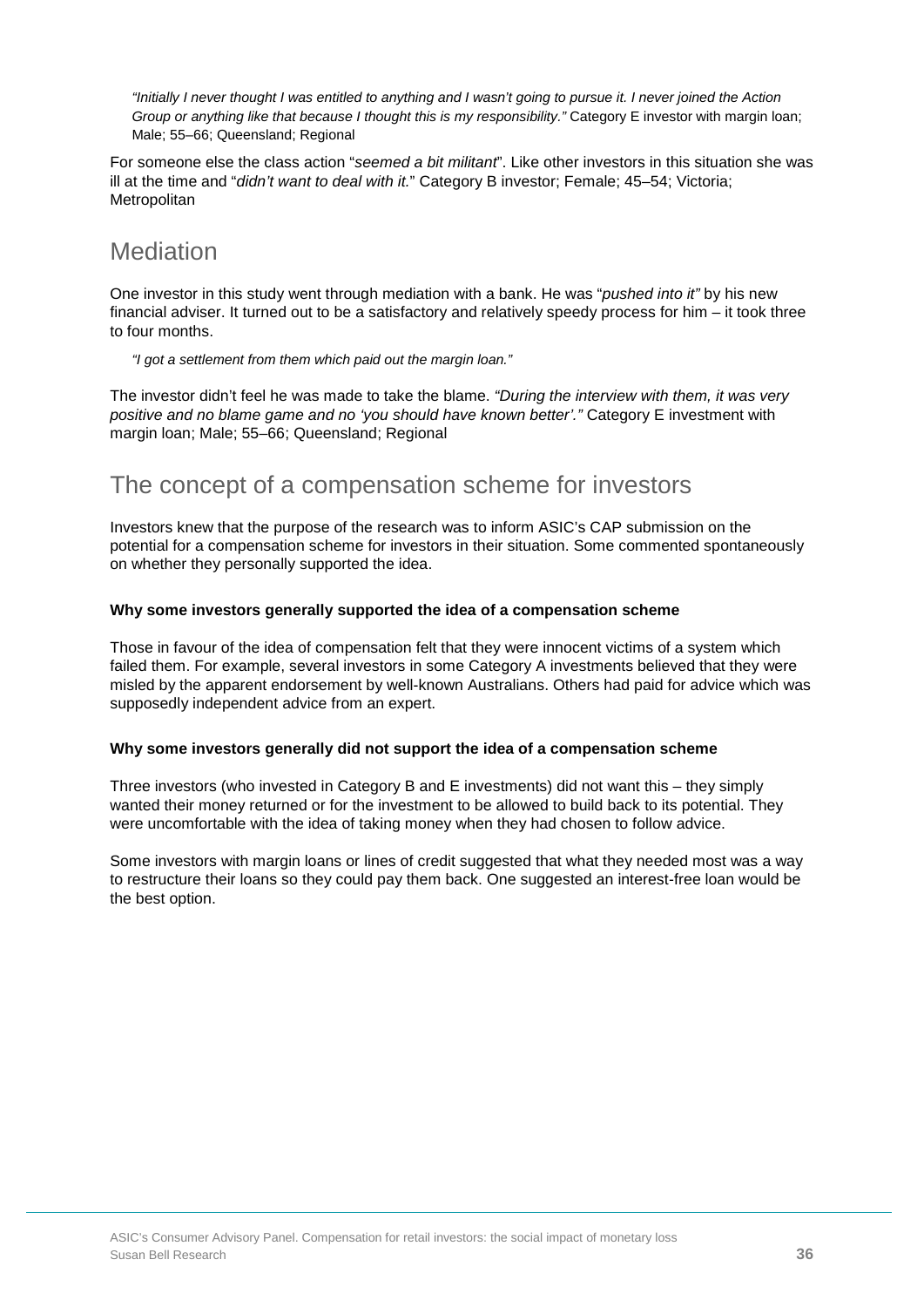> *"Initially I never thought I was entitled to anything and I wasn't going to pursue it. I never joined the Action Group or anything like that because I thought this is my responsibility."* Category E investor with margin loan; Male; 55–66; Queensland; Regional

For someone else the class action "*seemed a bit militant*". Like other investors in this situation she was ill at the time and "*didn't want to deal with it.*" Category B investor; Female; 45–54; Victoria; Metropolitan

## Mediation

One investor in this study went through mediation with a bank. He was "*pushed into it"* by his new financial adviser. It turned out to be a satisfactory and relatively speedy process for him – it took three to four months.

> *"I got a settlement from them which paid out the margin loan."*

The investor didn't feel he was made to take the blame. *"During the interview with them, it was very positive and no blame game and no 'you should have known better'."* Category E investment with margin loan; Male; 55–66; Queensland; Regional

## The concept of a compensation scheme for investors

Investors knew that the purpose of the research was to inform ASIC's CAP submission on the potential for a compensation scheme for investors in their situation. Some commented spontaneously on whether they personally supported the idea.

**Why some investors generally supported the idea of a compensation scheme**

Those in favour of the idea of compensation felt that they were innocent victims of a system which failed them. For example, several investors in some Category A investments believed that they were misled by the apparent endorsement by well-known Australians. Others had paid for advice which was supposedly independent advice from an expert.

**Why some investors generally did not support the idea of a compensation scheme**

Three investors (who invested in Category B and E investments) did not want this – they simply wanted their money returned or for the investment to be allowed to build back to its potential. They were uncomfortable with the idea of taking money when they had chosen to follow advice.

Some investors with margin loans or lines of credit suggested that what they needed most was a way to restructure their loans so they could pay them back. One suggested an interest-free loan would be the best option.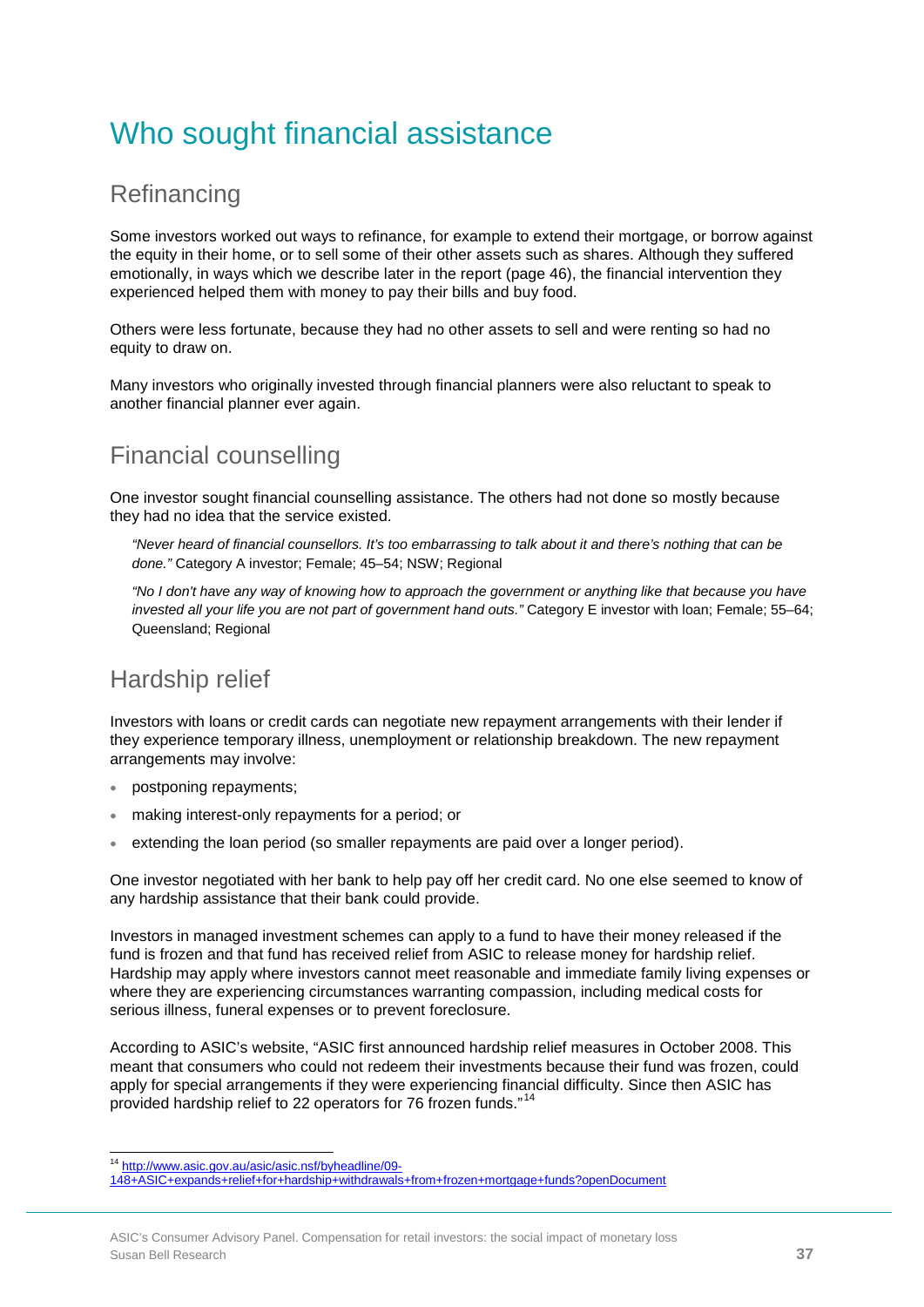# Who sought financial assistance

## Refinancing

Some investors worked out ways to refinance, for example to extend their mortgage, or borrow against the equity in their home, or to sell some of their other assets such as shares. Although they suffered emotionally, in ways which we describe later in the report (page 46), the financial intervention they experienced helped them with money to pay their bills and buy food.

Others were less fortunate, because they had no other assets to sell and were renting so had no equity to draw on.

Many investors who originally invested through financial planners were also reluctant to speak to another financial planner ever again.

## Financial counselling

One investor sought financial counselling assistance. The others had not done so mostly because they had no idea that the service existed.

> *"Never heard of financial counsellors. It's too embarrassing to talk about it and there's nothing that can be done."* Category A investor; Female; 45–54; NSW; Regional

> *"No I don't have any way of knowing how to approach the government or anything like that because you have invested all your life you are not part of government hand outs."* Category E investor with loan; Female; 55–64; Queensland; Regional

## Hardship relief

Investors with loans or credit cards can negotiate new repayment arrangements with their lender if they experience temporary illness, unemployment or relationship breakdown. The new repayment arrangements may involve:

- postponing repayments;
- making interest-only repayments for a period; or
- extending the loan period (so smaller repayments are paid over a longer period).

One investor negotiated with her bank to help pay off her credit card. No one else seemed to know of any hardship assistance that their bank could provide.

Investors in managed investment schemes can apply to a fund to have their money released if the fund is frozen and that fund has received relief from ASIC to release money for hardship relief. Hardship may apply where investors cannot meet reasonable and immediate family living expenses or where they are experiencing circumstances warranting compassion, including medical costs for serious illness, funeral expenses or to prevent foreclosure.

According to ASIC's website, "ASIC first announced hardship relief measures in October 2008. This meant that consumers who could not redeem their investments because their fund was frozen, could apply for special arrangements if they were experiencing financial difficulty. Since then ASIC has provided hardship relief to 22 operators for 76 frozen funds."[14]

[14] http://www.asic.gov.au/asic/asic.nsf/byheadline/09-148+ASIC+expands+relief+for+hardship+withdrawals+from+frozen+mortgage+funds?openDocument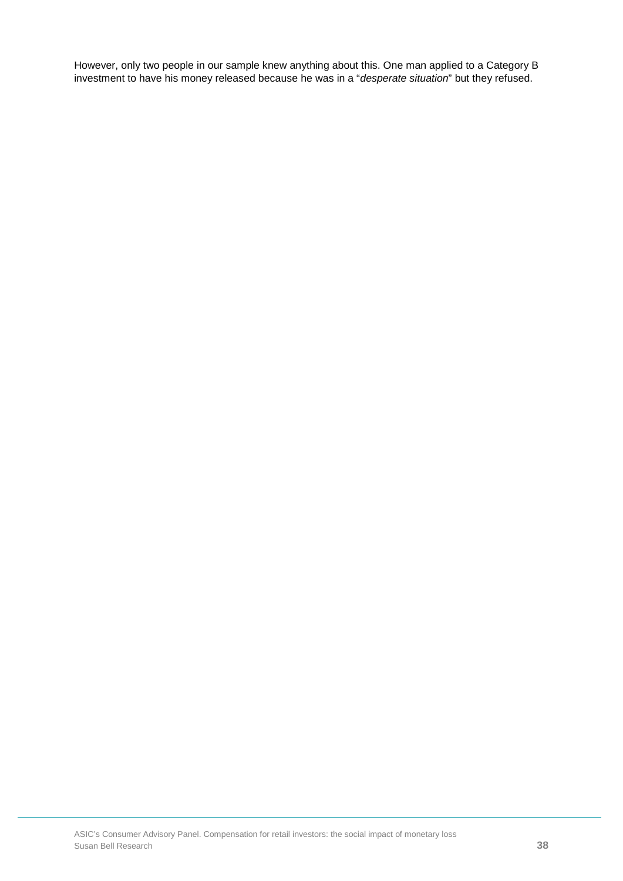However, only two people in our sample knew anything about this. One man applied to a Category B investment to have his money released because he was in a "*desperate situation*" but they refused.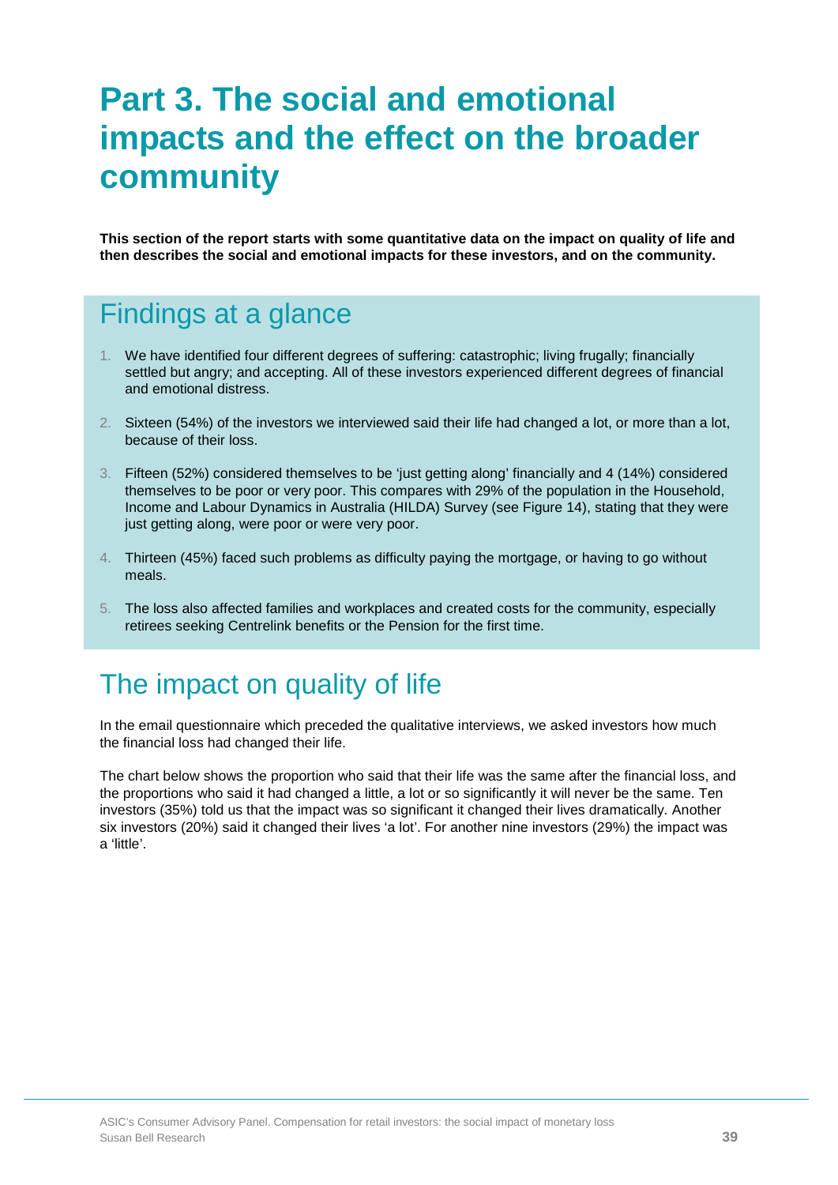# Part 3. The social and emotional impacts and the effect on the broader community

**This section of the report starts with some quantitative data on the impact on quality of life and then describes the social and emotional impacts for these investors, and on the community.**

## Findings at a glance

1. We have identified four different degrees of suffering: catastrophic; living frugally; financially settled but angry; and accepting. All of these investors experienced different degrees of financial and emotional distress.
2. Sixteen (54%) of the investors we interviewed said their life had changed a lot, or more than a lot, because of their loss.
3. Fifteen (52%) considered themselves to be 'just getting along' financially and 4 (14%) considered themselves to be poor or very poor. This compares with 29% of the population in the Household, Income and Labour Dynamics in Australia (HILDA) Survey (see Figure 14), stating that they were just getting along, were poor or were very poor.
4. Thirteen (45%) faced such problems as difficulty paying the mortgage, or having to go without meals.
5. The loss also affected families and workplaces and created costs for the community, especially retirees seeking Centrelink benefits or the Pension for the first time.

## The impact on quality of life

In the email questionnaire which preceded the qualitative interviews, we asked investors how much the financial loss had changed their life.

The chart below shows the proportion who said that their life was the same after the financial loss, and the proportions who said it had changed a little, a lot or so significantly it will never be the same. Ten investors (35%) told us that the impact was so significant it changed their lives dramatically. Another six investors (20%) said it changed their lives 'a lot'. For another nine investors (29%) the impact was a 'little'.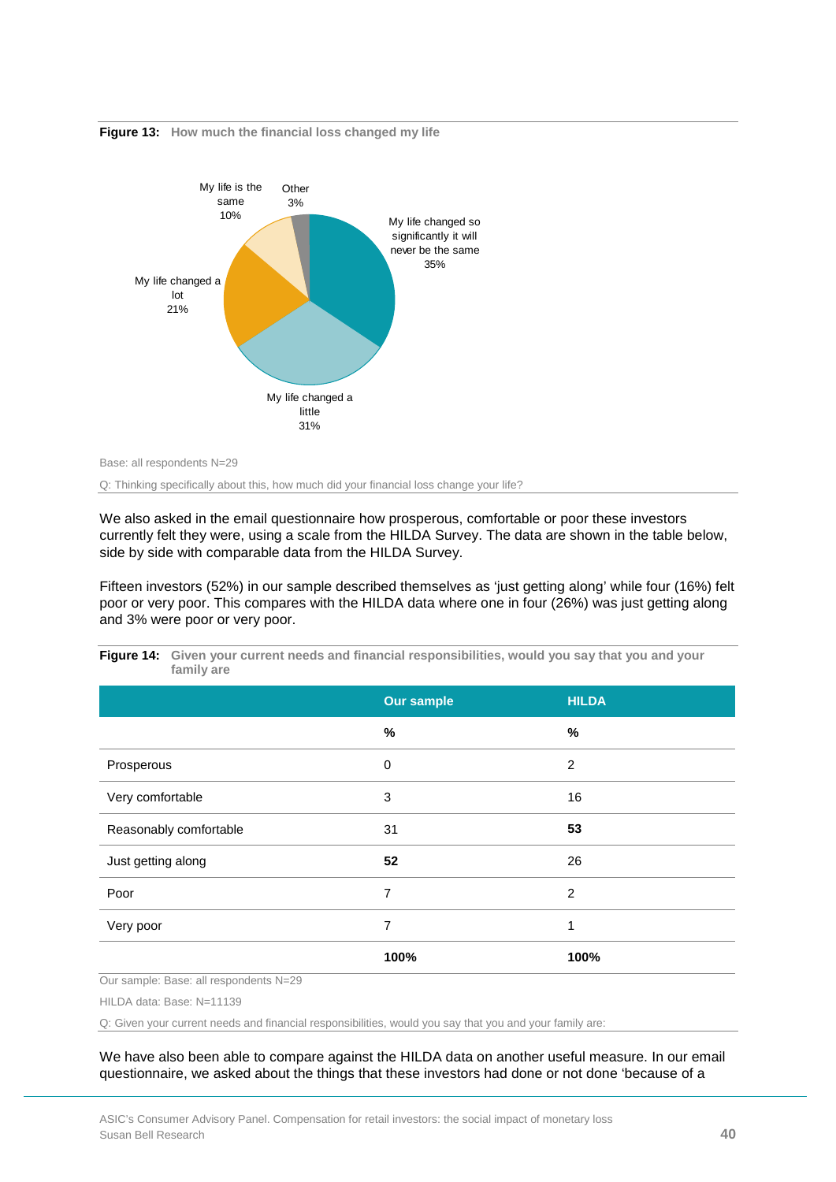**Figure 13:** How much the financial loss changed my life

My life changed so significantly it will never be the same 35%

My life changed a little 31%

My life changed a lot 21%

My life is the same 10%

Other 3%

Base: all respondents N=29

Q: Thinking specifically about this, how much did your financial loss change your life?

We also asked in the email questionnaire how prosperous, comfortable or poor these investors currently felt they were, using a scale from the HILDA Survey. The data are shown in the table below, side by side with comparable data from the HILDA Survey.

Fifteen investors (52%) in our sample described themselves as 'just getting along' while four (16%) felt poor or very poor. This compares with the HILDA data where one in four (26%) was just getting along and 3% were poor or very poor.

**Figure 14:** Given your current needs and financial responsibilities, would you say that you and your family are

| | Our sample | HILDA |
|---|---|---|
| | **%** | **%** |
| Prosperous | 0 | 2 |
| Very comfortable | 3 | 16 |
| Reasonably comfortable | 31 | **53** |
| Just getting along | **52** | 26 |
| Poor | 7 | 2 |
| Very poor | 7 | 1 |
| | **100%** | **100%** |

Our sample: Base: all respondents N=29

HILDA data: Base: N=11139

Q: Given your current needs and financial responsibilities, would you say that you and your family are:

We have also been able to compare against the HILDA data on another useful measure. In our email questionnaire, we asked about the things that these investors had done or not done 'because of a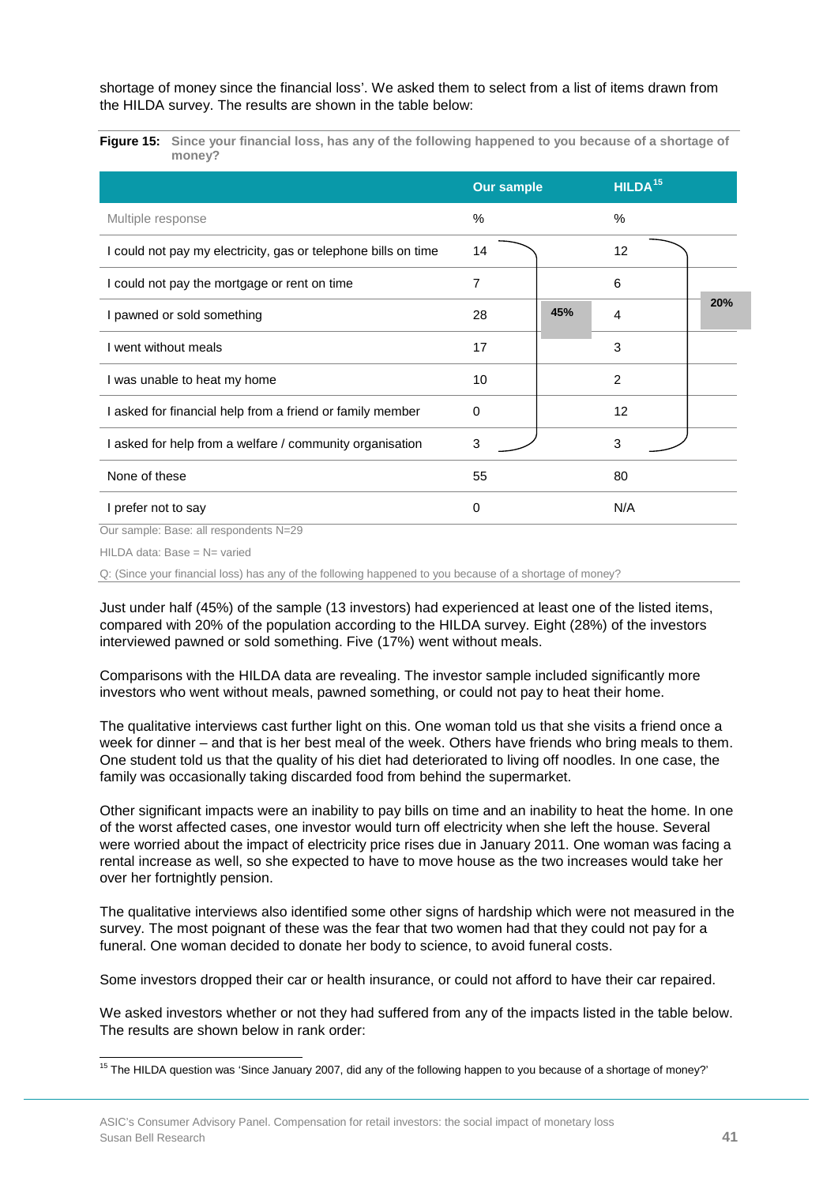shortage of money since the financial loss'. We asked them to select from a list of items drawn from the HILDA survey. The results are shown in the table below:

**Figure 15: Since your financial loss, has any of the following happened to you because of a shortage of money?**

| | Our sample | | HILDA[15] | |
|---|---|---|---|---|
| Multiple response | % | | % | |
| I could not pay my electricity, gas or telephone bills on time | 14 | 45% | 12 | 20% |
| I could not pay the mortgage or rent on time | 7 | | 6 | |
| I pawned or sold something | 28 | | 4 | |
| I went without meals | 17 | | 3 | |
| I was unable to heat my home | 10 | | 2 | |
| I asked for financial help from a friend or family member | 0 | | 12 | |
| I asked for help from a welfare / community organisation | 3 | | 3 | |
| None of these | 55 | | 80 | |
| I prefer not to say | 0 | | N/A | |

Our sample: Base: all respondents N=29

HILDA data: Base = N= varied

Q: (Since your financial loss) has any of the following happened to you because of a shortage of money?

Just under half (45%) of the sample (13 investors) had experienced at least one of the listed items, compared with 20% of the population according to the HILDA survey. Eight (28%) of the investors interviewed pawned or sold something. Five (17%) went without meals.

Comparisons with the HILDA data are revealing. The investor sample included significantly more investors who went without meals, pawned something, or could not pay to heat their home.

The qualitative interviews cast further light on this. One woman told us that she visits a friend once a week for dinner – and that is her best meal of the week. Others have friends who bring meals to them. One student told us that the quality of his diet had deteriorated to living off noodles. In one case, the family was occasionally taking discarded food from behind the supermarket.

Other significant impacts were an inability to pay bills on time and an inability to heat the home. In one of the worst affected cases, one investor would turn off electricity when she left the house. Several were worried about the impact of electricity price rises due in January 2011. One woman was facing a rental increase as well, so she expected to have to move house as the two increases would take her over her fortnightly pension.

The qualitative interviews also identified some other signs of hardship which were not measured in the survey. The most poignant of these was the fear that two women had that they could not pay for a funeral. One woman decided to donate her body to science, to avoid funeral costs.

Some investors dropped their car or health insurance, or could not afford to have their car repaired.

We asked investors whether or not they had suffered from any of the impacts listed in the table below. The results are shown below in rank order:

[15] The HILDA question was 'Since January 2007, did any of the following happen to you because of a shortage of money?'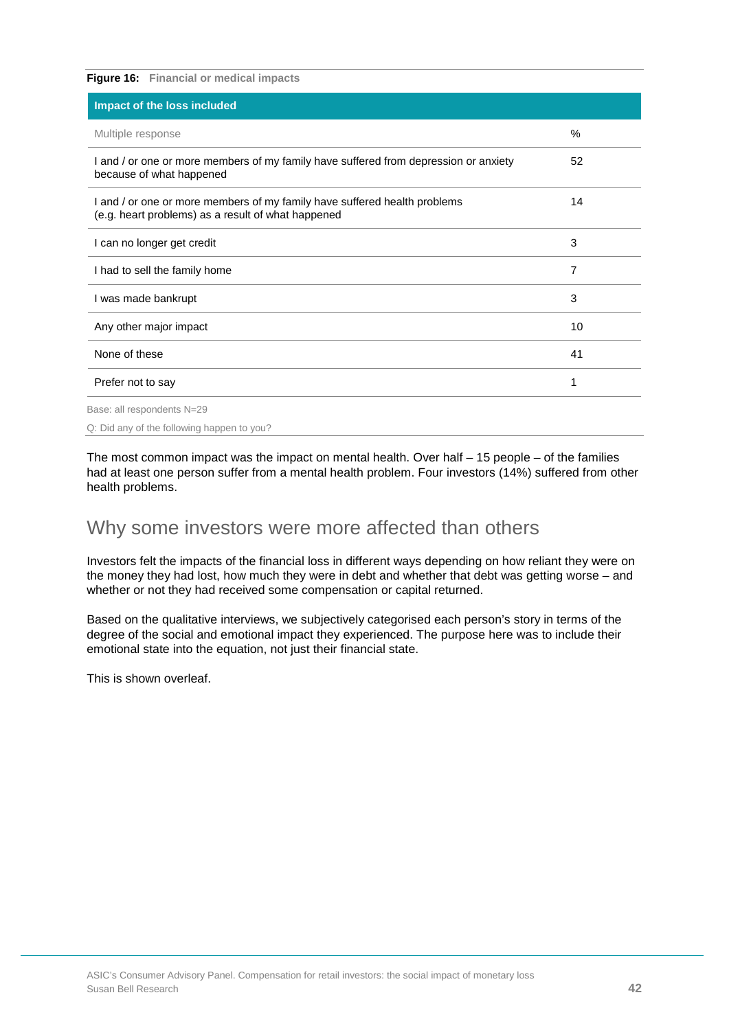**Figure 16:** Financial or medical impacts

| Impact of the loss included | |
|---|---|
| Multiple response | % |
| I and / or one or more members of my family have suffered from depression or anxiety because of what happened | 52 |
| I and / or one or more members of my family have suffered health problems (e.g. heart problems) as a result of what happened | 14 |
| I can no longer get credit | 3 |
| I had to sell the family home | 7 |
| I was made bankrupt | 3 |
| Any other major impact | 10 |
| None of these | 41 |
| Prefer not to say | 1 |

Base: all respondents N=29

Q: Did any of the following happen to you?

The most common impact was the impact on mental health. Over half – 15 people – of the families had at least one person suffer from a mental health problem. Four investors (14%) suffered from other health problems.

## Why some investors were more affected than others

Investors felt the impacts of the financial loss in different ways depending on how reliant they were on the money they had lost, how much they were in debt and whether that debt was getting worse – and whether or not they had received some compensation or capital returned.

Based on the qualitative interviews, we subjectively categorised each person's story in terms of the degree of the social and emotional impact they experienced. The purpose here was to include their emotional state into the equation, not just their financial state.

This is shown overleaf.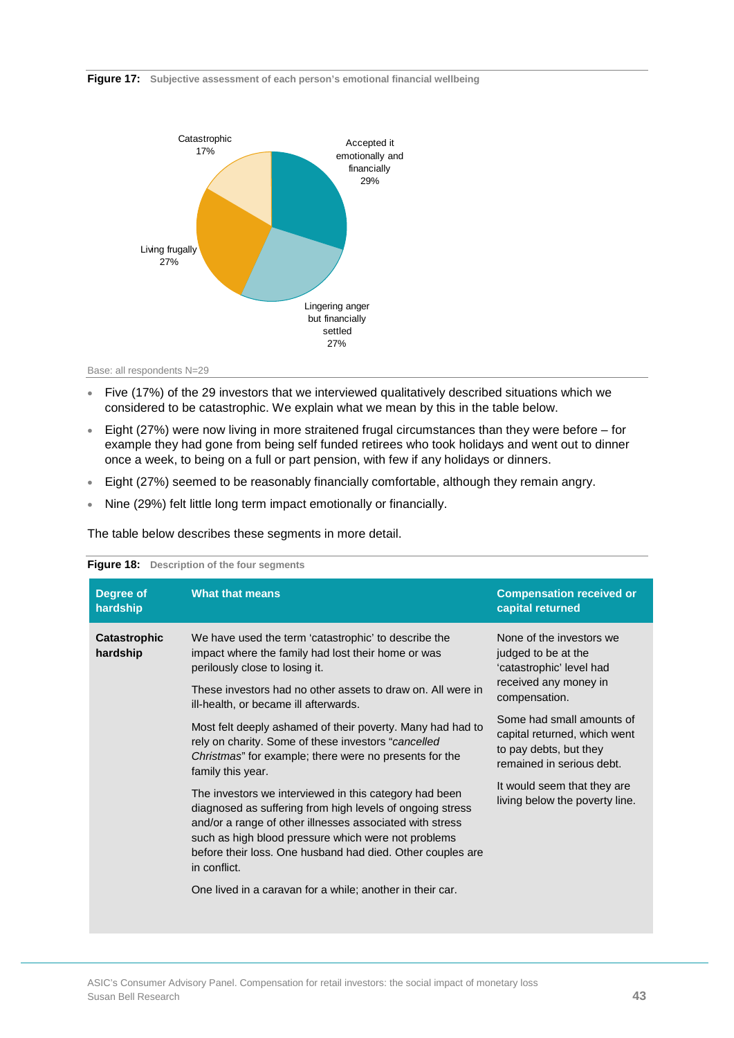**Figure 17:** Subjective assessment of each person's emotional financial wellbeing

Base: all respondents N=29

- Five (17%) of the 29 investors that we interviewed qualitatively described situations which we considered to be catastrophic. We explain what we mean by this in the table below.
- Eight (27%) were now living in more straitened frugal circumstances than they were before – for example they had gone from being self funded retirees who took holidays and went out to dinner once a week, to being on a full or part pension, with few if any holidays or dinners.
- Eight (27%) seemed to be reasonably financially comfortable, although they remain angry.
- Nine (29%) felt little long term impact emotionally or financially.

The table below describes these segments in more detail.

**Figure 18:** Description of the four segments

| Degree of hardship | What that means | Compensation received or capital returned |
|---|---|---|
| **Catastrophic hardship** | We have used the term 'catastrophic' to describe the impact where the family had lost their home or was perilously close to losing it.<br><br>These investors had no other assets to draw on. All were in ill-health, or became ill afterwards.<br><br>Most felt deeply ashamed of their poverty. Many had had to rely on charity. Some of these investors "*cancelled Christmas*" for example; there were no presents for the family this year.<br><br>The investors we interviewed in this category had been diagnosed as suffering from high levels of ongoing stress and/or a range of other illnesses associated with stress such as high blood pressure which were not problems before their loss. One husband had died. Other couples are in conflict.<br><br>One lived in a caravan for a while; another in their car. | None of the investors we judged to be at the 'catastrophic' level had received any money in compensation.<br><br>Some had small amounts of capital returned, which went to pay debts, but they remained in serious debt.<br><br>It would seem that they are living below the poverty line. |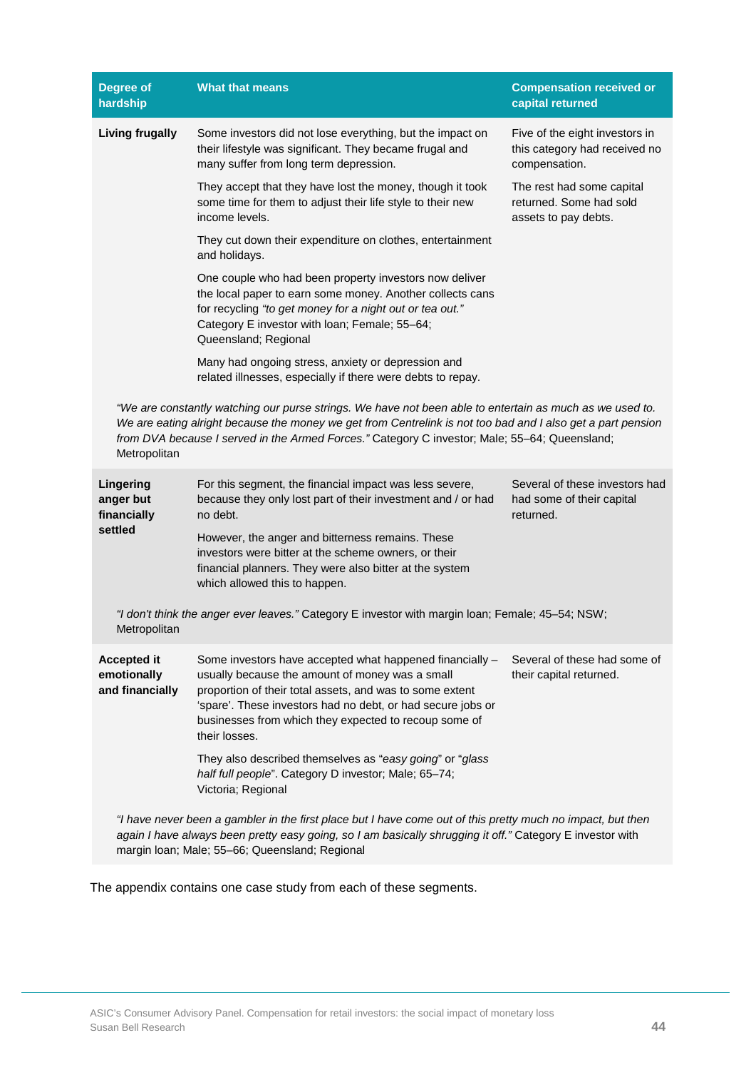| Degree of hardship | What that means | Compensation received or capital returned |
|---|---|---|
| **Living frugally** | Some investors did not lose everything, but the impact on their lifestyle was significant. They became frugal and many suffer from long term depression.<br><br>They accept that they have lost the money, though it took some time for them to adjust their life style to their new income levels.<br><br>They cut down their expenditure on clothes, entertainment and holidays.<br><br>One couple who had been property investors now deliver the local paper to earn some money. Another collects cans for recycling *"to get money for a night out or tea out."* Category E investor with loan; Female; 55–64; Queensland; Regional<br><br>Many had ongoing stress, anxiety or depression and related illnesses, especially if there were debts to repay. | Five of the eight investors in this category had received no compensation.<br><br>The rest had some capital returned. Some had sold assets to pay debts. |
| | *"We are constantly watching our purse strings. We have not been able to entertain as much as we used to. We are eating alright because the money we get from Centrelink is not too bad and I also get a part pension from DVA because I served in the Armed Forces."* Category C investor; Male; 55–64; Queensland; Metropolitan | |
| **Lingering anger but financially settled** | For this segment, the financial impact was less severe, because they only lost part of their investment and / or had no debt.<br><br>However, the anger and bitterness remains. These investors were bitter at the scheme owners, or their financial planners. They were also bitter at the system which allowed this to happen. | Several of these investors had had some of their capital returned. |
| | *"I don't think the anger ever leaves."* Category E investor with margin loan; Female; 45–54; NSW; Metropolitan | |
| **Accepted it emotionally and financially** | Some investors have accepted what happened financially – usually because the amount of money was a small proportion of their total assets, and was to some extent 'spare'. These investors had no debt, or had secure jobs or businesses from which they expected to recoup some of their losses.<br><br>They also described themselves as "*easy going*" or "*glass half full people*". Category D investor; Male; 65–74; Victoria; Regional | Several of these had some of their capital returned. |
| | *"I have never been a gambler in the first place but I have come out of this pretty much no impact, but then again I have always been pretty easy going, so I am basically shrugging it off."* Category E investor with margin loan; Male; 55–66; Queensland; Regional | |

The appendix contains one case study from each of these segments.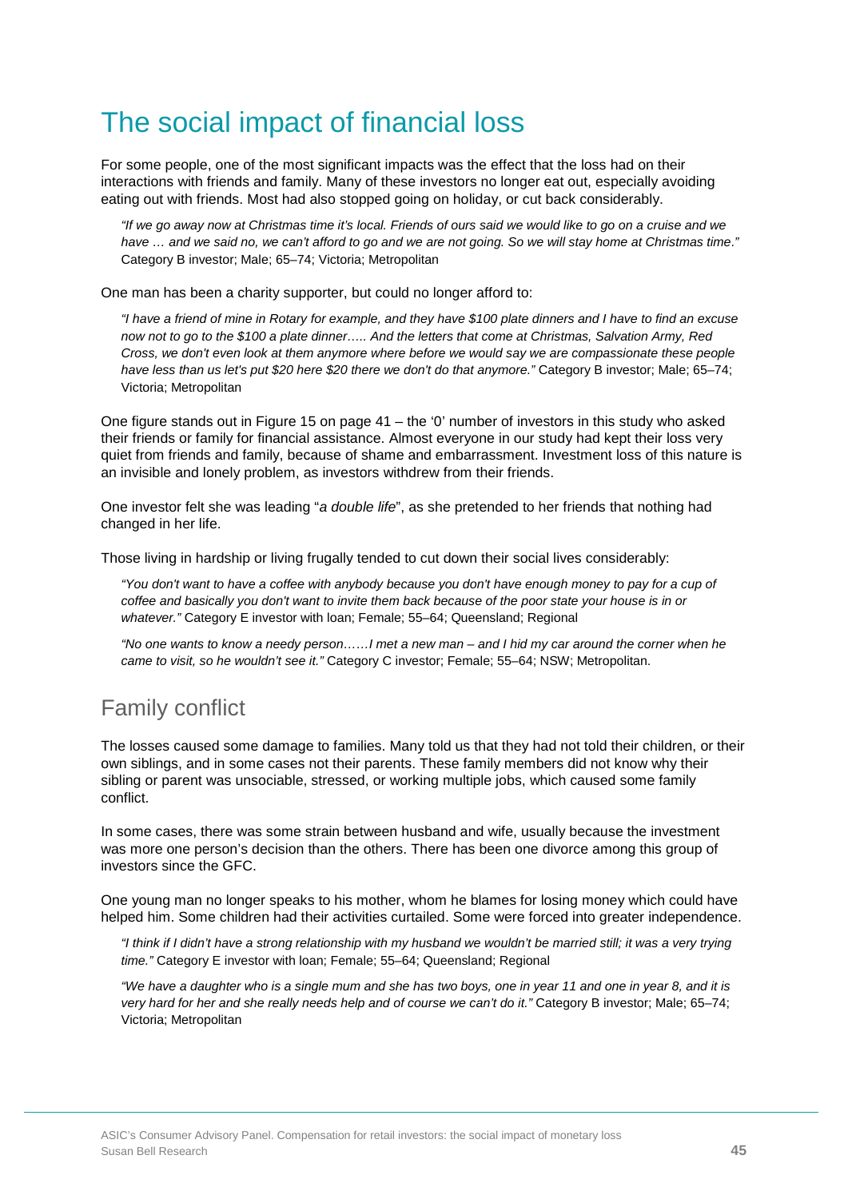# The social impact of financial loss

For some people, one of the most significant impacts was the effect that the loss had on their interactions with friends and family. Many of these investors no longer eat out, especially avoiding eating out with friends. Most had also stopped going on holiday, or cut back considerably.

> *"If we go away now at Christmas time it's local. Friends of ours said we would like to go on a cruise and we have … and we said no, we can't afford to go and we are not going. So we will stay home at Christmas time."* Category B investor; Male; 65–74; Victoria; Metropolitan

One man has been a charity supporter, but could no longer afford to:

> *"I have a friend of mine in Rotary for example, and they have $100 plate dinners and I have to find an excuse now not to go to the $100 a plate dinner….. And the letters that come at Christmas, Salvation Army, Red Cross, we don't even look at them anymore where before we would say we are compassionate these people have less than us let's put $20 here $20 there we don't do that anymore."* Category B investor; Male; 65–74; Victoria; Metropolitan

One figure stands out in Figure 15 on page 41 – the '0' number of investors in this study who asked their friends or family for financial assistance. Almost everyone in our study had kept their loss very quiet from friends and family, because of shame and embarrassment. Investment loss of this nature is an invisible and lonely problem, as investors withdrew from their friends.

One investor felt she was leading "*a double life*", as she pretended to her friends that nothing had changed in her life.

Those living in hardship or living frugally tended to cut down their social lives considerably:

> *"You don't want to have a coffee with anybody because you don't have enough money to pay for a cup of coffee and basically you don't want to invite them back because of the poor state your house is in or whatever."* Category E investor with loan; Female; 55–64; Queensland; Regional

> *"No one wants to know a needy person……I met a new man – and I hid my car around the corner when he came to visit, so he wouldn't see it."* Category C investor; Female; 55–64; NSW; Metropolitan.

## Family conflict

The losses caused some damage to families. Many told us that they had not told their children, or their own siblings, and in some cases not their parents. These family members did not know why their sibling or parent was unsociable, stressed, or working multiple jobs, which caused some family conflict.

In some cases, there was some strain between husband and wife, usually because the investment was more one person's decision than the others. There has been one divorce among this group of investors since the GFC.

One young man no longer speaks to his mother, whom he blames for losing money which could have helped him. Some children had their activities curtailed. Some were forced into greater independence.

> *"I think if I didn't have a strong relationship with my husband we wouldn't be married still; it was a very trying time."* Category E investor with loan; Female; 55–64; Queensland; Regional

> *"We have a daughter who is a single mum and she has two boys, one in year 11 and one in year 8, and it is very hard for her and she really needs help and of course we can't do it."* Category B investor; Male; 65–74; Victoria; Metropolitan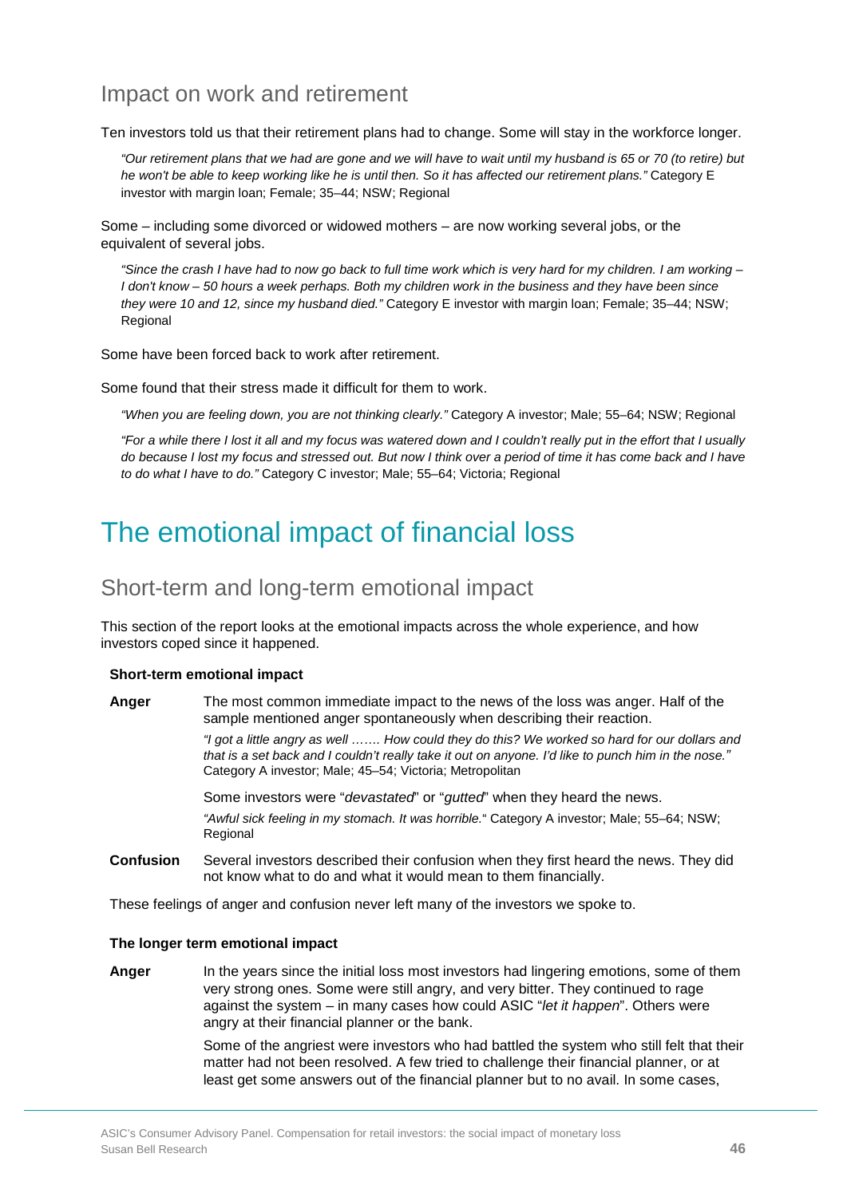## Impact on work and retirement

Ten investors told us that their retirement plans had to change. Some will stay in the workforce longer.

> *"Our retirement plans that we had are gone and we will have to wait until my husband is 65 or 70 (to retire) but he won't be able to keep working like he is until then. So it has affected our retirement plans."* Category E investor with margin loan; Female; 35–44; NSW; Regional

Some – including some divorced or widowed mothers – are now working several jobs, or the equivalent of several jobs.

> *"Since the crash I have had to now go back to full time work which is very hard for my children. I am working – I don't know – 50 hours a week perhaps. Both my children work in the business and they have been since they were 10 and 12, since my husband died."* Category E investor with margin loan; Female; 35–44; NSW; Regional

Some have been forced back to work after retirement.

Some found that their stress made it difficult for them to work.

> *"When you are feeling down, you are not thinking clearly."* Category A investor; Male; 55–64; NSW; Regional

> *"For a while there I lost it all and my focus was watered down and I couldn't really put in the effort that I usually do because I lost my focus and stressed out. But now I think over a period of time it has come back and I have to do what I have to do."* Category C investor; Male; 55–64; Victoria; Regional

# The emotional impact of financial loss

## Short-term and long-term emotional impact

This section of the report looks at the emotional impacts across the whole experience, and how investors coped since it happened.

**Short-term emotional impact**

**Anger** The most common immediate impact to the news of the loss was anger. Half of the sample mentioned anger spontaneously when describing their reaction.

> *"I got a little angry as well ……. How could they do this? We worked so hard for our dollars and that is a set back and I couldn't really take it out on anyone. I'd like to punch him in the nose."* Category A investor; Male; 45–54; Victoria; Metropolitan

Some investors were "*devastated*" or "*gutted*" when they heard the news.

> *"Awful sick feeling in my stomach. It was horrible."* Category A investor; Male; 55–64; NSW; Regional

**Confusion** Several investors described their confusion when they first heard the news. They did not know what to do and what it would mean to them financially.

These feelings of anger and confusion never left many of the investors we spoke to.

**The longer term emotional impact**

**Anger** In the years since the initial loss most investors had lingering emotions, some of them very strong ones. Some were still angry, and very bitter. They continued to rage against the system – in many cases how could ASIC "*let it happen*". Others were angry at their financial planner or the bank.

Some of the angriest were investors who had battled the system who still felt that their matter had not been resolved. A few tried to challenge their financial planner, or at least get some answers out of the financial planner but to no avail. In some cases,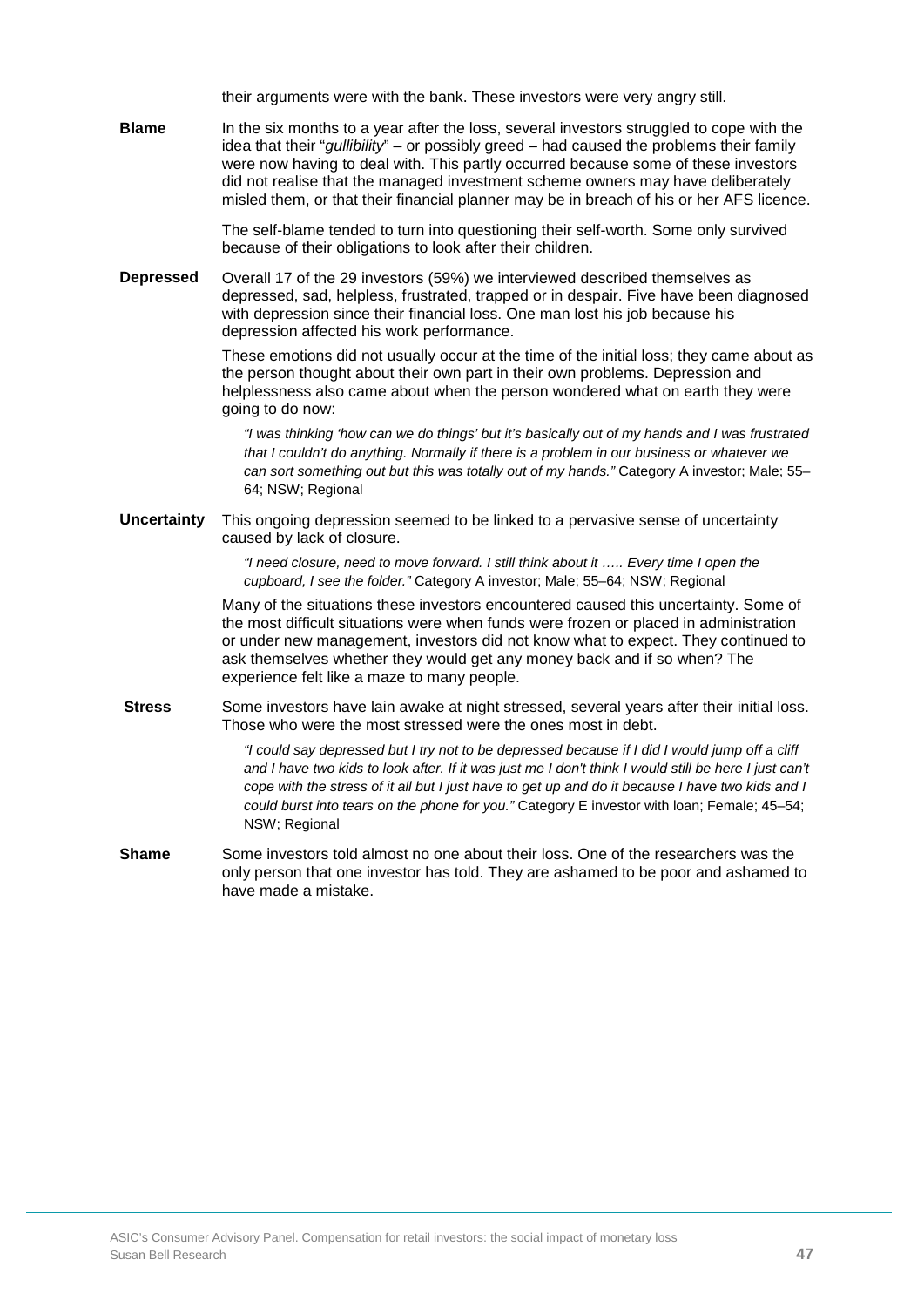their arguments were with the bank. These investors were very angry still.

**Blame** In the six months to a year after the loss, several investors struggled to cope with the idea that their "*gullibility*" – or possibly greed – had caused the problems their family were now having to deal with. This partly occurred because some of these investors did not realise that the managed investment scheme owners may have deliberately misled them, or that their financial planner may be in breach of his or her AFS licence.

The self-blame tended to turn into questioning their self-worth. Some only survived because of their obligations to look after their children.

**Depressed** Overall 17 of the 29 investors (59%) we interviewed described themselves as depressed, sad, helpless, frustrated, trapped or in despair. Five have been diagnosed with depression since their financial loss. One man lost his job because his depression affected his work performance.

These emotions did not usually occur at the time of the initial loss; they came about as the person thought about their own part in their own problems. Depression and helplessness also came about when the person wondered what on earth they were going to do now:

> *"I was thinking 'how can we do things' but it's basically out of my hands and I was frustrated that I couldn't do anything. Normally if there is a problem in our business or whatever we can sort something out but this was totally out of my hands."* Category A investor; Male; 55–64; NSW; Regional

**Uncertainty** This ongoing depression seemed to be linked to a pervasive sense of uncertainty caused by lack of closure.

> *"I need closure, need to move forward. I still think about it ….. Every time I open the cupboard, I see the folder."* Category A investor; Male; 55–64; NSW; Regional

Many of the situations these investors encountered caused this uncertainty. Some of the most difficult situations were when funds were frozen or placed in administration or under new management, investors did not know what to expect. They continued to ask themselves whether they would get any money back and if so when? The experience felt like a maze to many people.

**Stress** Some investors have lain awake at night stressed, several years after their initial loss. Those who were the most stressed were the ones most in debt.

> *"I could say depressed but I try not to be depressed because if I did I would jump off a cliff and I have two kids to look after. If it was just me I don't think I would still be here I just can't cope with the stress of it all but I just have to get up and do it because I have two kids and I could burst into tears on the phone for you."* Category E investor with loan; Female; 45–54; NSW; Regional

**Shame** Some investors told almost no one about their loss. One of the researchers was the only person that one investor has told. They are ashamed to be poor and ashamed to have made a mistake.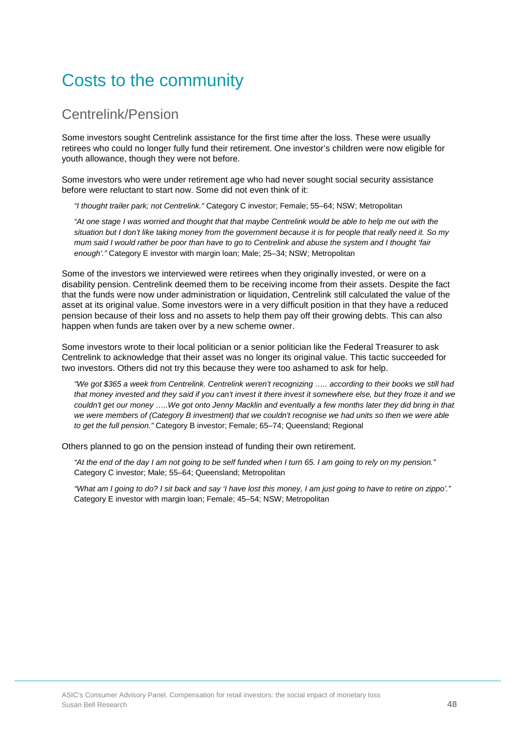# Costs to the community

## Centrelink/Pension

Some investors sought Centrelink assistance for the first time after the loss. These were usually retirees who could no longer fully fund their retirement. One investor's children were now eligible for youth allowance, though they were not before.

Some investors who were under retirement age who had never sought social security assistance before were reluctant to start now. Some did not even think of it:

> *"I thought trailer park; not Centrelink."* Category C investor; Female; 55–64; NSW; Metropolitan

> *"At one stage I was worried and thought that that maybe Centrelink would be able to help me out with the situation but I don't like taking money from the government because it is for people that really need it. So my mum said I would rather be poor than have to go to Centrelink and abuse the system and I thought 'fair enough'."* Category E investor with margin loan; Male; 25–34; NSW; Metropolitan

Some of the investors we interviewed were retirees when they originally invested, or were on a disability pension. Centrelink deemed them to be receiving income from their assets. Despite the fact that the funds were now under administration or liquidation, Centrelink still calculated the value of the asset at its original value. Some investors were in a very difficult position in that they have a reduced pension because of their loss and no assets to help them pay off their growing debts. This can also happen when funds are taken over by a new scheme owner.

Some investors wrote to their local politician or a senior politician like the Federal Treasurer to ask Centrelink to acknowledge that their asset was no longer its original value. This tactic succeeded for two investors. Others did not try this because they were too ashamed to ask for help.

> *"We got $365 a week from Centrelink. Centrelink weren't recognizing ….. according to their books we still had that money invested and they said if you can't invest it there invest it somewhere else, but they froze it and we couldn't get our money …..We got onto Jenny Macklin and eventually a few months later they did bring in that we were members of (Category B investment) that we couldn't recognise we had units so then we were able to get the full pension."* Category B investor; Female; 65–74; Queensland; Regional

Others planned to go on the pension instead of funding their own retirement.

> *"At the end of the day I am not going to be self funded when I turn 65. I am going to rely on my pension."* Category C investor; Male; 55–64; Queensland; Metropolitan

> *"What am I going to do? I sit back and say 'I have lost this money, I am just going to have to retire on zippo'."* Category E investor with margin loan; Female; 45–54; NSW; Metropolitan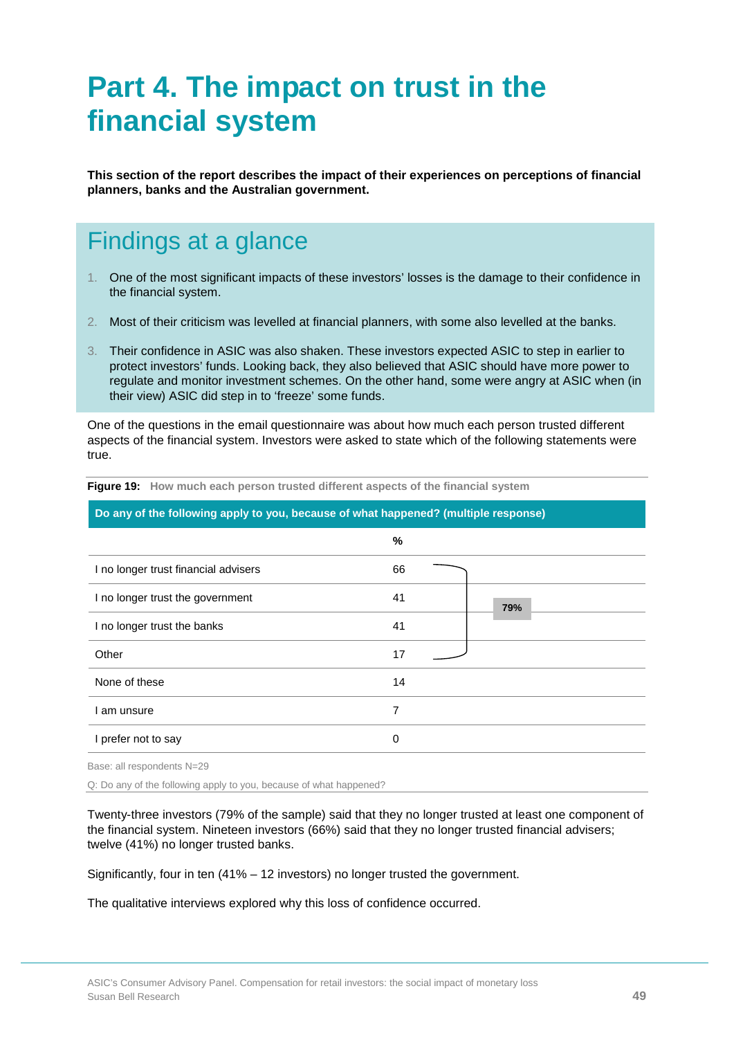# Part 4. The impact on trust in the financial system

**This section of the report describes the impact of their experiences on perceptions of financial planners, banks and the Australian government.**

## Findings at a glance

1. One of the most significant impacts of these investors' losses is the damage to their confidence in the financial system.
2. Most of their criticism was levelled at financial planners, with some also levelled at the banks.
3. Their confidence in ASIC was also shaken. These investors expected ASIC to step in earlier to protect investors' funds. Looking back, they also believed that ASIC should have more power to regulate and monitor investment schemes. On the other hand, some were angry at ASIC when (in their view) ASIC did step in to 'freeze' some funds.

One of the questions in the email questionnaire was about how much each person trusted different aspects of the financial system. Investors were asked to state which of the following statements were true.

**Figure 19:** How much each person trusted different aspects of the financial system

| Do any of the following apply to you, because of what happened? (multiple response) | % | |
|---|---|---|
| I no longer trust financial advisers | 66 | 79% |
| I no longer trust the government | 41 | |
| I no longer trust the banks | 41 | |
| Other | 17 | |
| None of these | 14 | |
| I am unsure | 7 | |
| I prefer not to say | 0 | |

Base: all respondents N=29

Q: Do any of the following apply to you, because of what happened?

Twenty-three investors (79% of the sample) said that they no longer trusted at least one component of the financial system. Nineteen investors (66%) said that they no longer trusted financial advisers; twelve (41%) no longer trusted banks.

Significantly, four in ten (41% – 12 investors) no longer trusted the government.

The qualitative interviews explored why this loss of confidence occurred.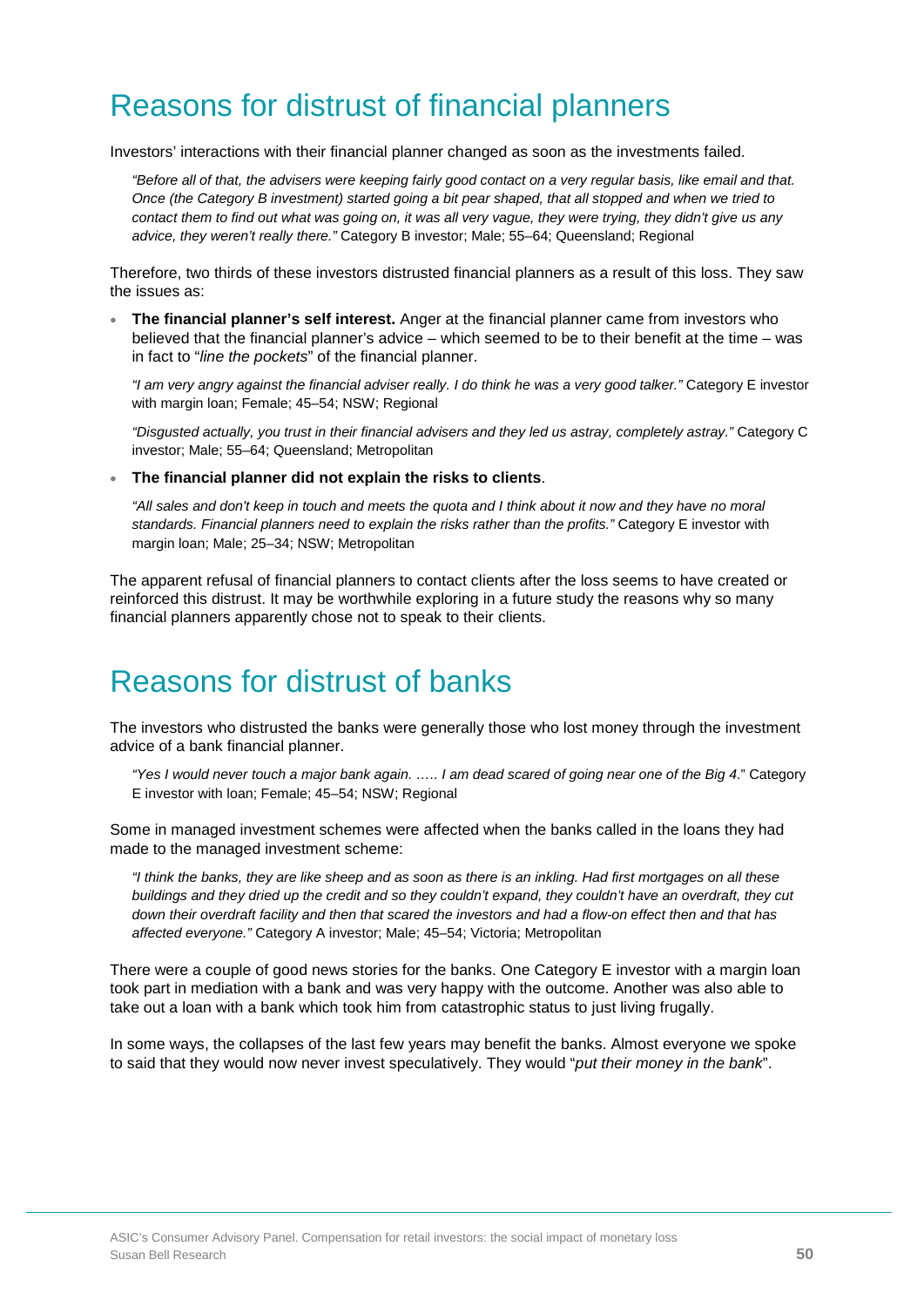# Reasons for distrust of financial planners

Investors' interactions with their financial planner changed as soon as the investments failed.

> *"Before all of that, the advisers were keeping fairly good contact on a very regular basis, like email and that. Once (the Category B investment) started going a bit pear shaped, that all stopped and when we tried to contact them to find out what was going on, it was all very vague, they were trying, they didn't give us any advice, they weren't really there."* Category B investor; Male; 55–64; Queensland; Regional

Therefore, two thirds of these investors distrusted financial planners as a result of this loss. They saw the issues as:

- **The financial planner's self interest.** Anger at the financial planner came from investors who believed that the financial planner's advice – which seemed to be to their benefit at the time – was in fact to "*line the pockets*" of the financial planner.

  > *"I am very angry against the financial adviser really. I do think he was a very good talker."* Category E investor with margin loan; Female; 45–54; NSW; Regional

  > *"Disgusted actually, you trust in their financial advisers and they led us astray, completely astray."* Category C investor; Male; 55–64; Queensland; Metropolitan

- **The financial planner did not explain the risks to clients**.

  > *"All sales and don't keep in touch and meets the quota and I think about it now and they have no moral standards. Financial planners need to explain the risks rather than the profits."* Category E investor with margin loan; Male; 25–34; NSW; Metropolitan

The apparent refusal of financial planners to contact clients after the loss seems to have created or reinforced this distrust. It may be worthwhile exploring in a future study the reasons why so many financial planners apparently chose not to speak to their clients.

# Reasons for distrust of banks

The investors who distrusted the banks were generally those who lost money through the investment advice of a bank financial planner.

> *"Yes I would never touch a major bank again. ….. I am dead scared of going near one of the Big 4*." Category E investor with loan; Female; 45–54; NSW; Regional

Some in managed investment schemes were affected when the banks called in the loans they had made to the managed investment scheme:

> *"I think the banks, they are like sheep and as soon as there is an inkling. Had first mortgages on all these buildings and they dried up the credit and so they couldn't expand, they couldn't have an overdraft, they cut down their overdraft facility and then that scared the investors and had a flow-on effect then and that has affected everyone."* Category A investor; Male; 45–54; Victoria; Metropolitan

There were a couple of good news stories for the banks. One Category E investor with a margin loan took part in mediation with a bank and was very happy with the outcome. Another was also able to take out a loan with a bank which took him from catastrophic status to just living frugally.

In some ways, the collapses of the last few years may benefit the banks. Almost everyone we spoke to said that they would now never invest speculatively. They would "*put their money in the bank*".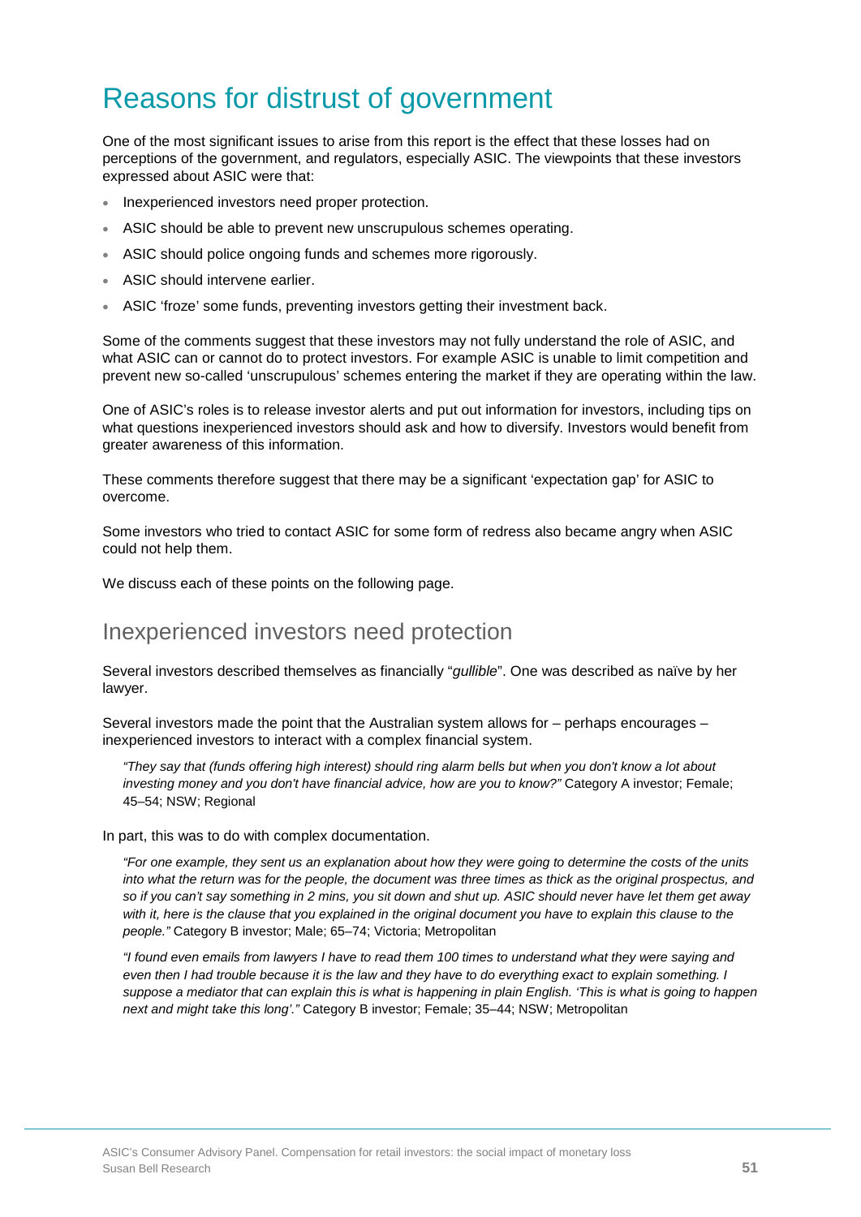# Reasons for distrust of government

One of the most significant issues to arise from this report is the effect that these losses had on perceptions of the government, and regulators, especially ASIC. The viewpoints that these investors expressed about ASIC were that:

- Inexperienced investors need proper protection.
- ASIC should be able to prevent new unscrupulous schemes operating.
- ASIC should police ongoing funds and schemes more rigorously.
- ASIC should intervene earlier.
- ASIC 'froze' some funds, preventing investors getting their investment back.

Some of the comments suggest that these investors may not fully understand the role of ASIC, and what ASIC can or cannot do to protect investors. For example ASIC is unable to limit competition and prevent new so-called 'unscrupulous' schemes entering the market if they are operating within the law.

One of ASIC's roles is to release investor alerts and put out information for investors, including tips on what questions inexperienced investors should ask and how to diversify. Investors would benefit from greater awareness of this information.

These comments therefore suggest that there may be a significant 'expectation gap' for ASIC to overcome.

Some investors who tried to contact ASIC for some form of redress also became angry when ASIC could not help them.

We discuss each of these points on the following page.

## Inexperienced investors need protection

Several investors described themselves as financially "*gullible*". One was described as naïve by her lawyer.

Several investors made the point that the Australian system allows for – perhaps encourages – inexperienced investors to interact with a complex financial system.

> *"They say that (funds offering high interest) should ring alarm bells but when you don't know a lot about investing money and you don't have financial advice, how are you to know?"* Category A investor; Female; 45–54; NSW; Regional

In part, this was to do with complex documentation.

> *"For one example, they sent us an explanation about how they were going to determine the costs of the units into what the return was for the people, the document was three times as thick as the original prospectus, and so if you can't say something in 2 mins, you sit down and shut up. ASIC should never have let them get away with it, here is the clause that you explained in the original document you have to explain this clause to the people."* Category B investor; Male; 65–74; Victoria; Metropolitan

> *"I found even emails from lawyers I have to read them 100 times to understand what they were saying and even then I had trouble because it is the law and they have to do everything exact to explain something. I suppose a mediator that can explain this is what is happening in plain English. 'This is what is going to happen next and might take this long'."* Category B investor; Female; 35–44; NSW; Metropolitan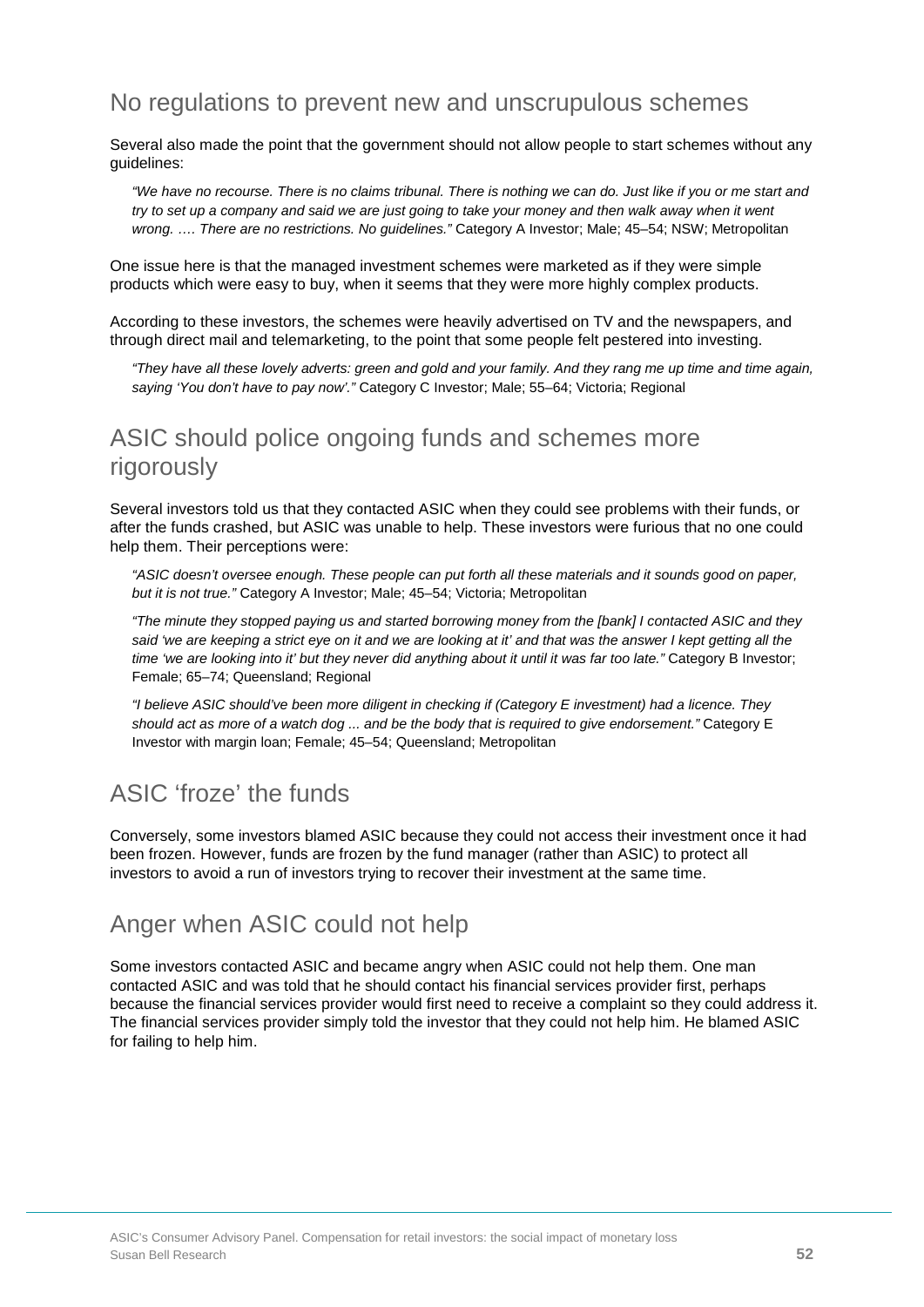## No regulations to prevent new and unscrupulous schemes

Several also made the point that the government should not allow people to start schemes without any guidelines:

> *"We have no recourse. There is no claims tribunal. There is nothing we can do. Just like if you or me start and try to set up a company and said we are just going to take your money and then walk away when it went wrong. …. There are no restrictions. No guidelines."* Category A Investor; Male; 45–54; NSW; Metropolitan

One issue here is that the managed investment schemes were marketed as if they were simple products which were easy to buy, when it seems that they were more highly complex products.

According to these investors, the schemes were heavily advertised on TV and the newspapers, and through direct mail and telemarketing, to the point that some people felt pestered into investing.

> *"They have all these lovely adverts: green and gold and your family. And they rang me up time and time again, saying 'You don't have to pay now'."* Category C Investor; Male; 55–64; Victoria; Regional

## ASIC should police ongoing funds and schemes more rigorously

Several investors told us that they contacted ASIC when they could see problems with their funds, or after the funds crashed, but ASIC was unable to help. These investors were furious that no one could help them. Their perceptions were:

> *"ASIC doesn't oversee enough. These people can put forth all these materials and it sounds good on paper, but it is not true."* Category A Investor; Male; 45–54; Victoria; Metropolitan

> *"The minute they stopped paying us and started borrowing money from the [bank] I contacted ASIC and they said 'we are keeping a strict eye on it and we are looking at it' and that was the answer I kept getting all the time 'we are looking into it' but they never did anything about it until it was far too late."* Category B Investor; Female; 65–74; Queensland; Regional

> *"I believe ASIC should've been more diligent in checking if (Category E investment) had a licence. They should act as more of a watch dog ... and be the body that is required to give endorsement."* Category E Investor with margin loan; Female; 45–54; Queensland; Metropolitan

## ASIC 'froze' the funds

Conversely, some investors blamed ASIC because they could not access their investment once it had been frozen. However, funds are frozen by the fund manager (rather than ASIC) to protect all investors to avoid a run of investors trying to recover their investment at the same time.

## Anger when ASIC could not help

Some investors contacted ASIC and became angry when ASIC could not help them. One man contacted ASIC and was told that he should contact his financial services provider first, perhaps because the financial services provider would first need to receive a complaint so they could address it. The financial services provider simply told the investor that they could not help him. He blamed ASIC for failing to help him.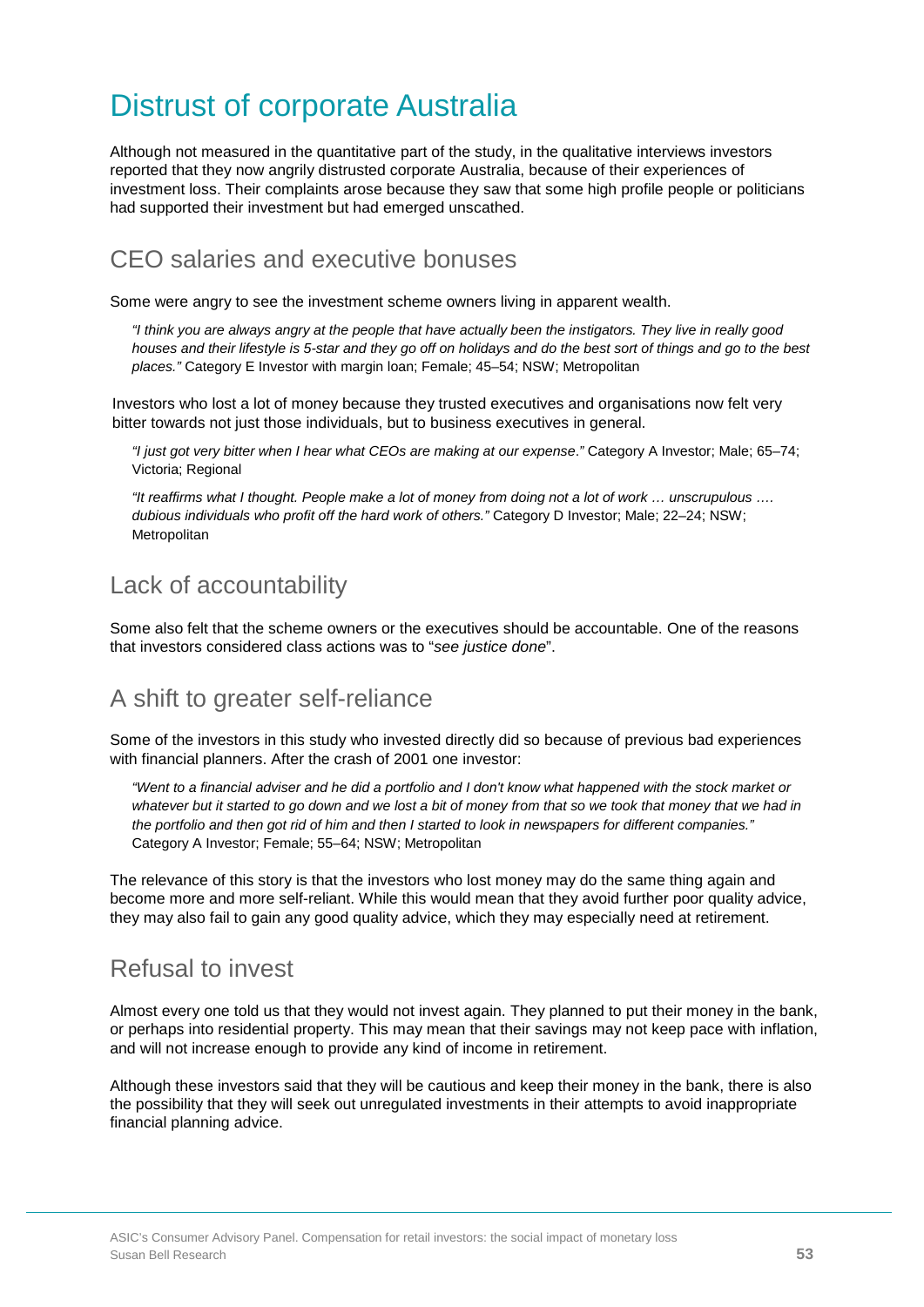# Distrust of corporate Australia

Although not measured in the quantitative part of the study, in the qualitative interviews investors reported that they now angrily distrusted corporate Australia, because of their experiences of investment loss. Their complaints arose because they saw that some high profile people or politicians had supported their investment but had emerged unscathed.

## CEO salaries and executive bonuses

Some were angry to see the investment scheme owners living in apparent wealth.

> *"I think you are always angry at the people that have actually been the instigators. They live in really good houses and their lifestyle is 5-star and they go off on holidays and do the best sort of things and go to the best places."* Category E Investor with margin loan; Female; 45–54; NSW; Metropolitan

Investors who lost a lot of money because they trusted executives and organisations now felt very bitter towards not just those individuals, but to business executives in general.

> *"I just got very bitter when I hear what CEOs are making at our expense."* Category A Investor; Male; 65–74; Victoria; Regional

> *"It reaffirms what I thought. People make a lot of money from doing not a lot of work … unscrupulous …. dubious individuals who profit off the hard work of others."* Category D Investor; Male; 22–24; NSW; Metropolitan

## Lack of accountability

Some also felt that the scheme owners or the executives should be accountable. One of the reasons that investors considered class actions was to "*see justice done*".

## A shift to greater self-reliance

Some of the investors in this study who invested directly did so because of previous bad experiences with financial planners. After the crash of 2001 one investor:

> *"Went to a financial adviser and he did a portfolio and I don't know what happened with the stock market or whatever but it started to go down and we lost a bit of money from that so we took that money that we had in the portfolio and then got rid of him and then I started to look in newspapers for different companies."* Category A Investor; Female; 55–64; NSW; Metropolitan

The relevance of this story is that the investors who lost money may do the same thing again and become more and more self-reliant. While this would mean that they avoid further poor quality advice, they may also fail to gain any good quality advice, which they may especially need at retirement.

## Refusal to invest

Almost every one told us that they would not invest again. They planned to put their money in the bank, or perhaps into residential property. This may mean that their savings may not keep pace with inflation, and will not increase enough to provide any kind of income in retirement.

Although these investors said that they will be cautious and keep their money in the bank, there is also the possibility that they will seek out unregulated investments in their attempts to avoid inappropriate financial planning advice.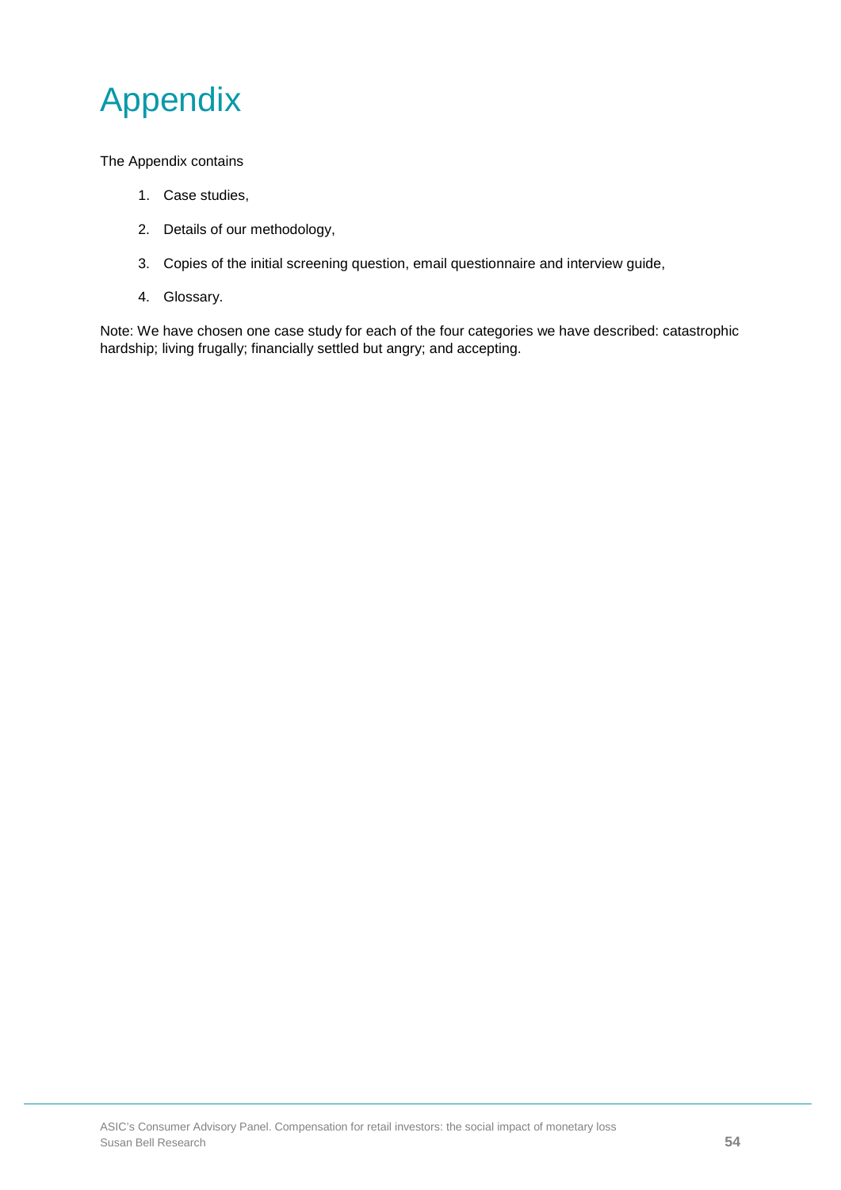# Appendix

The Appendix contains

1. Case studies,
2. Details of our methodology,
3. Copies of the initial screening question, email questionnaire and interview guide,
4. Glossary.

Note: We have chosen one case study for each of the four categories we have described: catastrophic hardship; living frugally; financially settled but angry; and accepting.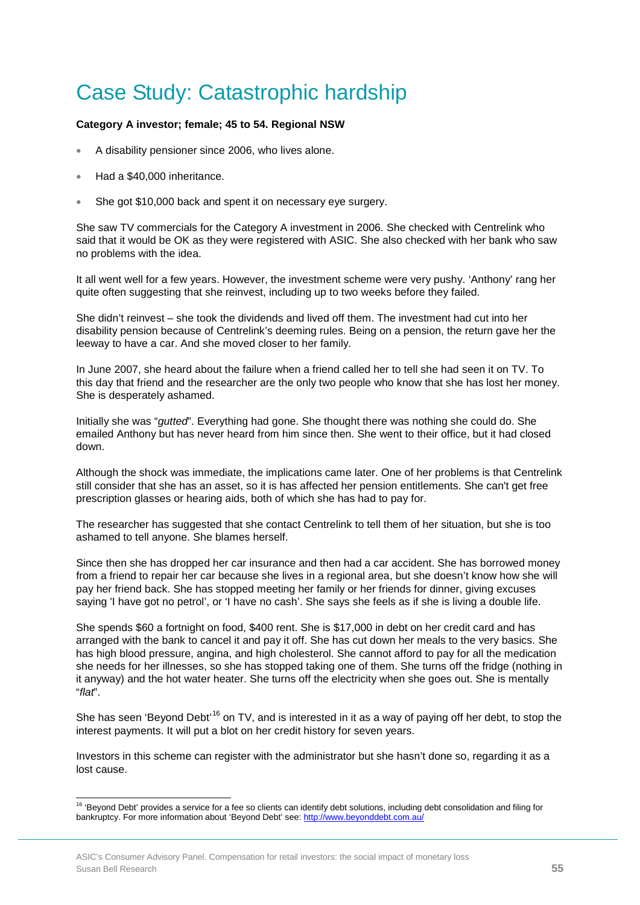# Case Study: Catastrophic hardship

**Category A investor; female; 45 to 54. Regional NSW**

- A disability pensioner since 2006, who lives alone.
- Had a $40,000 inheritance.
- She got $10,000 back and spent it on necessary eye surgery.

She saw TV commercials for the Category A investment in 2006. She checked with Centrelink who said that it would be OK as they were registered with ASIC. She also checked with her bank who saw no problems with the idea.

It all went well for a few years. However, the investment scheme were very pushy. 'Anthony' rang her quite often suggesting that she reinvest, including up to two weeks before they failed.

She didn't reinvest – she took the dividends and lived off them. The investment had cut into her disability pension because of Centrelink's deeming rules. Being on a pension, the return gave her the leeway to have a car. And she moved closer to her family.

In June 2007, she heard about the failure when a friend called her to tell she had seen it on TV. To this day that friend and the researcher are the only two people who know that she has lost her money. She is desperately ashamed.

Initially she was "*gutted*". Everything had gone. She thought there was nothing she could do. She emailed Anthony but has never heard from him since then. She went to their office, but it had closed down.

Although the shock was immediate, the implications came later. One of her problems is that Centrelink still consider that she has an asset, so it is has affected her pension entitlements. She can't get free prescription glasses or hearing aids, both of which she has had to pay for.

The researcher has suggested that she contact Centrelink to tell them of her situation, but she is too ashamed to tell anyone. She blames herself.

Since then she has dropped her car insurance and then had a car accident. She has borrowed money from a friend to repair her car because she lives in a regional area, but she doesn't know how she will pay her friend back. She has stopped meeting her family or her friends for dinner, giving excuses saying 'I have got no petrol', or 'I have no cash'. She says she feels as if she is living a double life.

She spends $60 a fortnight on food, $400 rent. She is $17,000 in debt on her credit card and has arranged with the bank to cancel it and pay it off. She has cut down her meals to the very basics. She has high blood pressure, angina, and high cholesterol. She cannot afford to pay for all the medication she needs for her illnesses, so she has stopped taking one of them. She turns off the fridge (nothing in it anyway) and the hot water heater. She turns off the electricity when she goes out. She is mentally "*flat*".

She has seen 'Beyond Debt'[16] on TV, and is interested in it as a way of paying off her debt, to stop the interest payments. It will put a blot on her credit history for seven years.

Investors in this scheme can register with the administrator but she hasn't done so, regarding it as a lost cause.

---

[16] 'Beyond Debt' provides a service for a fee so clients can identify debt solutions, including debt consolidation and filing for bankruptcy. For more information about 'Beyond Debt' see: http://www.beyonddebt.com.au/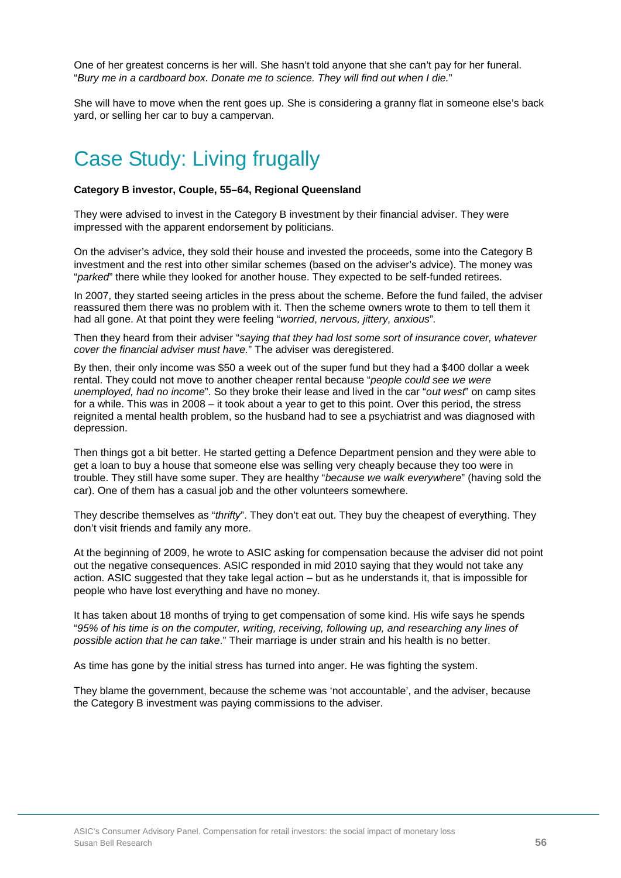One of her greatest concerns is her will. She hasn't told anyone that she can't pay for her funeral. "*Bury me in a cardboard box. Donate me to science. They will find out when I die.*"

She will have to move when the rent goes up. She is considering a granny flat in someone else's back yard, or selling her car to buy a campervan.

# Case Study: Living frugally

**Category B investor, Couple, 55–64, Regional Queensland**

They were advised to invest in the Category B investment by their financial adviser. They were impressed with the apparent endorsement by politicians.

On the adviser's advice, they sold their house and invested the proceeds, some into the Category B investment and the rest into other similar schemes (based on the adviser's advice). The money was "*parked*" there while they looked for another house. They expected to be self-funded retirees.

In 2007, they started seeing articles in the press about the scheme. Before the fund failed, the adviser reassured them there was no problem with it. Then the scheme owners wrote to them to tell them it had all gone. At that point they were feeling "*worried*, *nervous, jittery, anxious*".

Then they heard from their adviser "*saying that they had lost some sort of insurance cover, whatever cover the financial adviser must have.*" The adviser was deregistered.

By then, their only income was $50 a week out of the super fund but they had a $400 dollar a week rental. They could not move to another cheaper rental because "*people could see we were unemployed, had no income*". So they broke their lease and lived in the car "*out west*" on camp sites for a while. This was in 2008 – it took about a year to get to this point. Over this period, the stress reignited a mental health problem, so the husband had to see a psychiatrist and was diagnosed with depression.

Then things got a bit better. He started getting a Defence Department pension and they were able to get a loan to buy a house that someone else was selling very cheaply because they too were in trouble. They still have some super. They are healthy "*because we walk everywhere*" (having sold the car). One of them has a casual job and the other volunteers somewhere.

They describe themselves as "*thrifty*". They don't eat out. They buy the cheapest of everything. They don't visit friends and family any more.

At the beginning of 2009, he wrote to ASIC asking for compensation because the adviser did not point out the negative consequences. ASIC responded in mid 2010 saying that they would not take any action. ASIC suggested that they take legal action – but as he understands it, that is impossible for people who have lost everything and have no money.

It has taken about 18 months of trying to get compensation of some kind. His wife says he spends "*95% of his time is on the computer, writing, receiving, following up, and researching any lines of possible action that he can take*." Their marriage is under strain and his health is no better.

As time has gone by the initial stress has turned into anger. He was fighting the system.

They blame the government, because the scheme was 'not accountable', and the adviser, because the Category B investment was paying commissions to the adviser.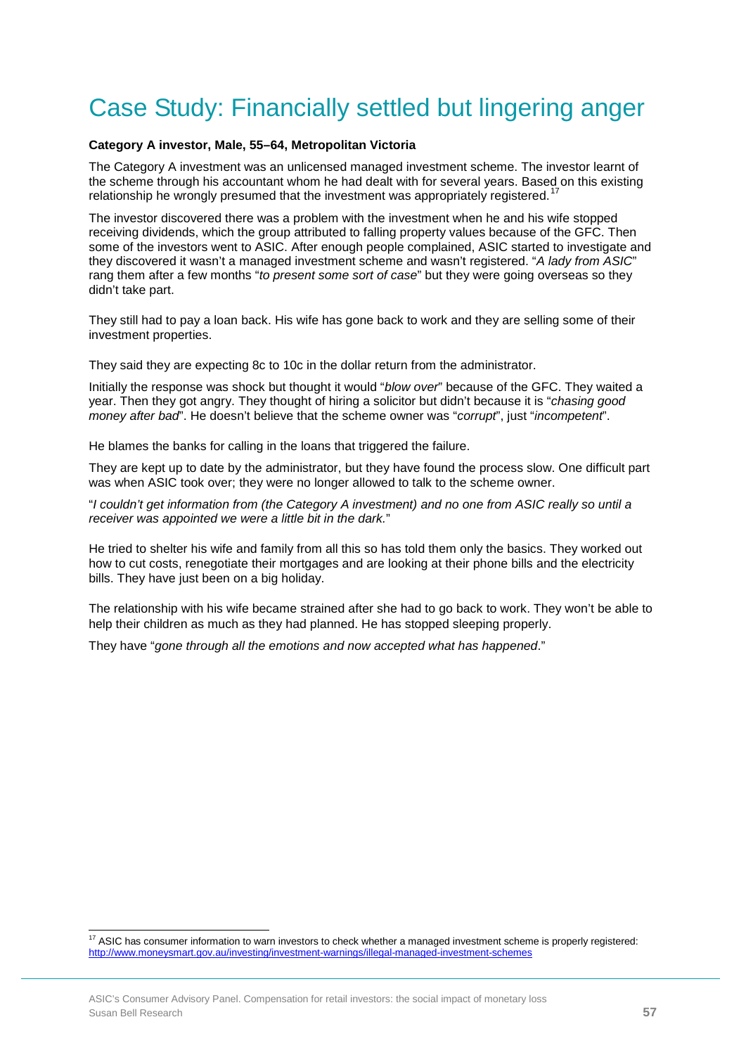# Case Study: Financially settled but lingering anger

**Category A investor, Male, 55–64, Metropolitan Victoria**

The Category A investment was an unlicensed managed investment scheme. The investor learnt of the scheme through his accountant whom he had dealt with for several years. Based on this existing relationship he wrongly presumed that the investment was appropriately registered.[17]

The investor discovered there was a problem with the investment when he and his wife stopped receiving dividends, which the group attributed to falling property values because of the GFC. Then some of the investors went to ASIC. After enough people complained, ASIC started to investigate and they discovered it wasn't a managed investment scheme and wasn't registered. "*A lady from ASIC*" rang them after a few months "*to present some sort of case*" but they were going overseas so they didn't take part.

They still had to pay a loan back. His wife has gone back to work and they are selling some of their investment properties.

They said they are expecting 8c to 10c in the dollar return from the administrator.

Initially the response was shock but thought it would "*blow over*" because of the GFC. They waited a year. Then they got angry. They thought of hiring a solicitor but didn't because it is "*chasing good money after bad*". He doesn't believe that the scheme owner was "*corrupt*", just "*incompetent*".

He blames the banks for calling in the loans that triggered the failure.

They are kept up to date by the administrator, but they have found the process slow. One difficult part was when ASIC took over; they were no longer allowed to talk to the scheme owner.

"*I couldn't get information from (the Category A investment) and no one from ASIC really so until a receiver was appointed we were a little bit in the dark.*"

He tried to shelter his wife and family from all this so has told them only the basics. They worked out how to cut costs, renegotiate their mortgages and are looking at their phone bills and the electricity bills. They have just been on a big holiday.

The relationship with his wife became strained after she had to go back to work. They won't be able to help their children as much as they had planned. He has stopped sleeping properly.

They have "*gone through all the emotions and now accepted what has happened*."

[17] ASIC has consumer information to warn investors to check whether a managed investment scheme is properly registered: http://www.moneysmart.gov.au/investing/investment-warnings/illegal-managed-investment-schemes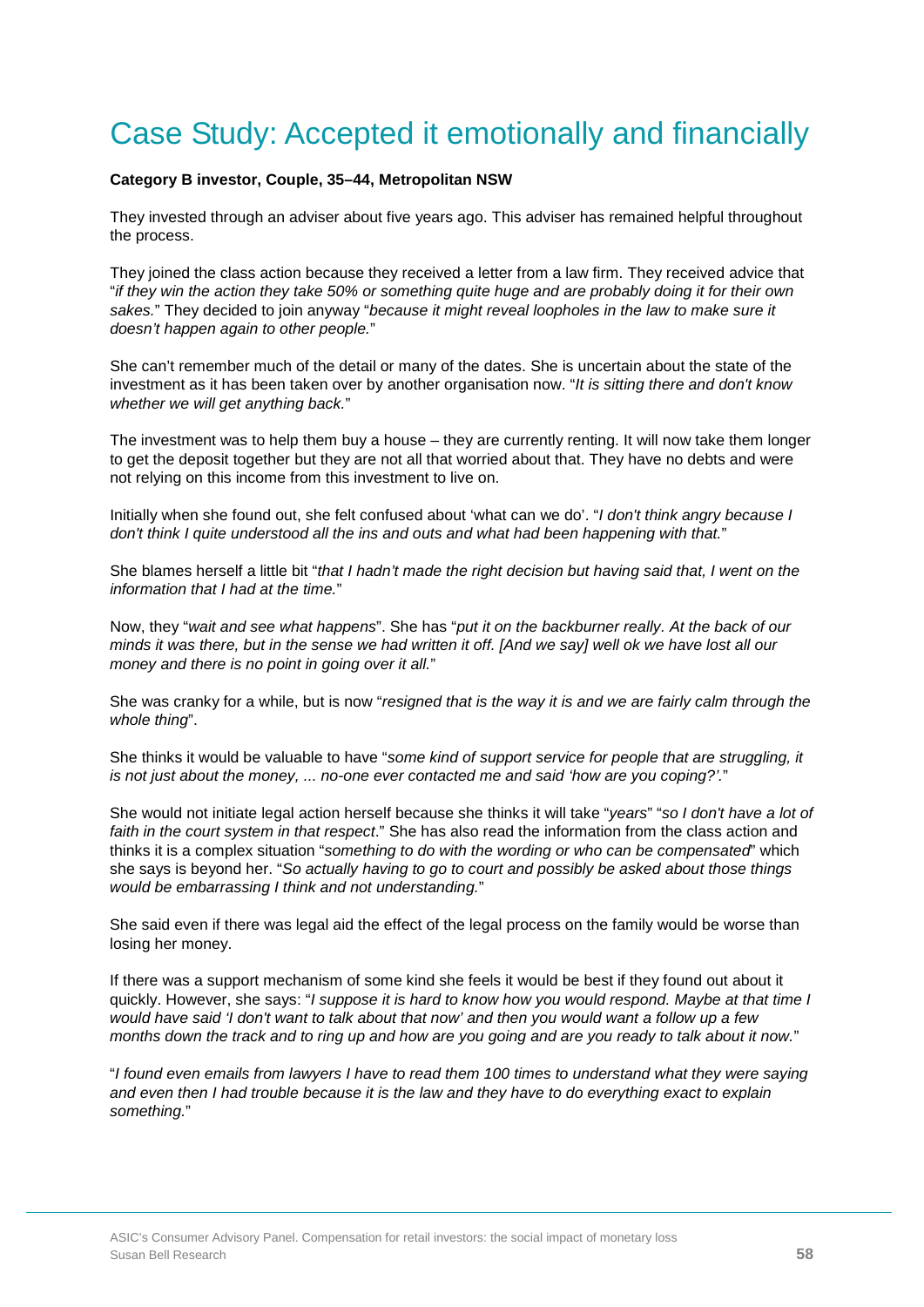# Case Study: Accepted it emotionally and financially

**Category B investor, Couple, 35–44, Metropolitan NSW**

They invested through an adviser about five years ago. This adviser has remained helpful throughout the process.

They joined the class action because they received a letter from a law firm. They received advice that "*if they win the action they take 50% or something quite huge and are probably doing it for their own sakes.*" They decided to join anyway "*because it might reveal loopholes in the law to make sure it doesn't happen again to other people.*"

She can't remember much of the detail or many of the dates. She is uncertain about the state of the investment as it has been taken over by another organisation now. "*It is sitting there and don't know whether we will get anything back.*"

The investment was to help them buy a house – they are currently renting. It will now take them longer to get the deposit together but they are not all that worried about that. They have no debts and were not relying on this income from this investment to live on.

Initially when she found out, she felt confused about 'what can we do'. "*I don't think angry because I don't think I quite understood all the ins and outs and what had been happening with that.*"

She blames herself a little bit "*that I hadn't made the right decision but having said that, I went on the information that I had at the time.*"

Now, they "*wait and see what happens*". She has "*put it on the backburner really. At the back of our minds it was there, but in the sense we had written it off. [And we say] well ok we have lost all our money and there is no point in going over it all.*"

She was cranky for a while, but is now "*resigned that is the way it is and we are fairly calm through the whole thing*".

She thinks it would be valuable to have "*some kind of support service for people that are struggling, it is not just about the money, ... no-one ever contacted me and said 'how are you coping?'.*"

She would not initiate legal action herself because she thinks it will take "*years*" "*so I don't have a lot of faith in the court system in that respect*." She has also read the information from the class action and thinks it is a complex situation "*something to do with the wording or who can be compensated*" which she says is beyond her. "*So actually having to go to court and possibly be asked about those things would be embarrassing I think and not understanding.*"

She said even if there was legal aid the effect of the legal process on the family would be worse than losing her money.

If there was a support mechanism of some kind she feels it would be best if they found out about it quickly. However, she says: "*I suppose it is hard to know how you would respond. Maybe at that time I would have said 'I don't want to talk about that now' and then you would want a follow up a few months down the track and to ring up and how are you going and are you ready to talk about it now.*"

"*I found even emails from lawyers I have to read them 100 times to understand what they were saying and even then I had trouble because it is the law and they have to do everything exact to explain something.*"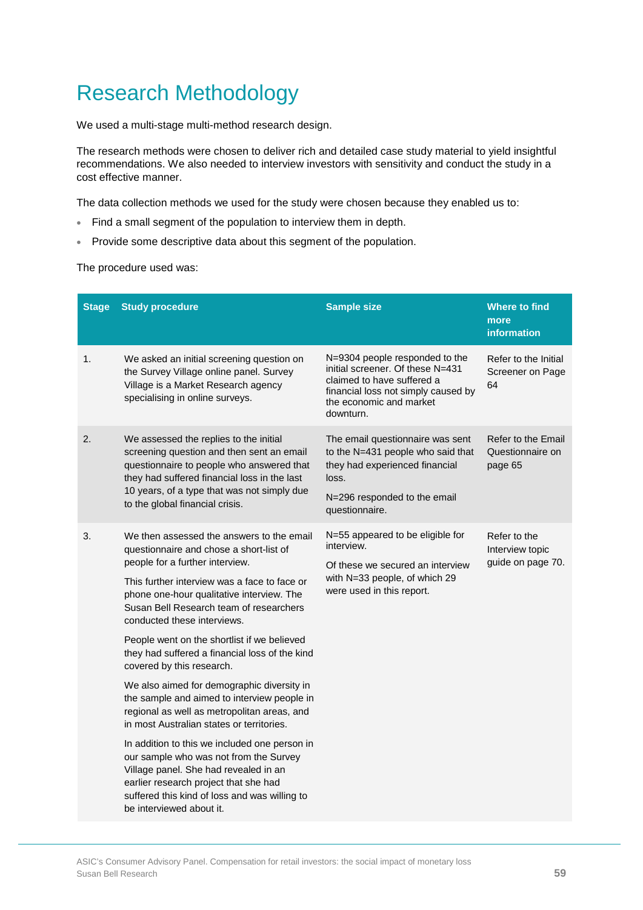# Research Methodology

We used a multi-stage multi-method research design.

The research methods were chosen to deliver rich and detailed case study material to yield insightful recommendations. We also needed to interview investors with sensitivity and conduct the study in a cost effective manner.

The data collection methods we used for the study were chosen because they enabled us to:

- Find a small segment of the population to interview them in depth.
- Provide some descriptive data about this segment of the population.

The procedure used was:

| Stage | Study procedure | Sample size | Where to find more information |
|---|---|---|---|
| 1. | We asked an initial screening question on the Survey Village online panel. Survey Village is a Market Research agency specialising in online surveys. | N=9304 people responded to the initial screener. Of these N=431 claimed to have suffered a financial loss not simply caused by the economic and market downturn. | Refer to the Initial Screener on Page 64 |
| 2. | We assessed the replies to the initial screening question and then sent an email questionnaire to people who answered that they had suffered financial loss in the last 10 years, of a type that was not simply due to the global financial crisis. | The email questionnaire was sent to the N=431 people who said that they had experienced financial loss.<br><br>N=296 responded to the email questionnaire. | Refer to the Email Questionnaire on page 65 |
| 3. | We then assessed the answers to the email questionnaire and chose a short-list of people for a further interview.<br><br>This further interview was a face to face or phone one-hour qualitative interview. The Susan Bell Research team of researchers conducted these interviews.<br><br>People went on the shortlist if we believed they had suffered a financial loss of the kind covered by this research.<br><br>We also aimed for demographic diversity in the sample and aimed to interview people in regional as well as metropolitan areas, and in most Australian states or territories.<br><br>In addition to this we included one person in our sample who was not from the Survey Village panel. She had revealed in an earlier research project that she had suffered this kind of loss and was willing to be interviewed about it. | N=55 appeared to be eligible for interview.<br><br>Of these we secured an interview with N=33 people, of which 29 were used in this report. | Refer to the Interview topic guide on page 70. |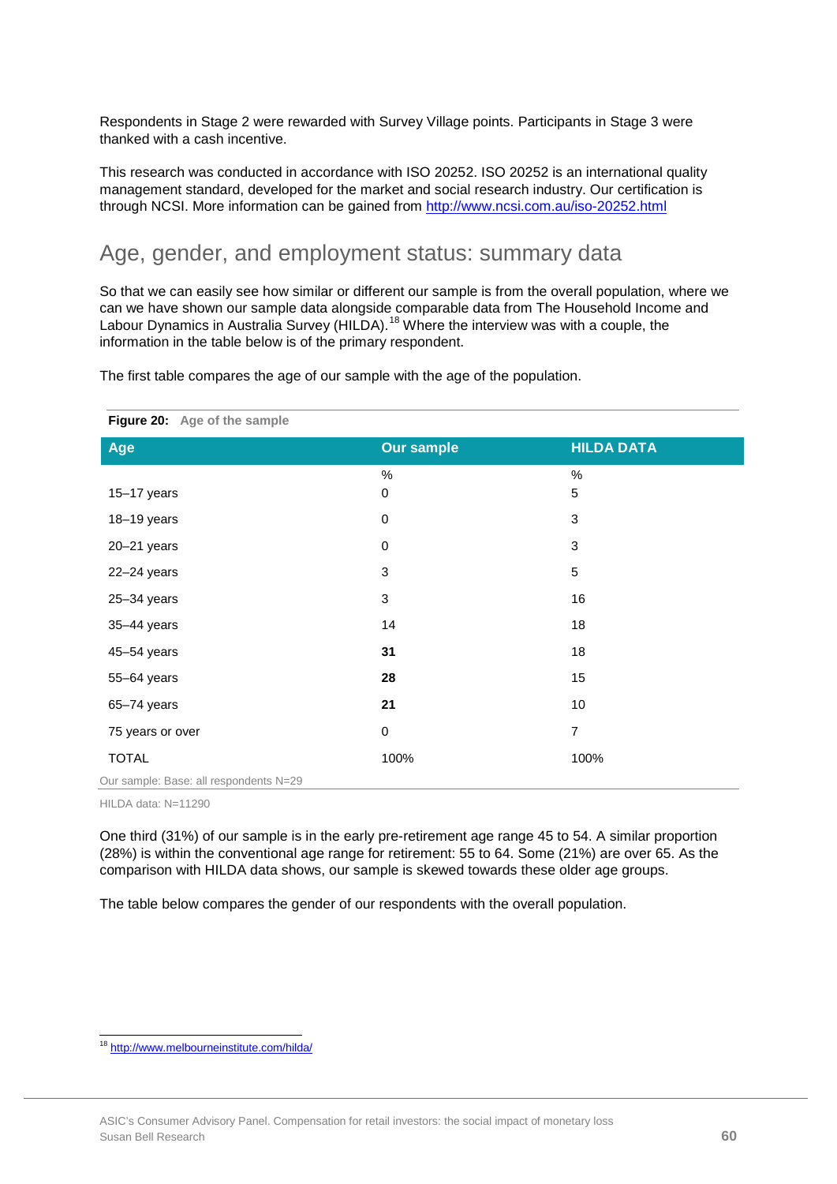Respondents in Stage 2 were rewarded with Survey Village points. Participants in Stage 3 were thanked with a cash incentive.

This research was conducted in accordance with ISO 20252. ISO 20252 is an international quality management standard, developed for the market and social research industry. Our certification is through NCSI. More information can be gained from http://www.ncsi.com.au/iso-20252.html

## Age, gender, and employment status: summary data

So that we can easily see how similar or different our sample is from the overall population, where we can we have shown our sample data alongside comparable data from The Household Income and Labour Dynamics in Australia Survey (HILDA).[18] Where the interview was with a couple, the information in the table below is of the primary respondent.

The first table compares the age of our sample with the age of the population.

**Figure 20:** Age of the sample

| Age | Our sample | HILDA DATA |
|---|---|---|
| | % | % |
| 15–17 years | 0 | 5 |
| 18–19 years | 0 | 3 |
| 20–21 years | 0 | 3 |
| 22–24 years | 3 | 5 |
| 25–34 years | 3 | 16 |
| 35–44 years | 14 | 18 |
| 45–54 years | **31** | 18 |
| 55–64 years | **28** | 15 |
| 65–74 years | **21** | 10 |
| 75 years or over | 0 | 7 |
| TOTAL | 100% | 100% |

Our sample: Base: all respondents N=29

HILDA data: N=11290

One third (31%) of our sample is in the early pre-retirement age range 45 to 54. A similar proportion (28%) is within the conventional age range for retirement: 55 to 64. Some (21%) are over 65. As the comparison with HILDA data shows, our sample is skewed towards these older age groups.

The table below compares the gender of our respondents with the overall population.

[18] http://www.melbourneinstitute.com/hilda/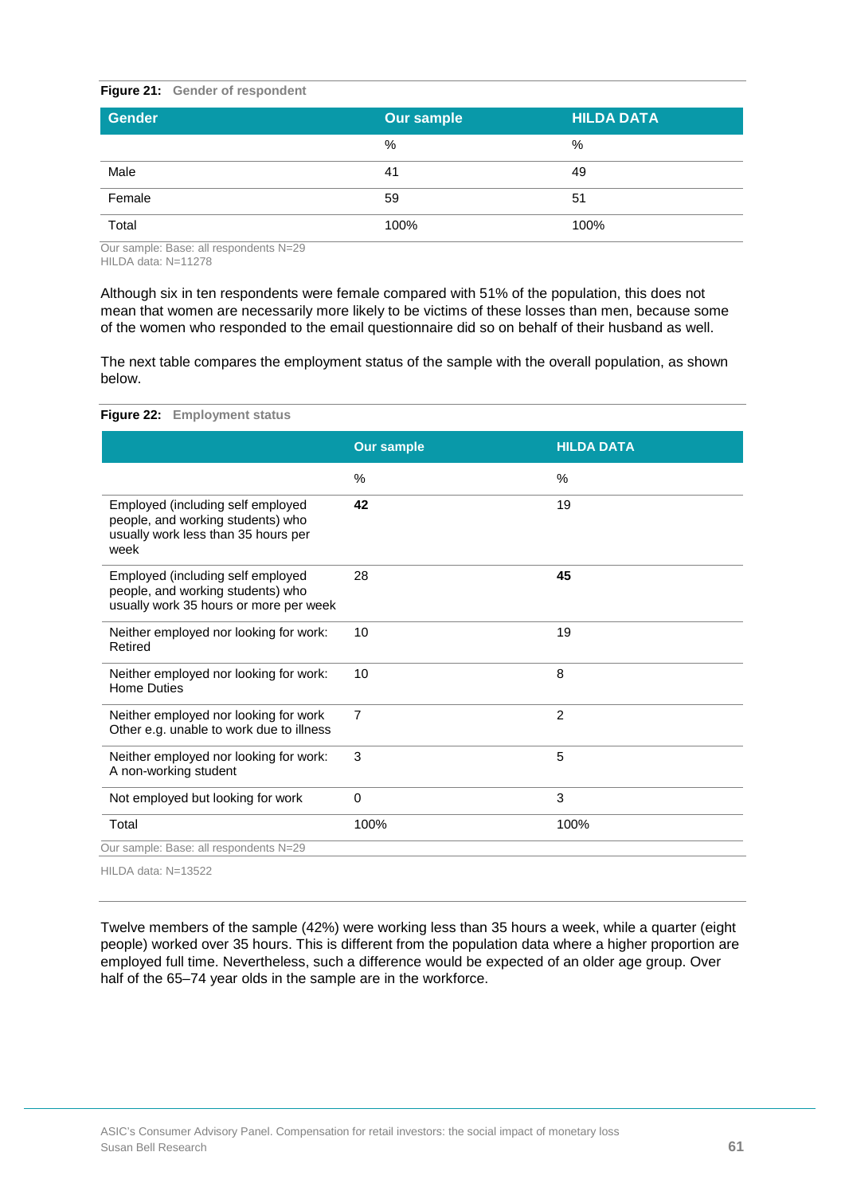**Figure 21:** Gender of respondent

| Gender | Our sample | HILDA DATA |
|---|---|---|
| | % | % |
| Male | 41 | 49 |
| Female | 59 | 51 |
| Total | 100% | 100% |

Our sample: Base: all respondents N=29
HILDA data: N=11278

Although six in ten respondents were female compared with 51% of the population, this does not mean that women are necessarily more likely to be victims of these losses than men, because some of the women who responded to the email questionnaire did so on behalf of their husband as well.

The next table compares the employment status of the sample with the overall population, as shown below.

**Figure 22:** Employment status

| | Our sample | HILDA DATA |
|---|---|---|
| | % | % |
| Employed (including self employed people, and working students) who usually work less than 35 hours per week | **42** | 19 |
| Employed (including self employed people, and working students) who usually work 35 hours or more per week | 28 | **45** |
| Neither employed nor looking for work: Retired | 10 | 19 |
| Neither employed nor looking for work: Home Duties | 10 | 8 |
| Neither employed nor looking for work Other e.g. unable to work due to illness | 7 | 2 |
| Neither employed nor looking for work: A non-working student | 3 | 5 |
| Not employed but looking for work | 0 | 3 |
| Total | 100% | 100% |

Our sample: Base: all respondents N=29

HILDA data: N=13522

Twelve members of the sample (42%) were working less than 35 hours a week, while a quarter (eight people) worked over 35 hours. This is different from the population data where a higher proportion are employed full time. Nevertheless, such a difference would be expected of an older age group. Over half of the 65–74 year olds in the sample are in the workforce.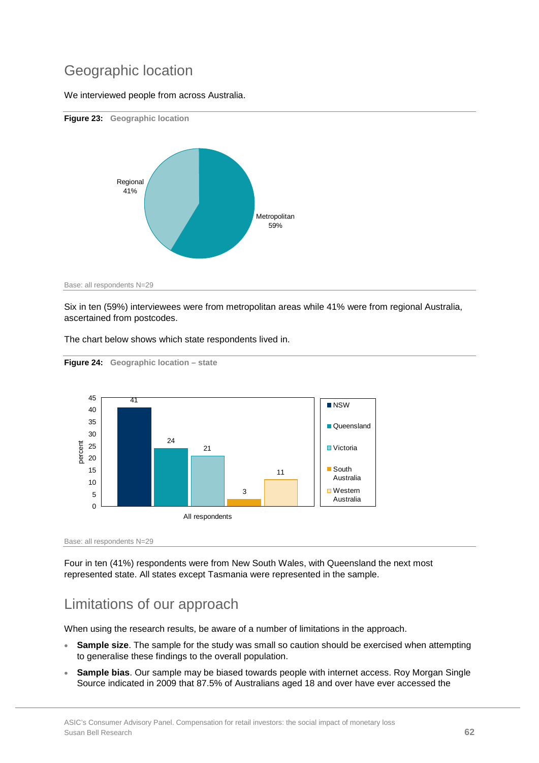## Geographic location

We interviewed people from across Australia.

**Figure 23:** Geographic location

Regional 41%

Metropolitan 59%

Base: all respondents N=29

Six in ten (59%) interviewees were from metropolitan areas while 41% were from regional Australia, ascertained from postcodes.

The chart below shows which state respondents lived in.

**Figure 24:** Geographic location – state

| | NSW | Queensland | Victoria | South Australia | Western Australia |
|---|---|---|---|---|---|
| All respondents (percent) | 41 | 24 | 21 | 3 | 11 |

Base: all respondents N=29

Four in ten (41%) respondents were from New South Wales, with Queensland the next most represented state. All states except Tasmania were represented in the sample.

## Limitations of our approach

When using the research results, be aware of a number of limitations in the approach.

- **Sample size**. The sample for the study was small so caution should be exercised when attempting to generalise these findings to the overall population.
- **Sample bias**. Our sample may be biased towards people with internet access. Roy Morgan Single Source indicated in 2009 that 87.5% of Australians aged 18 and over have ever accessed the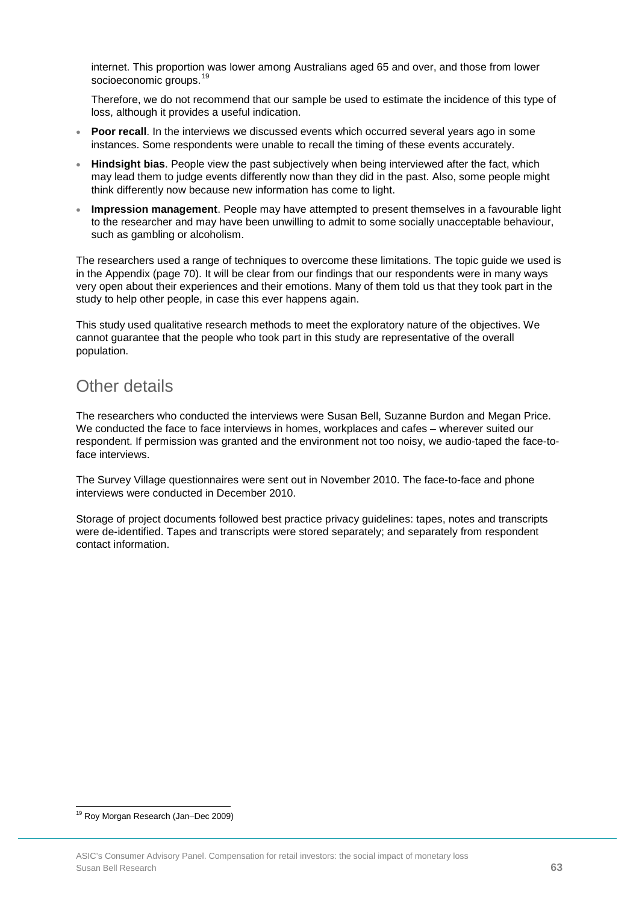internet. This proportion was lower among Australians aged 65 and over, and those from lower socioeconomic groups.[19]

Therefore, we do not recommend that our sample be used to estimate the incidence of this type of loss, although it provides a useful indication.

- **Poor recall**. In the interviews we discussed events which occurred several years ago in some instances. Some respondents were unable to recall the timing of these events accurately.
- **Hindsight bias**. People view the past subjectively when being interviewed after the fact, which may lead them to judge events differently now than they did in the past. Also, some people might think differently now because new information has come to light.
- **Impression management**. People may have attempted to present themselves in a favourable light to the researcher and may have been unwilling to admit to some socially unacceptable behaviour, such as gambling or alcoholism.

The researchers used a range of techniques to overcome these limitations. The topic guide we used is in the Appendix (page 70). It will be clear from our findings that our respondents were in many ways very open about their experiences and their emotions. Many of them told us that they took part in the study to help other people, in case this ever happens again.

This study used qualitative research methods to meet the exploratory nature of the objectives. We cannot guarantee that the people who took part in this study are representative of the overall population.

## Other details

The researchers who conducted the interviews were Susan Bell, Suzanne Burdon and Megan Price. We conducted the face to face interviews in homes, workplaces and cafes – wherever suited our respondent. If permission was granted and the environment not too noisy, we audio-taped the face-to-face interviews.

The Survey Village questionnaires were sent out in November 2010. The face-to-face and phone interviews were conducted in December 2010.

Storage of project documents followed best practice privacy guidelines: tapes, notes and transcripts were de-identified. Tapes and transcripts were stored separately; and separately from respondent contact information.

---

[19] Roy Morgan Research (Jan–Dec 2009)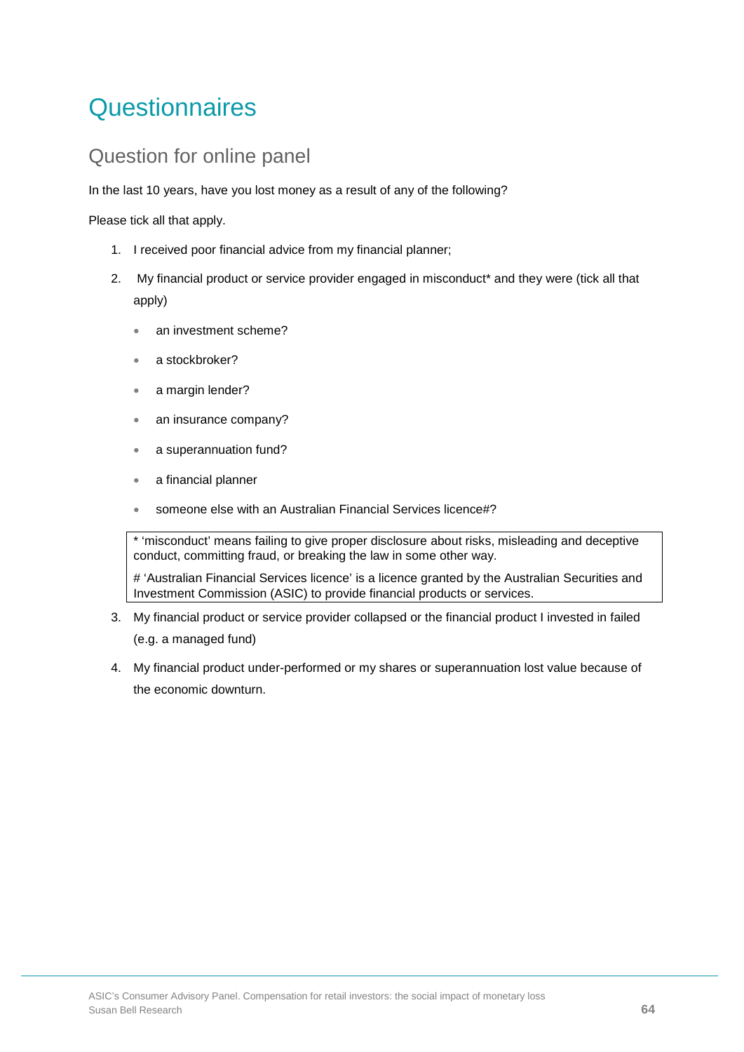# Questionnaires

## Question for online panel

In the last 10 years, have you lost money as a result of any of the following?

Please tick all that apply.

1. I received poor financial advice from my financial planner;
2. My financial product or service provider engaged in misconduct* and they were (tick all that apply)
   - an investment scheme?
   - a stockbroker?
   - a margin lender?
   - an insurance company?
   - a superannuation fund?
   - a financial planner
   - someone else with an Australian Financial Services licence#?

   > * ‘misconduct’ means failing to give proper disclosure about risks, misleading and deceptive conduct, committing fraud, or breaking the law in some other way.
   >
   > # ‘Australian Financial Services licence’ is a licence granted by the Australian Securities and Investment Commission (ASIC) to provide financial products or services.

3. My financial product or service provider collapsed or the financial product I invested in failed (e.g. a managed fund)
4. My financial product under-performed or my shares or superannuation lost value because of the economic downturn.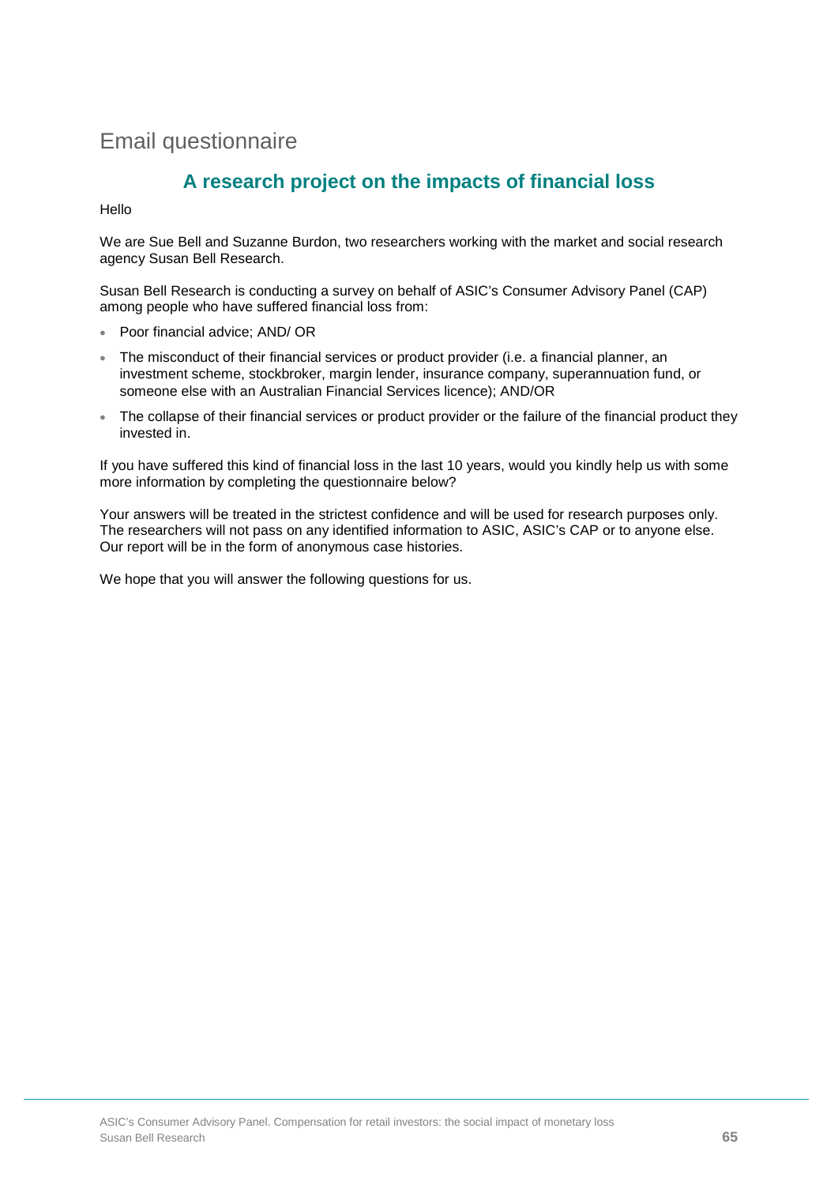# Email questionnaire

## A research project on the impacts of financial loss

Hello

We are Sue Bell and Suzanne Burdon, two researchers working with the market and social research agency Susan Bell Research.

Susan Bell Research is conducting a survey on behalf of ASIC's Consumer Advisory Panel (CAP) among people who have suffered financial loss from:

- Poor financial advice; AND/ OR
- The misconduct of their financial services or product provider (i.e. a financial planner, an investment scheme, stockbroker, margin lender, insurance company, superannuation fund, or someone else with an Australian Financial Services licence); AND/OR
- The collapse of their financial services or product provider or the failure of the financial product they invested in.

If you have suffered this kind of financial loss in the last 10 years, would you kindly help us with some more information by completing the questionnaire below?

Your answers will be treated in the strictest confidence and will be used for research purposes only. The researchers will not pass on any identified information to ASIC, ASIC's CAP or to anyone else. Our report will be in the form of anonymous case histories.

We hope that you will answer the following questions for us.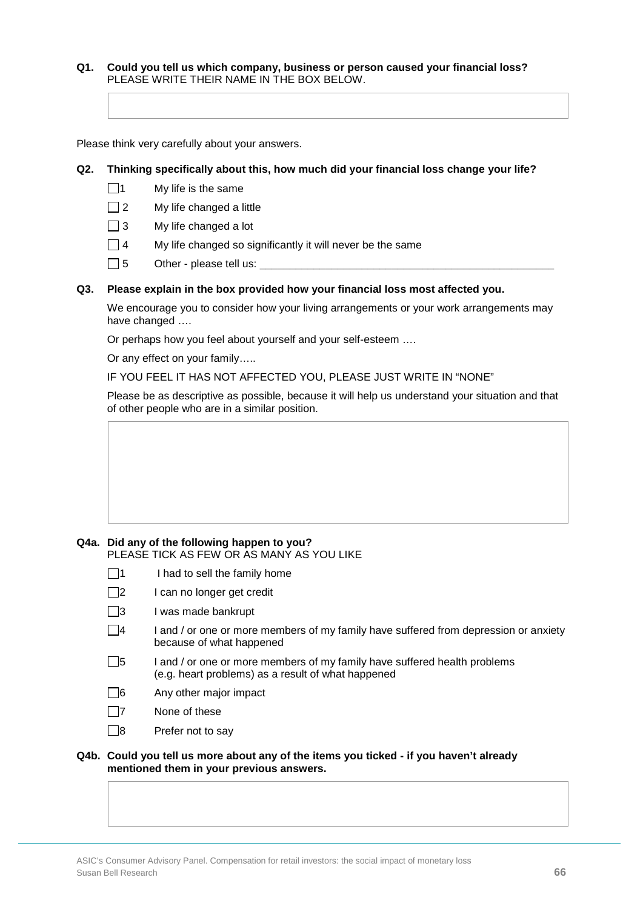**Q1. Could you tell us which company, business or person caused your financial loss?**
PLEASE WRITE THEIR NAME IN THE BOX BELOW.

Please think very carefully about your answers.

**Q2. Thinking specifically about this, how much did your financial loss change your life?**

- ☐ 1 My life is the same
- ☐ 2 My life changed a little
- ☐ 3 My life changed a lot
- ☐ 4 My life changed so significantly it will never be the same
- ☐ 5 Other - please tell us: ____________________________________________

**Q3. Please explain in the box provided how your financial loss most affected you.**

We encourage you to consider how your living arrangements or your work arrangements may have changed ….

Or perhaps how you feel about yourself and your self-esteem ….

Or any effect on your family…..

IF YOU FEEL IT HAS NOT AFFECTED YOU, PLEASE JUST WRITE IN "NONE"

Please be as descriptive as possible, because it will help us understand your situation and that of other people who are in a similar position.

**Q4a. Did any of the following happen to you?**
PLEASE TICK AS FEW OR AS MANY AS YOU LIKE

- ☐ 1 I had to sell the family home
- ☐ 2 I can no longer get credit
- ☐ 3 I was made bankrupt
- ☐ 4 I and / or one or more members of my family have suffered from depression or anxiety because of what happened
- ☐ 5 I and / or one or more members of my family have suffered health problems (e.g. heart problems) as a result of what happened
- ☐ 6 Any other major impact
- ☐ 7 None of these
- ☐ 8 Prefer not to say

**Q4b. Could you tell us more about any of the items you ticked - if you haven't already mentioned them in your previous answers.**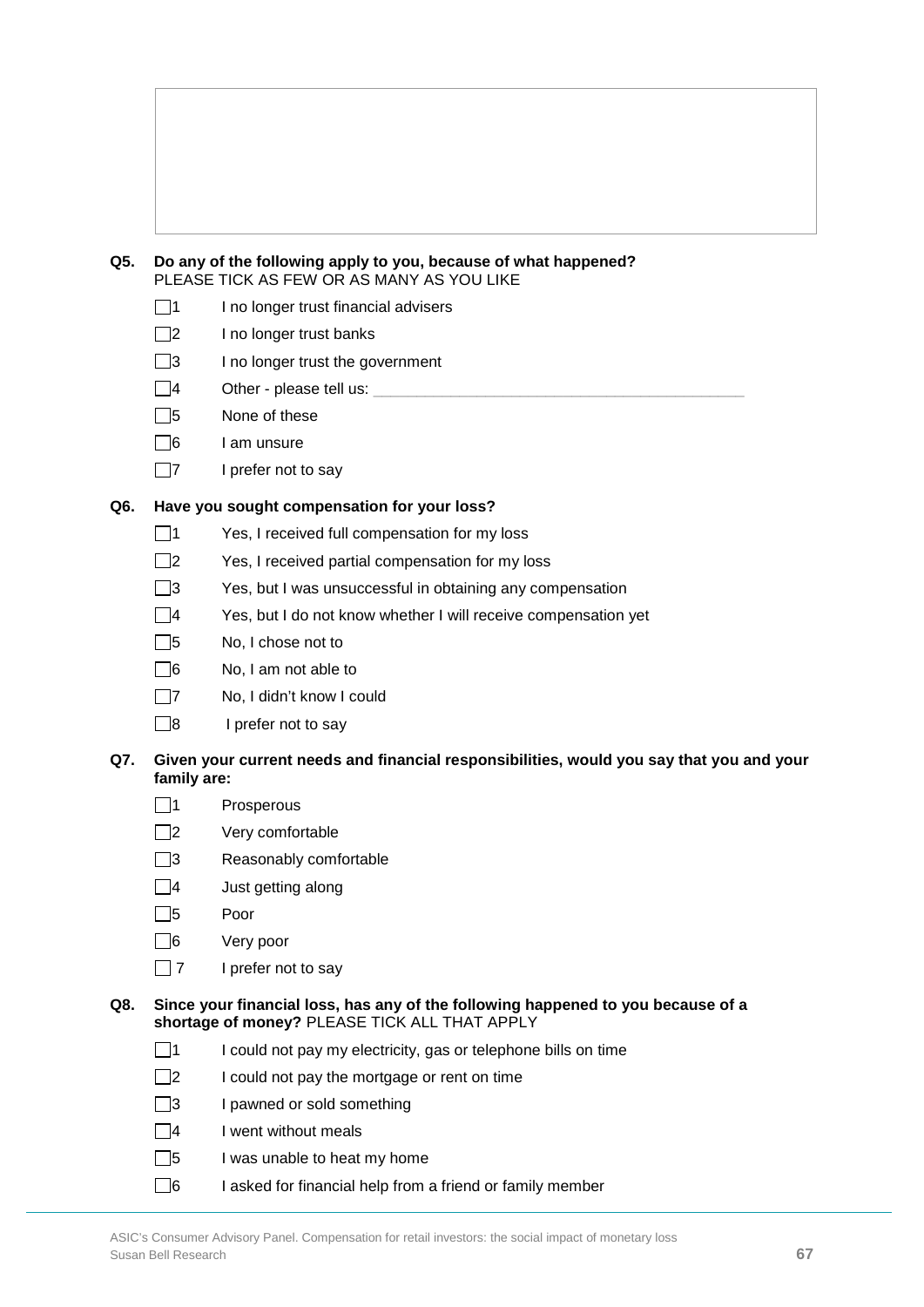**Q5. Do any of the following apply to you, because of what happened?**
PLEASE TICK AS FEW OR AS MANY AS YOU LIKE

- ☐1 I no longer trust financial advisers
- ☐2 I no longer trust banks
- ☐3 I no longer trust the government
- ☐4 Other - please tell us: ___________________________________________
- ☐5 None of these
- ☐6 I am unsure
- ☐7 I prefer not to say

**Q6. Have you sought compensation for your loss?**

- ☐1 Yes, I received full compensation for my loss
- ☐2 Yes, I received partial compensation for my loss
- ☐3 Yes, but I was unsuccessful in obtaining any compensation
- ☐4 Yes, but I do not know whether I will receive compensation yet
- ☐5 No, I chose not to
- ☐6 No, I am not able to
- ☐7 No, I didn't know I could
- ☐8 I prefer not to say

**Q7. Given your current needs and financial responsibilities, would you say that you and your family are:**

- ☐1 Prosperous
- ☐2 Very comfortable
- ☐3 Reasonably comfortable
- ☐4 Just getting along
- ☐5 Poor
- ☐6 Very poor
- ☐7 I prefer not to say

**Q8. Since your financial loss, has any of the following happened to you because of a shortage of money?** PLEASE TICK ALL THAT APPLY

- ☐1 I could not pay my electricity, gas or telephone bills on time
- ☐2 I could not pay the mortgage or rent on time
- ☐3 I pawned or sold something
- ☐4 I went without meals
- ☐5 I was unable to heat my home
- ☐6 I asked for financial help from a friend or family member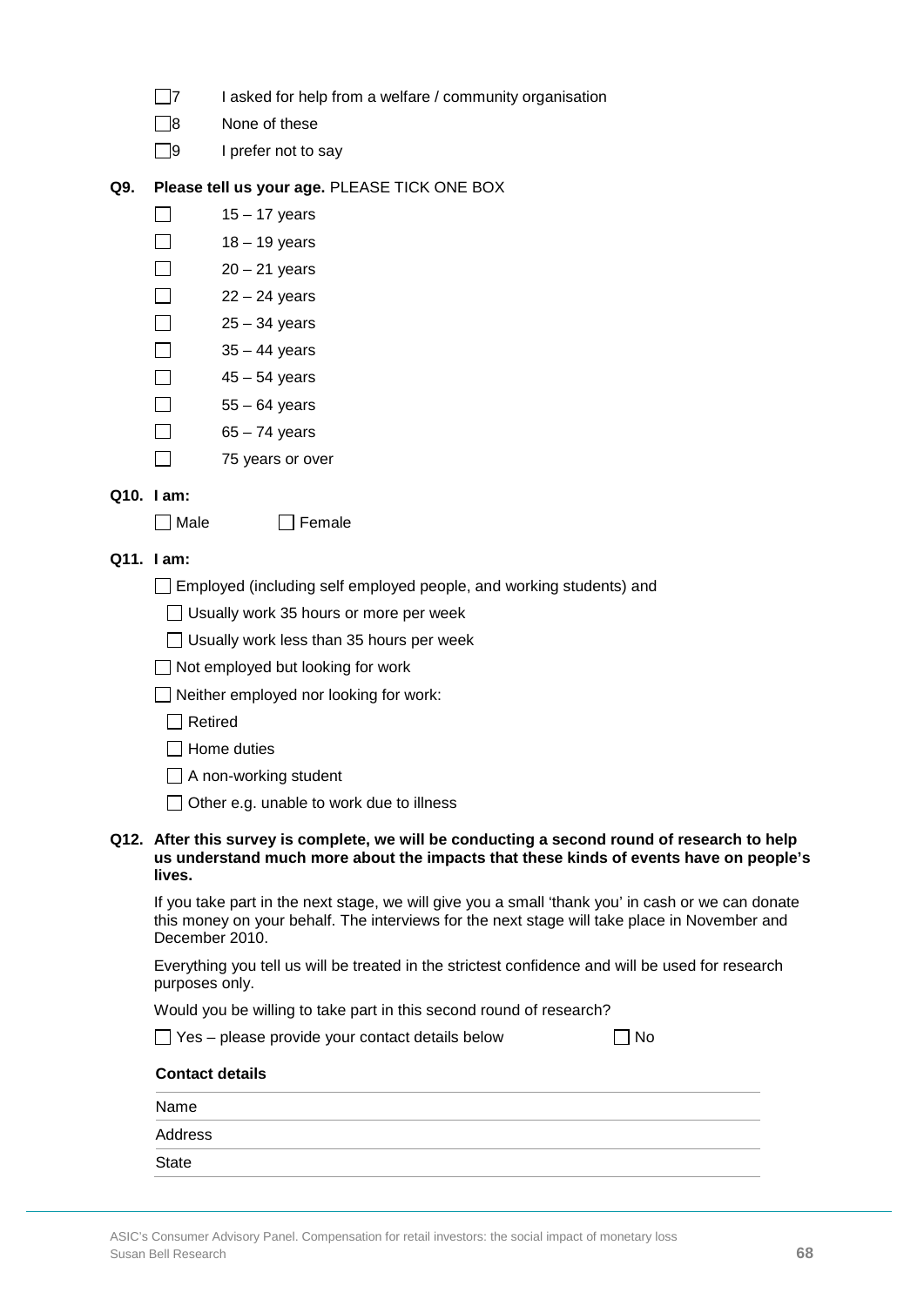- ☐7 I asked for help from a welfare / community organisation
- ☐8 None of these
- ☐9 I prefer not to say

**Q9. Please tell us your age.** PLEASE TICK ONE BOX

- ☐ 15 – 17 years
- ☐ 18 – 19 years
- ☐ 20 – 21 years
- ☐ 22 – 24 years
- ☐ 25 – 34 years
- ☐ 35 – 44 years
- ☐ 45 – 54 years
- ☐ 55 – 64 years
- ☐ 65 – 74 years
- ☐ 75 years or over

**Q10. I am:**

☐ Male ☐ Female

**Q11. I am:**

- ☐ Employed (including self employed people, and working students) and
  - ☐ Usually work 35 hours or more per week
  - ☐ Usually work less than 35 hours per week
- ☐ Not employed but looking for work
- ☐ Neither employed nor looking for work:
  - ☐ Retired
  - ☐ Home duties
  - ☐ A non-working student
  - ☐ Other e.g. unable to work due to illness

**Q12. After this survey is complete, we will be conducting a second round of research to help us understand much more about the impacts that these kinds of events have on people's lives.**

If you take part in the next stage, we will give you a small 'thank you' in cash or we can donate this money on your behalf. The interviews for the next stage will take place in November and December 2010.

Everything you tell us will be treated in the strictest confidence and will be used for research purposes only.

Would you be willing to take part in this second round of research?

☐ Yes – please provide your contact details below ☐ No

**Contact details**

| |
|---|
| Name |
| Address |
| State |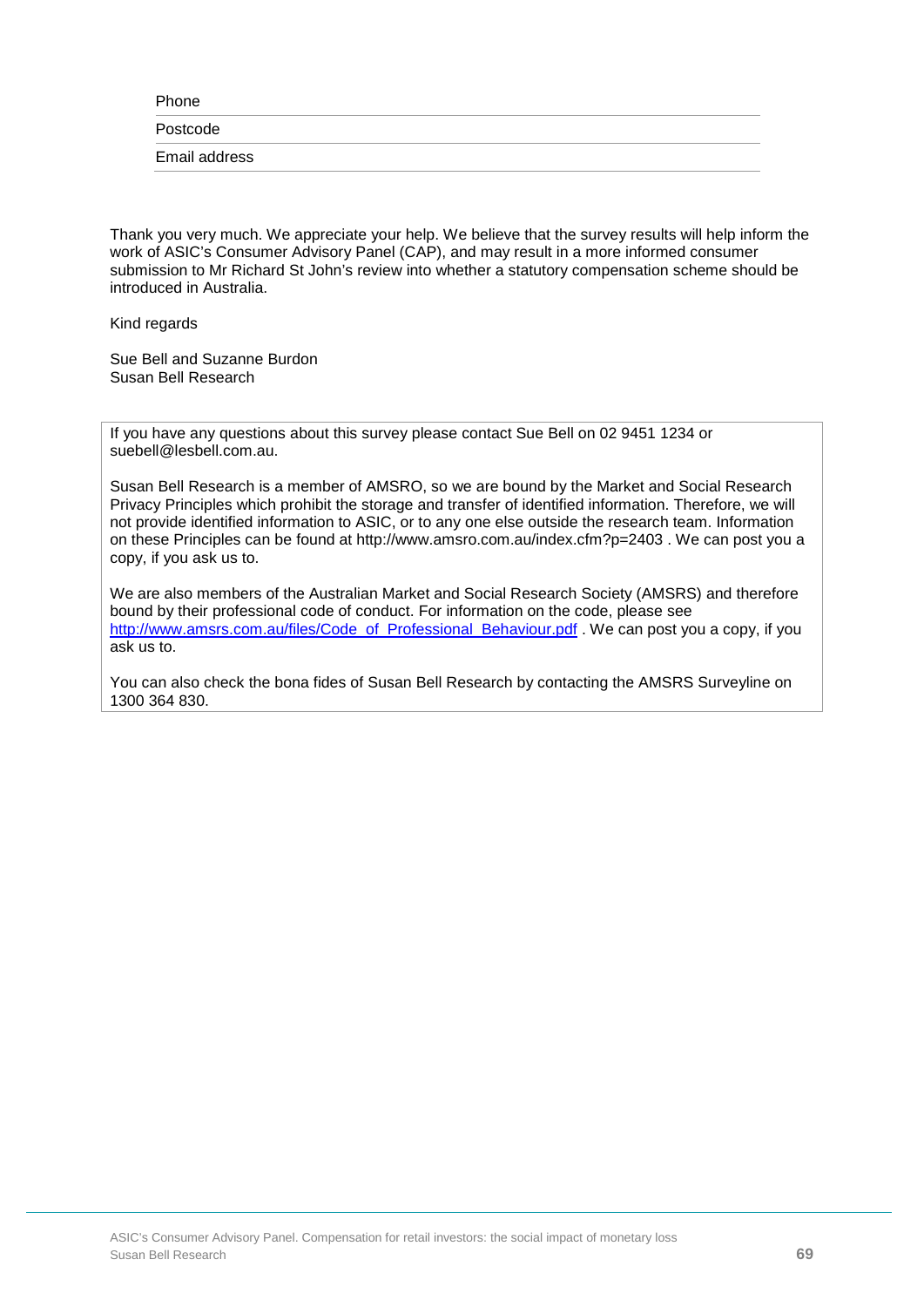Phone

Postcode

Email address

Thank you very much. We appreciate your help. We believe that the survey results will help inform the work of ASIC's Consumer Advisory Panel (CAP), and may result in a more informed consumer submission to Mr Richard St John's review into whether a statutory compensation scheme should be introduced in Australia.

Kind regards

Sue Bell and Suzanne Burdon
Susan Bell Research

> If you have any questions about this survey please contact Sue Bell on 02 9451 1234 or suebell@lesbell.com.au.
>
> Susan Bell Research is a member of AMSRO, so we are bound by the Market and Social Research Privacy Principles which prohibit the storage and transfer of identified information. Therefore, we will not provide identified information to ASIC, or to any one else outside the research team. Information on these Principles can be found at http://www.amsro.com.au/index.cfm?p=2403 . We can post you a copy, if you ask us to.
>
> We are also members of the Australian Market and Social Research Society (AMSRS) and therefore bound by their professional code of conduct. For information on the code, please see http://www.amsrs.com.au/files/Code_of_Professional_Behaviour.pdf . We can post you a copy, if you ask us to.
>
> You can also check the bona fides of Susan Bell Research by contacting the AMSRS Surveyline on 1300 364 830.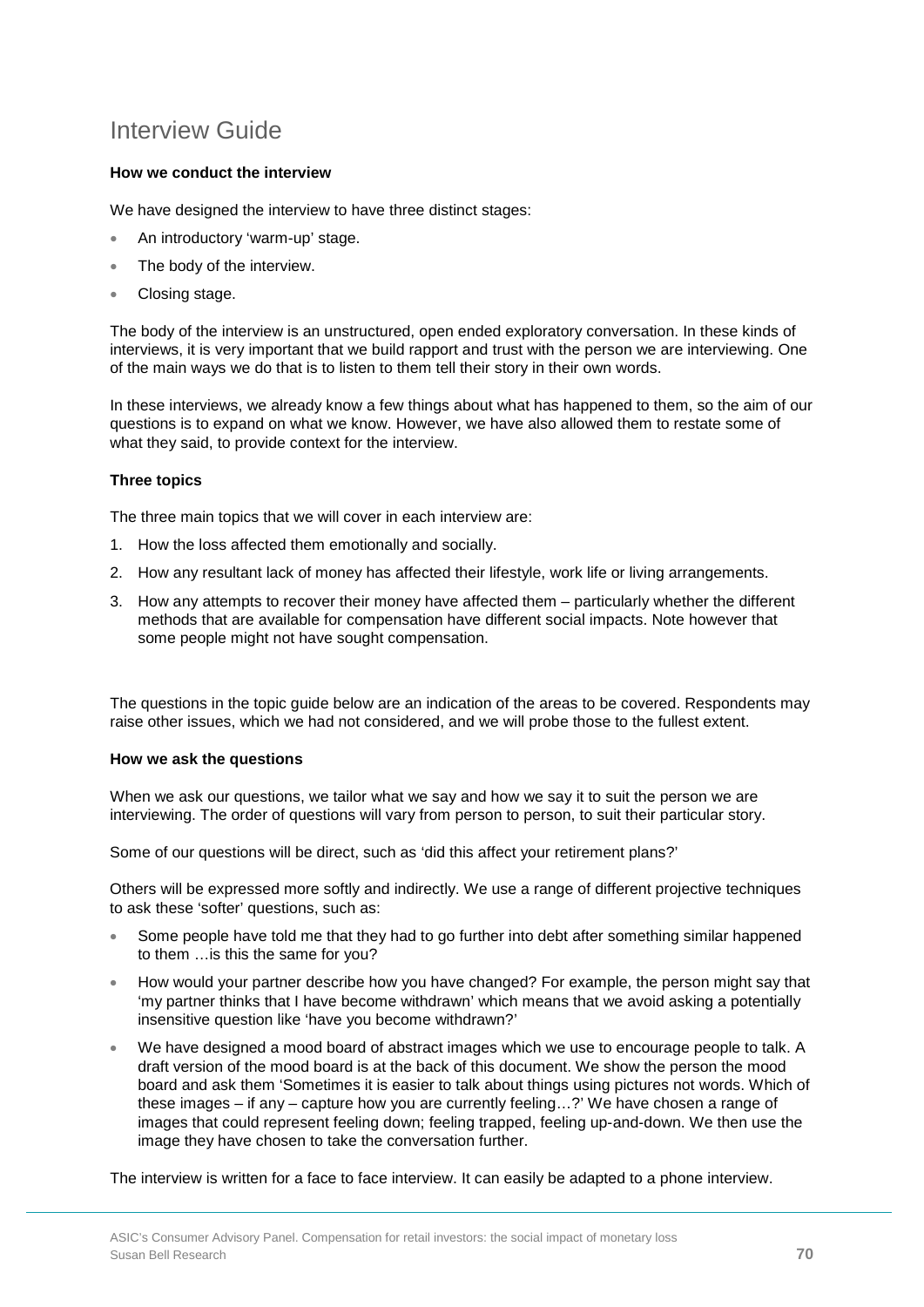# Interview Guide

**How we conduct the interview**

We have designed the interview to have three distinct stages:

- An introductory 'warm-up' stage.
- The body of the interview.
- Closing stage.

The body of the interview is an unstructured, open ended exploratory conversation. In these kinds of interviews, it is very important that we build rapport and trust with the person we are interviewing. One of the main ways we do that is to listen to them tell their story in their own words.

In these interviews, we already know a few things about what has happened to them, so the aim of our questions is to expand on what we know. However, we have also allowed them to restate some of what they said, to provide context for the interview.

**Three topics**

The three main topics that we will cover in each interview are:

1. How the loss affected them emotionally and socially.
2. How any resultant lack of money has affected their lifestyle, work life or living arrangements.
3. How any attempts to recover their money have affected them – particularly whether the different methods that are available for compensation have different social impacts. Note however that some people might not have sought compensation.

The questions in the topic guide below are an indication of the areas to be covered. Respondents may raise other issues, which we had not considered, and we will probe those to the fullest extent.

**How we ask the questions**

When we ask our questions, we tailor what we say and how we say it to suit the person we are interviewing. The order of questions will vary from person to person, to suit their particular story.

Some of our questions will be direct, such as 'did this affect your retirement plans?'

Others will be expressed more softly and indirectly. We use a range of different projective techniques to ask these 'softer' questions, such as:

- Some people have told me that they had to go further into debt after something similar happened to them …is this the same for you?
- How would your partner describe how you have changed? For example, the person might say that 'my partner thinks that I have become withdrawn' which means that we avoid asking a potentially insensitive question like 'have you become withdrawn?'
- We have designed a mood board of abstract images which we use to encourage people to talk. A draft version of the mood board is at the back of this document. We show the person the mood board and ask them 'Sometimes it is easier to talk about things using pictures not words. Which of these images – if any – capture how you are currently feeling…?' We have chosen a range of images that could represent feeling down; feeling trapped, feeling up-and-down. We then use the image they have chosen to take the conversation further.

The interview is written for a face to face interview. It can easily be adapted to a phone interview.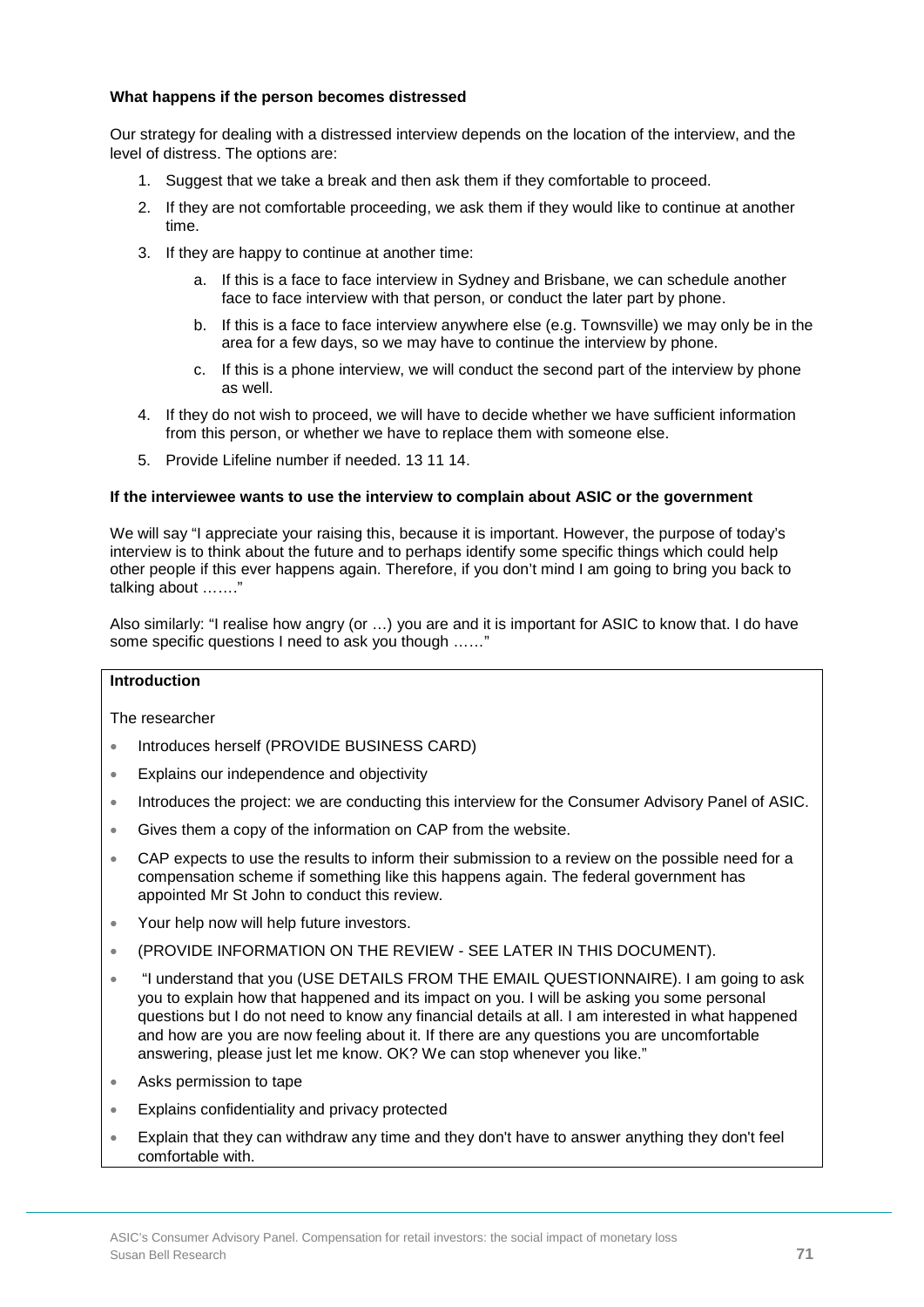**What happens if the person becomes distressed**

Our strategy for dealing with a distressed interview depends on the location of the interview, and the level of distress. The options are:

1. Suggest that we take a break and then ask them if they comfortable to proceed.
2. If they are not comfortable proceeding, we ask them if they would like to continue at another time.
3. If they are happy to continue at another time:
   a. If this is a face to face interview in Sydney and Brisbane, we can schedule another face to face interview with that person, or conduct the later part by phone.
   b. If this is a face to face interview anywhere else (e.g. Townsville) we may only be in the area for a few days, so we may have to continue the interview by phone.
   c. If this is a phone interview, we will conduct the second part of the interview by phone as well.
4. If they do not wish to proceed, we will have to decide whether we have sufficient information from this person, or whether we have to replace them with someone else.
5. Provide Lifeline number if needed. 13 11 14.

**If the interviewee wants to use the interview to complain about ASIC or the government**

We will say "I appreciate your raising this, because it is important. However, the purpose of today's interview is to think about the future and to perhaps identify some specific things which could help other people if this ever happens again. Therefore, if you don't mind I am going to bring you back to talking about ……."

Also similarly: "I realise how angry (or …) you are and it is important for ASIC to know that. I do have some specific questions I need to ask you though ……"

**Introduction**

The researcher

- Introduces herself (PROVIDE BUSINESS CARD)
- Explains our independence and objectivity
- Introduces the project: we are conducting this interview for the Consumer Advisory Panel of ASIC.
- Gives them a copy of the information on CAP from the website.
- CAP expects to use the results to inform their submission to a review on the possible need for a compensation scheme if something like this happens again. The federal government has appointed Mr St John to conduct this review.
- Your help now will help future investors.
- (PROVIDE INFORMATION ON THE REVIEW - SEE LATER IN THIS DOCUMENT).
- "I understand that you (USE DETAILS FROM THE EMAIL QUESTIONNAIRE). I am going to ask you to explain how that happened and its impact on you. I will be asking you some personal questions but I do not need to know any financial details at all. I am interested in what happened and how are you are now feeling about it. If there are any questions you are uncomfortable answering, please just let me know. OK? We can stop whenever you like."
- Asks permission to tape
- Explains confidentiality and privacy protected
- Explain that they can withdraw any time and they don't have to answer anything they don't feel comfortable with.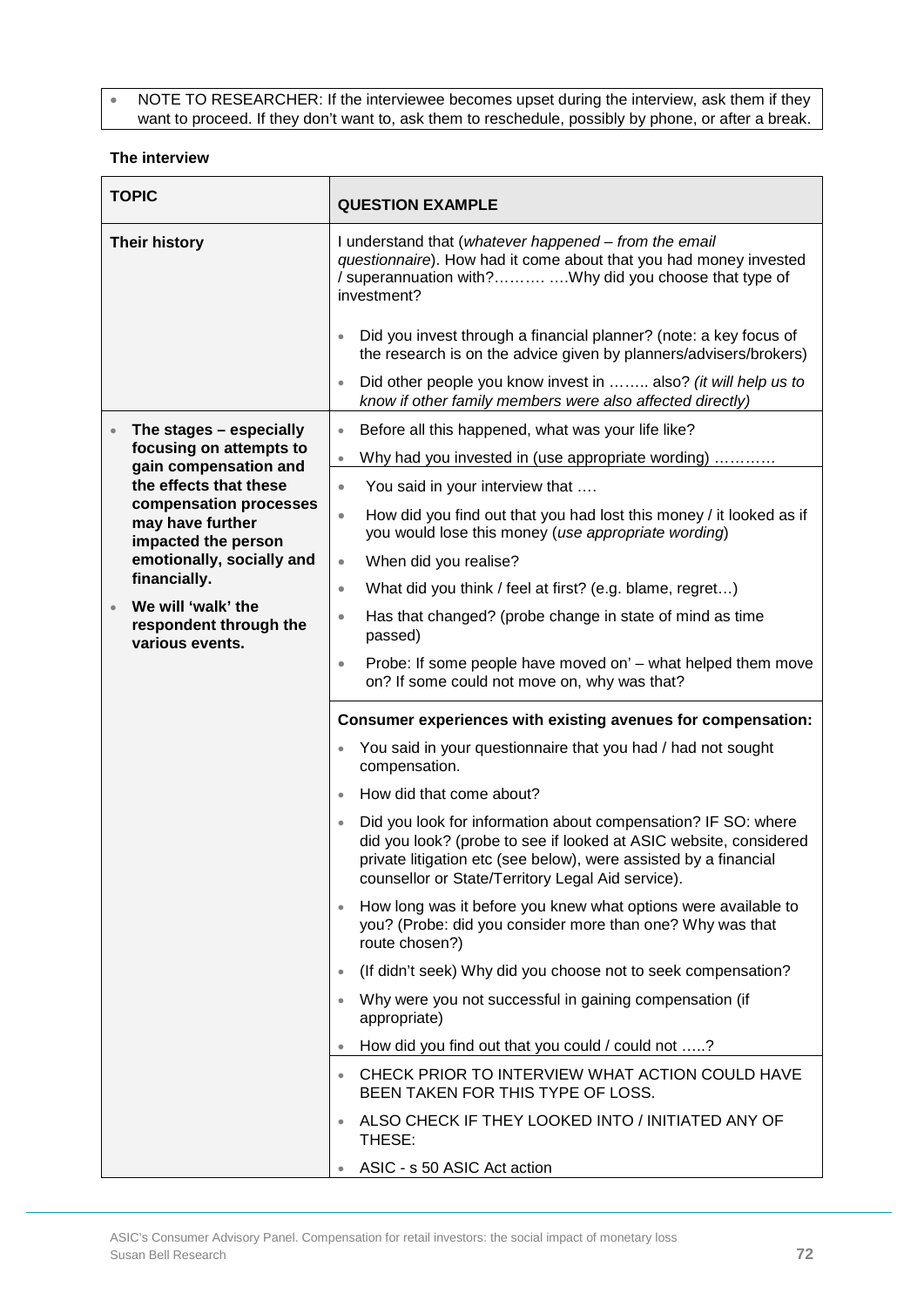- NOTE TO RESEARCHER: If the interviewee becomes upset during the interview, ask them if they want to proceed. If they don't want to, ask them to reschedule, possibly by phone, or after a break.

**The interview**

| **TOPIC** | **QUESTION EXAMPLE** |
|---|---|
| **Their history** | I understand that (*whatever happened – from the email questionnaire*). How had it come about that you had money invested / superannuation with?………. ….Why did you choose that type of investment?<br><br>• Did you invest through a financial planner? (note: a key focus of the research is on the advice given by planners/advisers/brokers)<br>• Did other people you know invest in …….. also? (*it will help us to know if other family members were also affected directly*) |
| • **The stages – especially focusing on attempts to gain compensation and the effects that these compensation processes may have further impacted the person emotionally, socially and financially.**<br>• **We will 'walk' the respondent through the various events.** | • Before all this happened, what was your life like?<br>• Why had you invested in (use appropriate wording) …………<br>• You said in your interview that ….<br>• How did you find out that you had lost this money / it looked as if you would lose this money (*use appropriate wording*)<br>• When did you realise?<br>• What did you think / feel at first? (e.g. blame, regret…)<br>• Has that changed? (probe change in state of mind as time passed)<br>• Probe: If some people have moved on' – what helped them move on? If some could not move on, why was that? |
| | **Consumer experiences with existing avenues for compensation:**<br>• You said in your questionnaire that you had / had not sought compensation.<br>• How did that come about?<br>• Did you look for information about compensation? IF SO: where did you look? (probe to see if looked at ASIC website, considered private litigation etc (see below), were assisted by a financial counsellor or State/Territory Legal Aid service).<br>• How long was it before you knew what options were available to you? (Probe: did you consider more than one? Why was that route chosen?)<br>• (If didn't seek) Why did you choose not to seek compensation?<br>• Why were you not successful in gaining compensation (if appropriate)<br>• How did you find out that you could / could not …..? |
| | • CHECK PRIOR TO INTERVIEW WHAT ACTION COULD HAVE BEEN TAKEN FOR THIS TYPE OF LOSS.<br>• ALSO CHECK IF THEY LOOKED INTO / INITIATED ANY OF THESE:<br>• ASIC - s 50 ASIC Act action |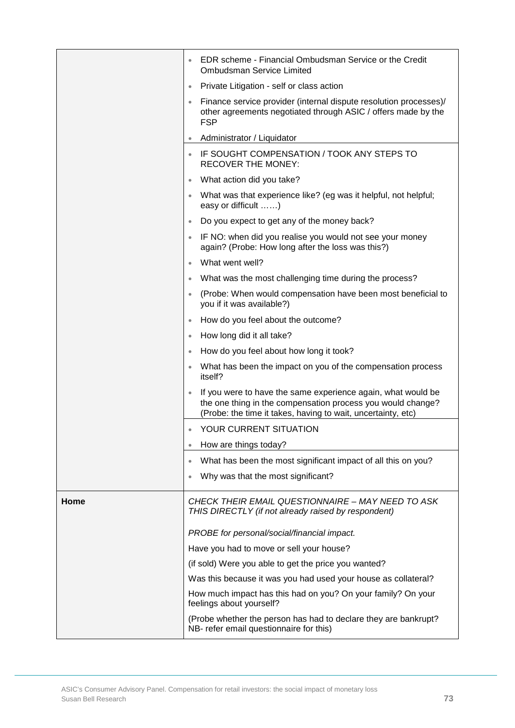| | |
|---|---|
| | • EDR scheme - Financial Ombudsman Service or the Credit Ombudsman Service Limited<br>• Private Litigation - self or class action<br>• Finance service provider (internal dispute resolution processes)/ other agreements negotiated through ASIC / offers made by the FSP<br>• Administrator / Liquidator |
| | • IF SOUGHT COMPENSATION / TOOK ANY STEPS TO RECOVER THE MONEY:<br>• What action did you take?<br>• What was that experience like? (eg was it helpful, not helpful; easy or difficult ……)<br>• Do you expect to get any of the money back?<br>• IF NO: when did you realise you would not see your money again? (Probe: How long after the loss was this?)<br>• What went well?<br>• What was the most challenging time during the process?<br>• (Probe: When would compensation have been most beneficial to you if it was available?)<br>• How do you feel about the outcome?<br>• How long did it all take?<br>• How do you feel about how long it took?<br>• What has been the impact on you of the compensation process itself?<br>• If you were to have the same experience again, what would be the one thing in the compensation process you would change? (Probe: the time it takes, having to wait, uncertainty, etc) |
| | • YOUR CURRENT SITUATION<br>• How are things today? |
| | • What has been the most significant impact of all this on you?<br>• Why was that the most significant? |
| **Home** | *CHECK THEIR EMAIL QUESTIONNAIRE – MAY NEED TO ASK THIS DIRECTLY (if not already raised by respondent)*<br><br>*PROBE for personal/social/financial impact.*<br>Have you had to move or sell your house?<br>(if sold) Were you able to get the price you wanted?<br>Was this because it was you had used your house as collateral?<br>How much impact has this had on you? On your family? On your feelings about yourself?<br>(Probe whether the person has had to declare they are bankrupt? NB- refer email questionnaire for this) |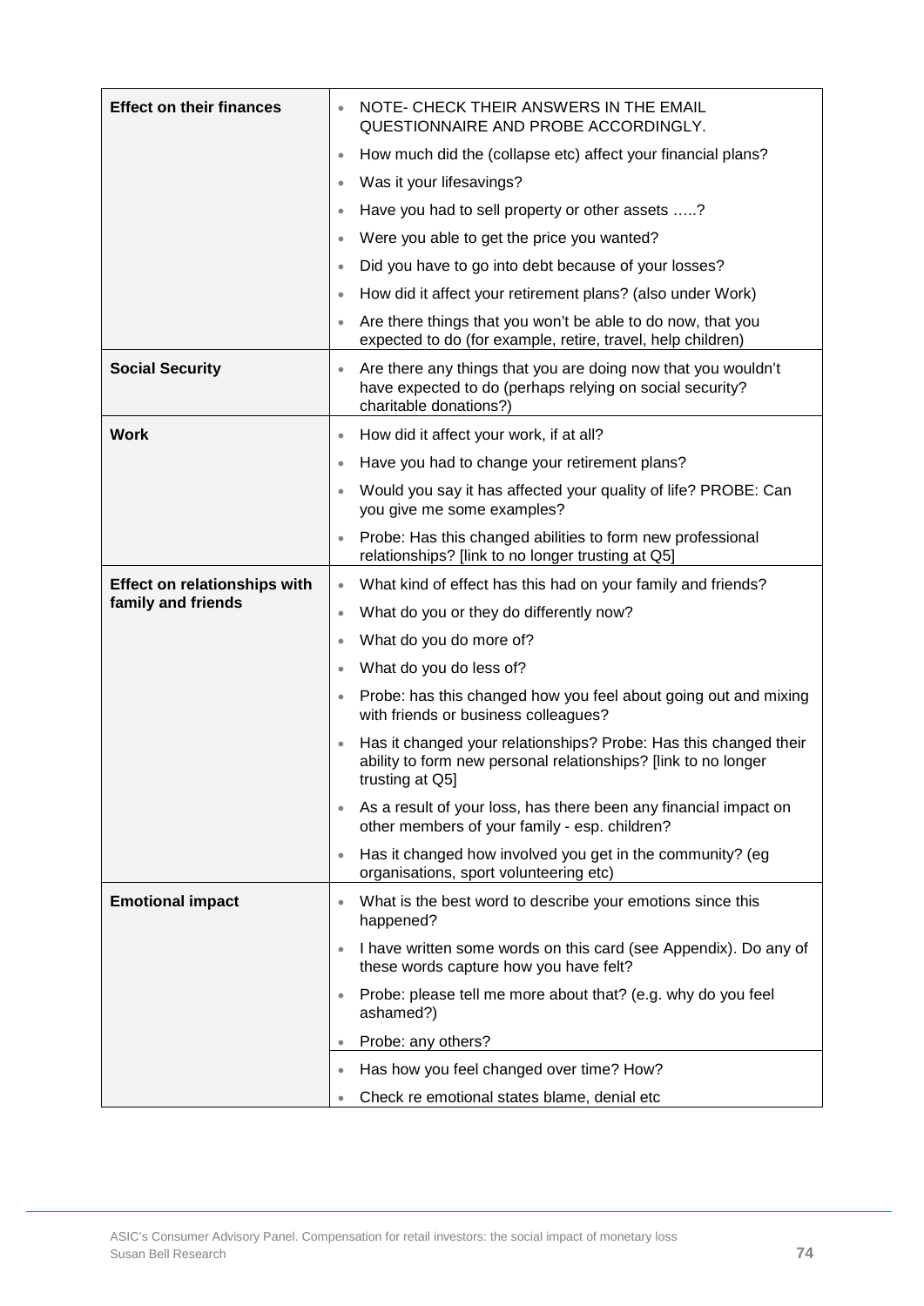| | |
|---|---|
| **Effect on their finances** | • NOTE- CHECK THEIR ANSWERS IN THE EMAIL QUESTIONNAIRE AND PROBE ACCORDINGLY.<br>• How much did the (collapse etc) affect your financial plans?<br>• Was it your lifesavings?<br>• Have you had to sell property or other assets …..?<br>• Were you able to get the price you wanted?<br>• Did you have to go into debt because of your losses?<br>• How did it affect your retirement plans? (also under Work)<br>• Are there things that you won't be able to do now, that you expected to do (for example, retire, travel, help children) |
| **Social Security** | • Are there any things that you are doing now that you wouldn't have expected to do (perhaps relying on social security? charitable donations?) |
| **Work** | • How did it affect your work, if at all?<br>• Have you had to change your retirement plans?<br>• Would you say it has affected your quality of life? PROBE: Can you give me some examples?<br>• Probe: Has this changed abilities to form new professional relationships? [link to no longer trusting at Q5] |
| **Effect on relationships with family and friends** | • What kind of effect has this had on your family and friends?<br>• What do you or they do differently now?<br>• What do you do more of?<br>• What do you do less of?<br>• Probe: has this changed how you feel about going out and mixing with friends or business colleagues?<br>• Has it changed your relationships? Probe: Has this changed their ability to form new personal relationships? [link to no longer trusting at Q5]<br>• As a result of your loss, has there been any financial impact on other members of your family - esp. children?<br>• Has it changed how involved you get in the community? (eg organisations, sport volunteering etc) |
| **Emotional impact** | • What is the best word to describe your emotions since this happened?<br>• I have written some words on this card (see Appendix). Do any of these words capture how you have felt?<br>• Probe: please tell me more about that? (e.g. why do you feel ashamed?)<br>• Probe: any others?<br>• Has how you feel changed over time? How?<br>• Check re emotional states blame, denial etc |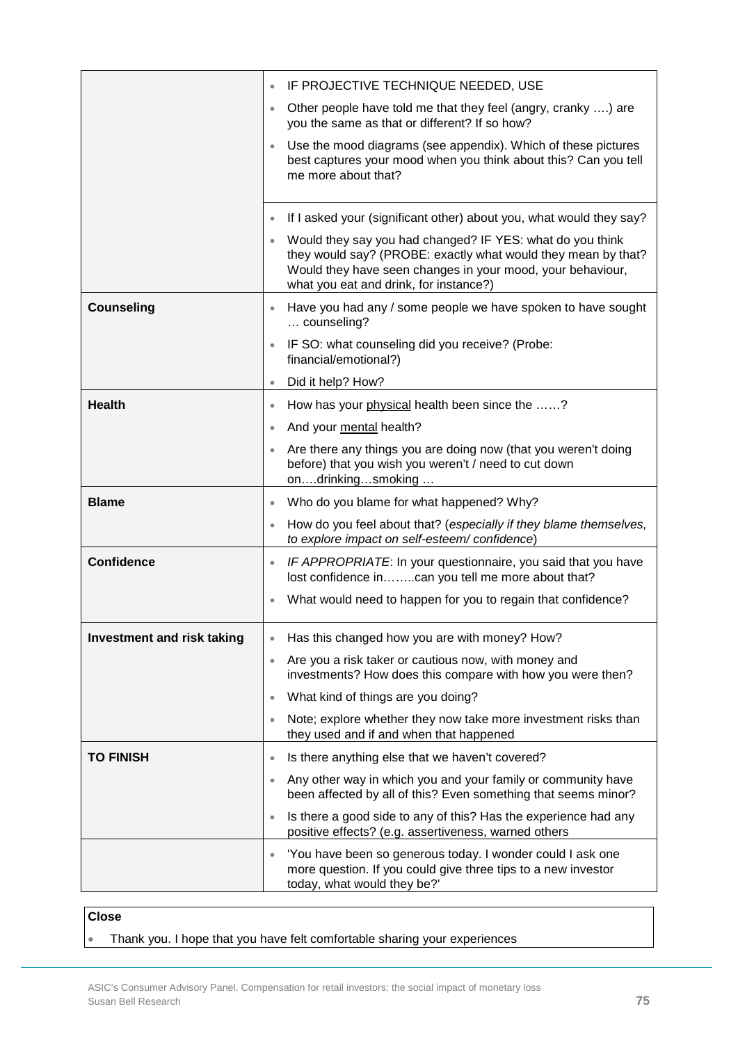| | |
|---|---|
| | • IF PROJECTIVE TECHNIQUE NEEDED, USE<br>• Other people have told me that they feel (angry, cranky ….) are you the same as that or different? If so how?<br>• Use the mood diagrams (see appendix). Which of these pictures best captures your mood when you think about this? Can you tell me more about that? |
| | • If I asked your (significant other) about you, what would they say?<br>• Would they say you had changed? IF YES: what do you think they would say? (PROBE: exactly what would they mean by that? Would they have seen changes in your mood, your behaviour, what you eat and drink, for instance?) |
| **Counseling** | • Have you had any / some people we have spoken to have sought … counseling?<br>• IF SO: what counseling did you receive? (Probe: financial/emotional?)<br>• Did it help? How? |
| **Health** | • How has your <u>physical</u> health been since the ……?<br>• And your <u>mental</u> health?<br>• Are there any things you are doing now (that you weren't doing before) that you wish you weren't / need to cut down on….drinking…smoking … |
| **Blame** | • Who do you blame for what happened? Why?<br>• How do you feel about that? (*especially if they blame themselves, to explore impact on self-esteem/ confidence*) |
| **Confidence** | • *IF APPROPRIATE*: In your questionnaire, you said that you have lost confidence in……..can you tell me more about that?<br>• What would need to happen for you to regain that confidence? |
| **Investment and risk taking** | • Has this changed how you are with money? How?<br>• Are you a risk taker or cautious now, with money and investments? How does this compare with how you were then?<br>• What kind of things are you doing?<br>• Note; explore whether they now take more investment risks than they used and if and when that happened |
| **TO FINISH** | • Is there anything else that we haven't covered?<br>• Any other way in which you and your family or community have been affected by all of this? Even something that seems minor?<br>• Is there a good side to any of this? Has the experience had any positive effects? (e.g. assertiveness, warned others |
| | • 'You have been so generous today. I wonder could I ask one more question. If you could give three tips to a new investor today, what would they be?' |

**Close**

- Thank you. I hope that you have felt comfortable sharing your experiences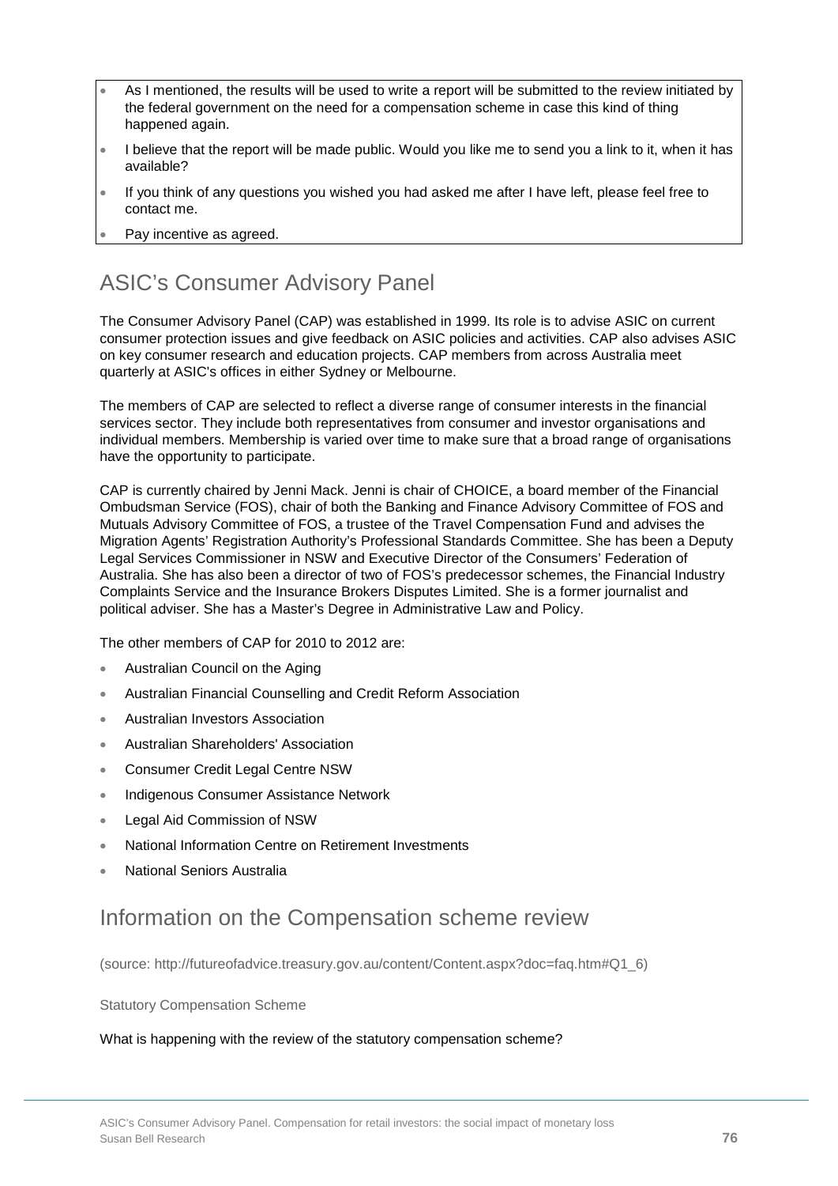- As I mentioned, the results will be used to write a report will be submitted to the review initiated by the federal government on the need for a compensation scheme in case this kind of thing happened again.
- I believe that the report will be made public. Would you like me to send you a link to it, when it has available?
- If you think of any questions you wished you had asked me after I have left, please feel free to contact me.
- Pay incentive as agreed.

## ASIC's Consumer Advisory Panel

The Consumer Advisory Panel (CAP) was established in 1999. Its role is to advise ASIC on current consumer protection issues and give feedback on ASIC policies and activities. CAP also advises ASIC on key consumer research and education projects. CAP members from across Australia meet quarterly at ASIC's offices in either Sydney or Melbourne.

The members of CAP are selected to reflect a diverse range of consumer interests in the financial services sector. They include both representatives from consumer and investor organisations and individual members. Membership is varied over time to make sure that a broad range of organisations have the opportunity to participate.

CAP is currently chaired by Jenni Mack. Jenni is chair of CHOICE, a board member of the Financial Ombudsman Service (FOS), chair of both the Banking and Finance Advisory Committee of FOS and Mutuals Advisory Committee of FOS, a trustee of the Travel Compensation Fund and advises the Migration Agents' Registration Authority's Professional Standards Committee. She has been a Deputy Legal Services Commissioner in NSW and Executive Director of the Consumers' Federation of Australia. She has also been a director of two of FOS's predecessor schemes, the Financial Industry Complaints Service and the Insurance Brokers Disputes Limited. She is a former journalist and political adviser. She has a Master's Degree in Administrative Law and Policy.

The other members of CAP for 2010 to 2012 are:

- Australian Council on the Aging
- Australian Financial Counselling and Credit Reform Association
- Australian Investors Association
- Australian Shareholders' Association
- Consumer Credit Legal Centre NSW
- Indigenous Consumer Assistance Network
- Legal Aid Commission of NSW
- National Information Centre on Retirement Investments
- National Seniors Australia

## Information on the Compensation scheme review

(source: http://futureofadvice.treasury.gov.au/content/Content.aspx?doc=faq.htm#Q1_6)

Statutory Compensation Scheme

What is happening with the review of the statutory compensation scheme?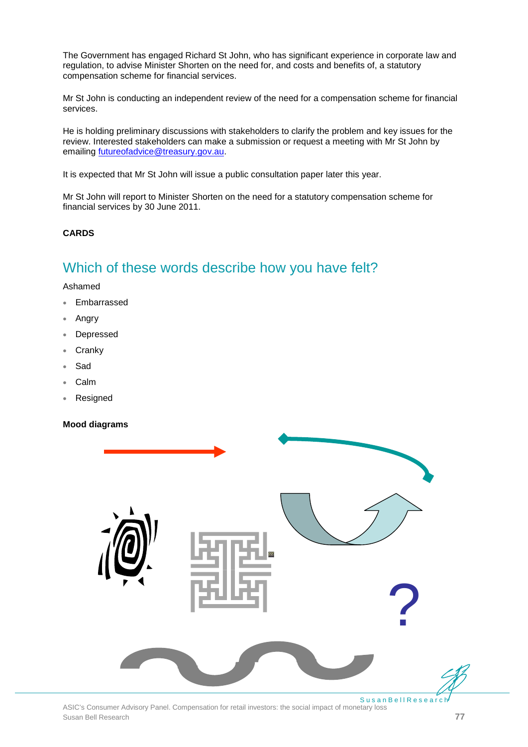The Government has engaged Richard St John, who has significant experience in corporate law and regulation, to advise Minister Shorten on the need for, and costs and benefits of, a statutory compensation scheme for financial services.

Mr St John is conducting an independent review of the need for a compensation scheme for financial services.

He is holding preliminary discussions with stakeholders to clarify the problem and key issues for the review. Interested stakeholders can make a submission or request a meeting with Mr St John by emailing futureofadvice@treasury.gov.au.

It is expected that Mr St John will issue a public consultation paper later this year.

Mr St John will report to Minister Shorten on the need for a statutory compensation scheme for financial services by 30 June 2011.

**CARDS**

## Which of these words describe how you have felt?

Ashamed

- Embarrassed
- Angry
- Depressed
- Cranky
- Sad
- Calm
- Resigned

**Mood diagrams**

?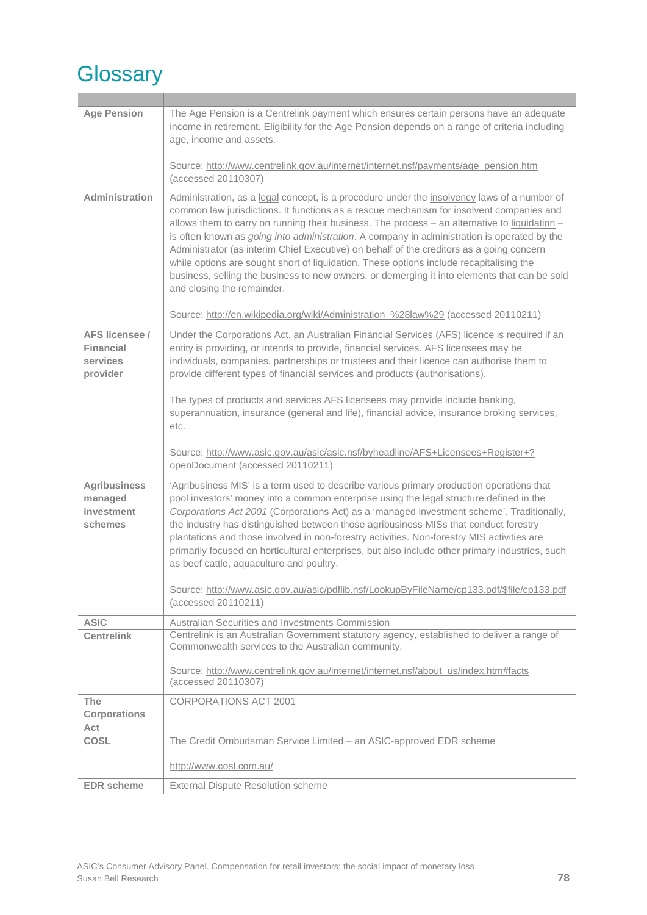# Glossary

| | |
|---|---|
| **Age Pension** | The Age Pension is a Centrelink payment which ensures certain persons have an adequate income in retirement. Eligibility for the Age Pension depends on a range of criteria including age, income and assets.<br><br>Source: http://www.centrelink.gov.au/internet/internet.nsf/payments/age_pension.htm (accessed 20110307) |
| **Administration** | Administration, as a legal concept, is a procedure under the insolvency laws of a number of common law jurisdictions. It functions as a rescue mechanism for insolvent companies and allows them to carry on running their business. The process – an alternative to liquidation – is often known as *going into administration*. A company in administration is operated by the Administrator (as interim Chief Executive) on behalf of the creditors as a going concern while options are sought short of liquidation. These options include recapitalising the business, selling the business to new owners, or demerging it into elements that can be sold and closing the remainder.<br><br>Source: http://en.wikipedia.org/wiki/Administration_%28law%29 (accessed 20110211) |
| **AFS licensee / Financial services provider** | Under the Corporations Act, an Australian Financial Services (AFS) licence is required if an entity is providing, or intends to provide, financial services. AFS licensees may be individuals, companies, partnerships or trustees and their licence can authorise them to provide different types of financial services and products (authorisations).<br><br>The types of products and services AFS licensees may provide include banking, superannuation, insurance (general and life), financial advice, insurance broking services, etc.<br><br>Source: http://www.asic.gov.au/asic/asic.nsf/byheadline/AFS+Licensees+Register+?openDocument (accessed 20110211) |
| **Agribusiness managed investment schemes** | 'Agribusiness MIS' is a term used to describe various primary production operations that pool investors' money into a common enterprise using the legal structure defined in the *Corporations Act 2001* (Corporations Act) as a 'managed investment scheme'. Traditionally, the industry has distinguished between those agribusiness MISs that conduct forestry plantations and those involved in non-forestry activities. Non-forestry MIS activities are primarily focused on horticultural enterprises, but also include other primary industries, such as beef cattle, aquaculture and poultry.<br><br>Source: http://www.asic.gov.au/asic/pdflib.nsf/LookupByFileName/cp133.pdf/$file/cp133.pdf (accessed 20110211) |
| **ASIC** | Australian Securities and Investments Commission |
| **Centrelink** | Centrelink is an Australian Government statutory agency, established to deliver a range of Commonwealth services to the Australian community.<br><br>Source: http://www.centrelink.gov.au/internet/internet.nsf/about_us/index.htm#facts (accessed 20110307) |
| **The Corporations Act** | CORPORATIONS ACT 2001 |
| **COSL** | The Credit Ombudsman Service Limited – an ASIC-approved EDR scheme<br><br>http://www.cosl.com.au/ |
| **EDR scheme** | External Dispute Resolution scheme |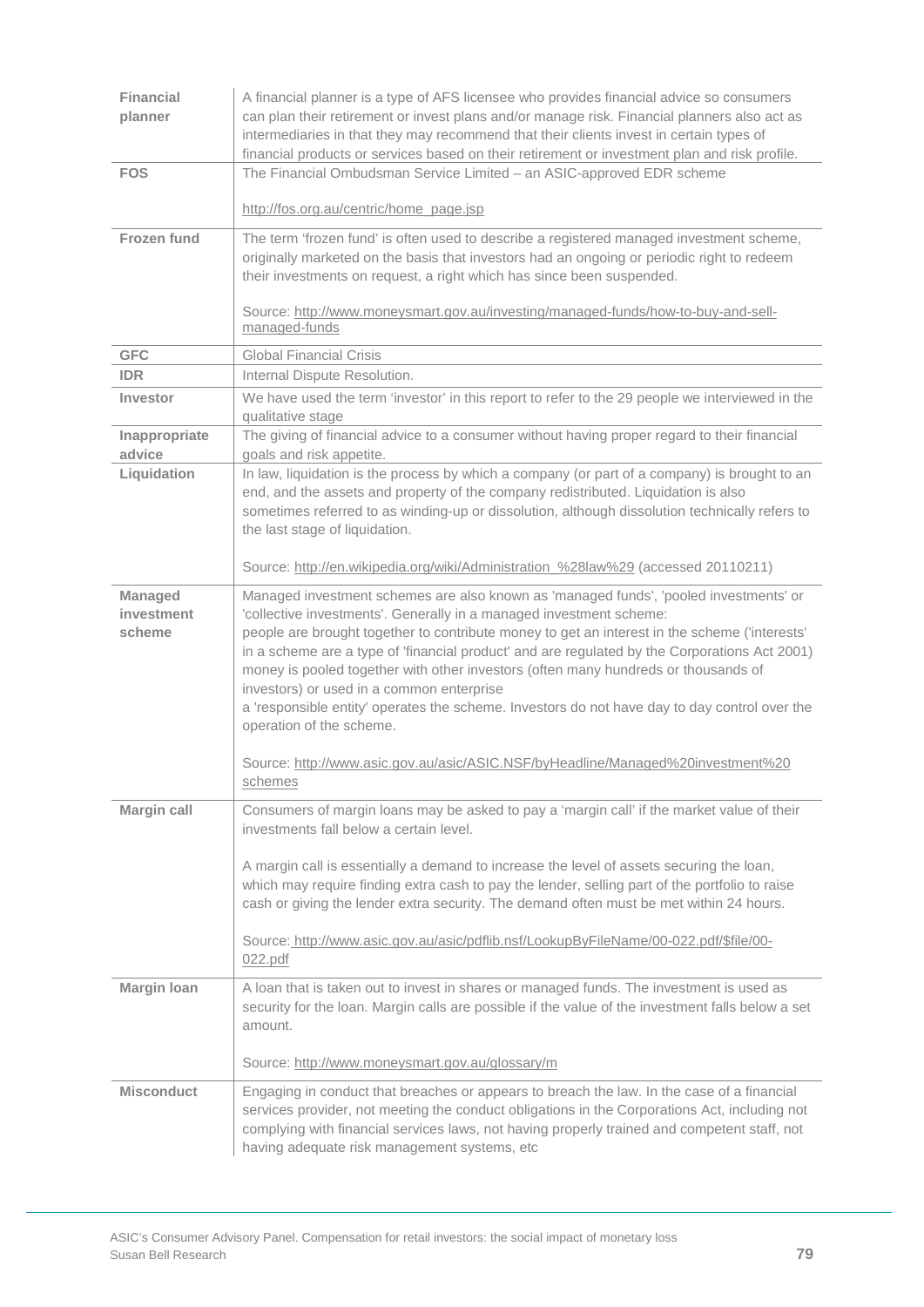| | |
|---|---|
| **Financial planner** | A financial planner is a type of AFS licensee who provides financial advice so consumers can plan their retirement or invest plans and/or manage risk. Financial planners also act as intermediaries in that they may recommend that their clients invest in certain types of financial products or services based on their retirement or investment plan and risk profile. |
| **FOS** | The Financial Ombudsman Service Limited – an ASIC-approved EDR scheme<br><br>http://fos.org.au/centric/home_page.jsp |
| **Frozen fund** | The term 'frozen fund' is often used to describe a registered managed investment scheme, originally marketed on the basis that investors had an ongoing or periodic right to redeem their investments on request, a right which has since been suspended.<br><br>Source: http://www.moneysmart.gov.au/investing/managed-funds/how-to-buy-and-sell-managed-funds |
| **GFC** | Global Financial Crisis |
| **IDR** | Internal Dispute Resolution. |
| **Investor** | We have used the term 'investor' in this report to refer to the 29 people we interviewed in the qualitative stage |
| **Inappropriate advice** | The giving of financial advice to a consumer without having proper regard to their financial goals and risk appetite. |
| **Liquidation** | In law, liquidation is the process by which a company (or part of a company) is brought to an end, and the assets and property of the company redistributed. Liquidation is also sometimes referred to as winding-up or dissolution, although dissolution technically refers to the last stage of liquidation.<br><br>Source: http://en.wikipedia.org/wiki/Administration_%28law%29 (accessed 20110211) |
| **Managed investment scheme** | Managed investment schemes are also known as 'managed funds', 'pooled investments' or 'collective investments'. Generally in a managed investment scheme:<br>people are brought together to contribute money to get an interest in the scheme ('interests' in a scheme are a type of 'financial product' and are regulated by the Corporations Act 2001)<br>money is pooled together with other investors (often many hundreds or thousands of investors) or used in a common enterprise<br>a 'responsible entity' operates the scheme. Investors do not have day to day control over the operation of the scheme.<br><br>Source: http://www.asic.gov.au/asic/ASIC.NSF/byHeadline/Managed%20investment%20schemes |
| **Margin call** | Consumers of margin loans may be asked to pay a 'margin call' if the market value of their investments fall below a certain level.<br><br>A margin call is essentially a demand to increase the level of assets securing the loan, which may require finding extra cash to pay the lender, selling part of the portfolio to raise cash or giving the lender extra security. The demand often must be met within 24 hours.<br><br>Source: http://www.asic.gov.au/asic/pdflib.nsf/LookupByFileName/00-022.pdf/$file/00-022.pdf |
| **Margin loan** | A loan that is taken out to invest in shares or managed funds. The investment is used as security for the loan. Margin calls are possible if the value of the investment falls below a set amount.<br><br>Source: http://www.moneysmart.gov.au/glossary/m |
| **Misconduct** | Engaging in conduct that breaches or appears to breach the law. In the case of a financial services provider, not meeting the conduct obligations in the Corporations Act, including not complying with financial services laws, not having properly trained and competent staff, not having adequate risk management systems, etc |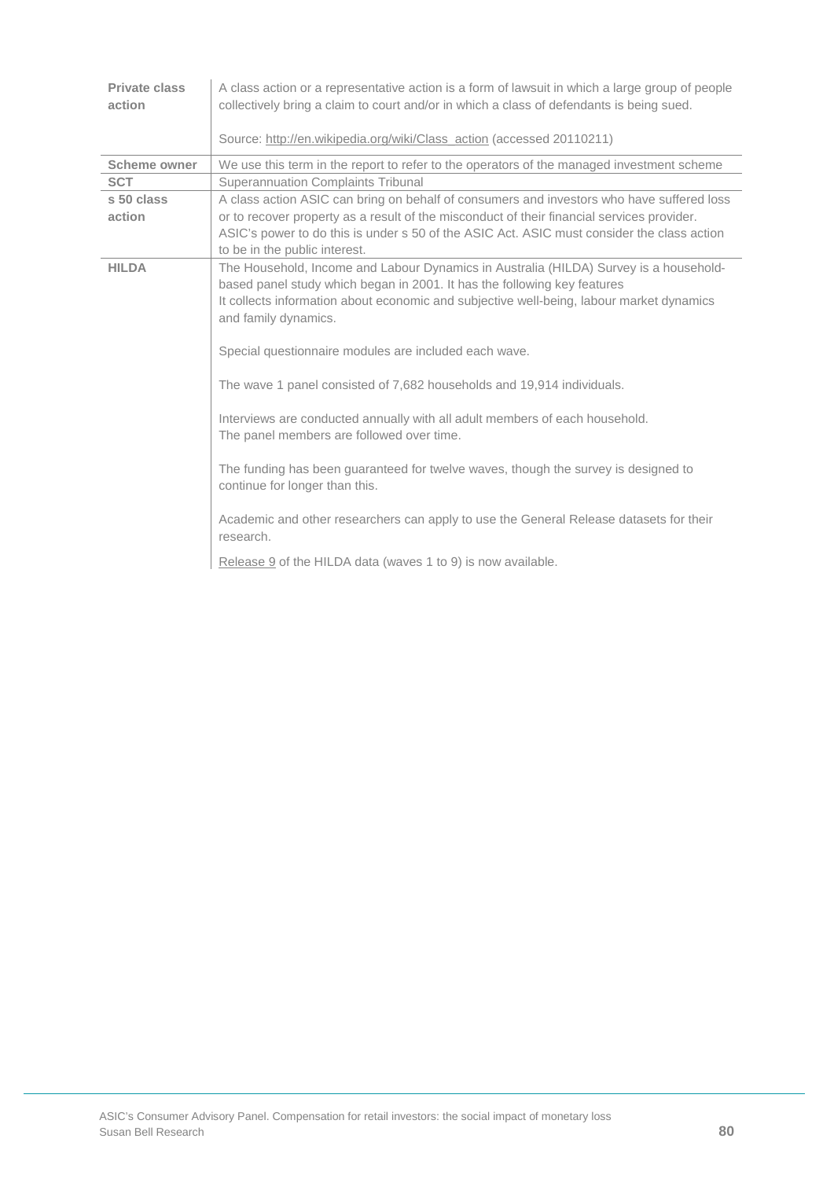| | |
|---|---|
| **Private class action** | A class action or a representative action is a form of lawsuit in which a large group of people collectively bring a claim to court and/or in which a class of defendants is being sued.<br><br>Source: http://en.wikipedia.org/wiki/Class_action (accessed 20110211) |
| **Scheme owner** | We use this term in the report to refer to the operators of the managed investment scheme |
| **SCT** | Superannuation Complaints Tribunal |
| **s 50 class action** | A class action ASIC can bring on behalf of consumers and investors who have suffered loss or to recover property as a result of the misconduct of their financial services provider. ASIC's power to do this is under s 50 of the ASIC Act. ASIC must consider the class action to be in the public interest. |
| **HILDA** | The Household, Income and Labour Dynamics in Australia (HILDA) Survey is a household-based panel study which began in 2001. It has the following key features<br>It collects information about economic and subjective well-being, labour market dynamics and family dynamics.<br><br>Special questionnaire modules are included each wave.<br><br>The wave 1 panel consisted of 7,682 households and 19,914 individuals.<br><br>Interviews are conducted annually with all adult members of each household.<br>The panel members are followed over time.<br><br>The funding has been guaranteed for twelve waves, though the survey is designed to continue for longer than this.<br><br>Academic and other researchers can apply to use the General Release datasets for their research.<br><br>Release 9 of the HILDA data (waves 1 to 9) is now available. |